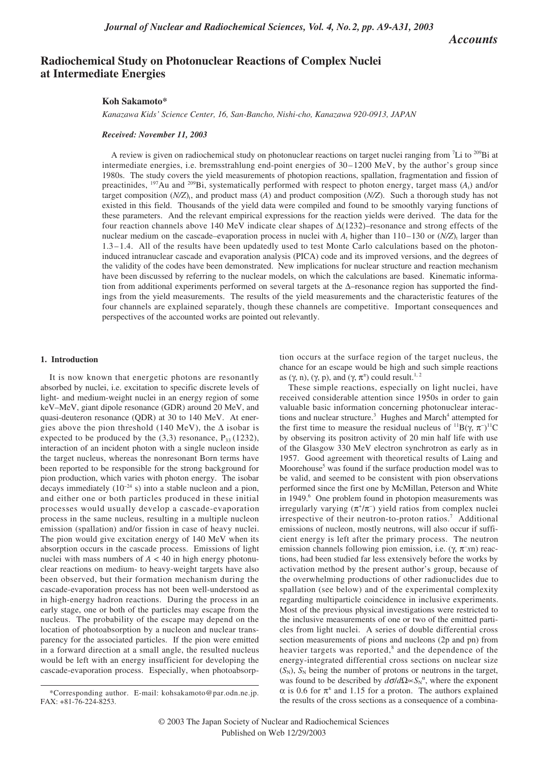*Accounts*

# Radiochemical Study on Photonuclear Reactions of Complex Nuclei at Intermediate Energies

**Koh Sakamoto***

*Kanazawa Kids' Science Center, 16, San-Bancho, Nishi-cho, Kanazawa 920-0913, JAPAN*

***Received: November 11, 2003***

A review is given on radiochemical study on photonuclear reactions on target nuclei ranging from $^{7}$Li to $^{209}$Bi at intermediate energies, i.e. bremsstrahlung end-point energies of 30–1200 MeV, by the author's group since 1980s. The study covers the yield measurements of photopion reactions, spallation, fragmentation and fission of preactinides, $^{197}$Au and $^{209}$Bi, systematically performed with respect to photon energy, target mass ($A_t$) and/or target composition $(N/Z)_t$, and product mass ($A$) and product composition ($N/Z$). Such a thorough study has not existed in this field. Thousands of the yield data were compiled and found to be smoothly varying functions of these parameters. And the relevant empirical expressions for the reaction yields were derived. The data for the four reaction channels above 140 MeV indicate clear shapes of Δ(1232)–resonance and strong effects of the nuclear medium on the cascade–evaporation process in nuclei with $A_t$ higher than 110–130 or $(N/Z)_t$ larger than 1.3–1.4. All of the results have been updatedly used to test Monte Carlo calculations based on the photon-induced intranuclear cascade and evaporation analysis (PICA) code and its improved versions, and the degrees of the validity of the codes have been demonstrated. New implications for nuclear structure and reaction mechanism have been discussed by referring to the nuclear models, on which the calculations are based. Kinematic information from additional experiments performed on several targets at the Δ–resonance region has supported the findings from the yield measurements. The results of the yield measurements and the characteristic features of the four channels are explained separately, though these channels are competitive. Important consequences and perspectives of the accounted works are pointed out relevantly.

## 1. Introduction

It is now known that energetic photons are resonantly absorbed by nuclei, i.e. excitation to specific discrete levels of light- and medium-weight nuclei in an energy region of some keV–MeV, giant dipole resonance (GDR) around 20 MeV, and quasi-deuteron resonance (QDR) at 30 to 140 MeV. At energies above the pion threshold (140 MeV), the Δ isobar is expected to be produced by the (3,3) resonance, $P_{33}$ (1232), interaction of an incident photon with a single nucleon inside the target nucleus, whereas the nonresonant Born terms have been reported to be responsible for the strong background for pion production, which varies with photon energy. The isobar decays immediately ($10^{-24}$ s) into a stable nucleon and a pion, and either one or both particles produced in these initial processes would usually develop a cascade-evaporation process in the same nucleus, resulting in a multiple nucleon emission (spallation) and/or fission in case of heavy nuclei. The pion would give excitation energy of 140 MeV when its absorption occurs in the cascade process. Emissions of light nuclei with mass numbers of $A < 40$ in high energy photonuclear reactions on medium- to heavy-weight targets have also been observed, but their formation mechanism during the cascade-evaporation process has not been well-understood as in high-energy hadron reactions. During the process in an early stage, one or both of the particles may escape from the nucleus. The probability of the escape may depend on the location of photoabsorption by a nucleon and nuclear transparency for the associated particles. If the pion were emitted in a forward direction at a small angle, the resulted nucleus would be left with an energy insufficient for developing the cascade-evaporation process. Especially, when photoabsorption occurs at the surface region of the target nucleus, the chance for an escape would be high and such simple reactions as (γ, n), (γ, p), and (γ, $\pi^{\pm}$) could result.[1, 2]

These simple reactions, especially on light nuclei, have received considerable attention since 1950s in order to gain valuable basic information concerning photonuclear interactions and nuclear structure.[3] Hughes and March[4] attempted for the first time to measure the residual nucleus of $^{11}$B(γ, $\pi^-$)$^{11}$C by observing its positron activity of 20 min half life with use of the Glasgow 330 MeV electron synchrotron as early as in 1957. Good agreement with theoretical results of Laing and Moorehouse[5] was found if the surface production model was to be valid, and seemed to be consistent with pion observations performed since the first one by McMillan, Peterson and White in 1949.[6] One problem found in photopion measurements was irregularly varying ($\pi^+/\pi^-$) yield ratios from complex nuclei irrespective of their neutron-to-proton ratios.[7] Additional emissions of nucleon, mostly neutrons, will also occur if sufficient energy is left after the primary process. The neutron emission channels following pion emission, i.e. (γ, $\pi^-x$n) reactions, had been studied far less extensively before the works by activation method by the present author's group, because of the overwhelming productions of other radionuclides due to spallation (see below) and of the experimental complexity regarding multiparticle coincidence in inclusive experiments. Most of the previous physical investigations were restricted to the inclusive measurements of one or two of the emitted particles from light nuclei. A series of double differential cross section measurements of pions and nucleons (2p and pn) from heavier targets was reported,[8] and the dependence of the energy-integrated differential cross sections on nuclear size ($S_N$), $S_N$ being the number of protons or neutrons in the target, was found to be described by $d\sigma/d\Omega \propto S_N^{\alpha}$, where the exponent α is 0.6 for $\pi^{\pm}$ and 1.15 for a proton. The authors explained the results of the cross sections as a consequence of a combina-

*Corresponding author. E-mail: kohsakamoto@par.odn.ne.jp. FAX: +81-76-224-8253.

© 2003 The Japan Society of Nuclear and Radiochemical Sciences
Published on Web 12/29/2003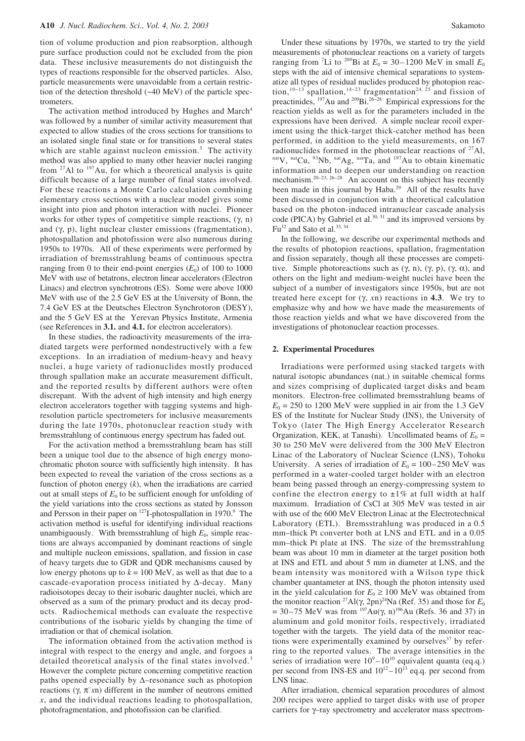tion of volume production and pion reabsorption, although pure surface production could not be excluded from the pion data. These inclusive measurements do not distinguish the types of reactions responsible for the observed particles. Also, particle measurements were unavoidable from a certain restriction of the detection threshold (~40 MeV) of the particle spectrometers.

The activation method introduced by Hughes and March[4] was followed by a number of similar activity measurement that expected to allow studies of the cross sections for transitions to an isolated single final state or for transitions to several states which are stable against nucleon emission.[3] The activity method was also applied to many other heavier nuclei ranging from $^{27}$Al to $^{197}$Au, for which a theoretical analysis is quite difficult because of a large number of final states involved. For these reactions a Monte Carlo calculation combining elementary cross sections with a nuclear model gives some insight into pion and photon interaction with nuclei. Pioneer works for other types of competitive simple reactions, (γ, n) and (γ, p), light nuclear cluster emissions (fragmentation), photospallation and photofission were also numerous during 1950s to 1970s. All of these experiments were performed by irradiation of bremsstrahlung beams of continuous spectra ranging from 0 to their end-point energies ($E_0$) of 100 to 1000 MeV with use of betatrons, electron linear accelerators (Electron Linacs) and electron synchrotrons (ES). Some were above 1000 MeV with use of the 2.5 GeV ES at the University of Bonn, the 7.4 GeV ES at the Deutsches Electron Synchrotoron (DESY), and the 5 GeV ES at the Yerevan Physics Institute, Armenia (see References in **3.1.** and **4.1.** for electron accelerators).

In these studies, the radioactivity measurements of the irradiated targets were performed nondestructively with a few exceptions. In an irradiation of medium-heavy and heavy nuclei, a huge variety of radionuclides mostly produced through spallation make an accurate measurement difficult, and the reported results by different authors were often discrepant. With the advent of high intensity and high energy electron accelerators together with tagging systems and high-resolution particle spectrometers for inclusive measurements during the late 1970s, photonuclear reaction study with bremsstrahlung of continuous energy spectrum has faded out.

For the activation method a bremsstrahlung beam has still been a unique tool due to the absence of high energy monochromatic photon source with sufficiently high intensity. It has been expected to reveal the variation of the cross sections as a function of photon energy ($k$), when the irradiations are carried out at small steps of $E_0$ to be sufficient enough for unfolding of the yield variations into the cross sections as stated by Jonsson and Persson in their paper on $^{127}$I-photospallation in 1970.[9] The activation method is useful for identifying individual reactions unambiguously. With bremsstrahlung of high $E_0$, simple reactions are always accompanied by dominant reactions of single and multiple nucleon emissions, spallation, and fission in case of heavy targets due to GDR and QDR mechanisms caused by low energy photons up to $k$ = 100 MeV, as well as that due to a cascade-evaporation process initiated by Δ-decay. Many radioisotopes decay to their isobaric daughter nuclei, which are observed as a sum of the primary product and its decay products. Radiochemical methods can evaluate the respective contributions of the isobaric yields by changing the time of irradiation or that of chemical isolation.

The information obtained from the activation method is integral with respect to the energy and angle, and forgoes a detailed theoretical analysis of the final states involved.[3] However the complete picture concerning competitive reaction paths opened especially by Δ–resonance such as photopion reactions (γ, $\pi^- x$n) different in the number of neutrons emitted $x$, and the individual reactions leading to photospallation, photofragmentation, and photofission can be clarified.

Under these situations by 1970s, we started to try the yield measurements of photonuclear reactions on a variety of targets ranging from $^7$Li to $^{209}$Bi at $E_0$ = 30–1200 MeV in small $E_0$ steps with the aid of intensive chemical separations to systematize all types of residual nuclides produced by photopion reaction,[10–13] spallation,[14–23] fragmentation[24, 25] and fission of preactinides, $^{197}$Au and $^{209}$Bi.[26–28] Empirical expressions for the reaction yields as well as for the parameters included in the expressions have been derived. A simple nuclear recoil experiment using the thick-target thick-catcher method has been performed, in addition to the yield measurements, on 167 radionuclides formed in the photonuclear reactions of $^{27}$Al, $^{nat}$V, $^{nat}$Cu, $^{93}$Nb, $^{nat}$Ag, $^{nat}$Ta, and $^{197}$Au to obtain kinematic information and to deepen our understanding on reaction mechanism.[20–23, 26–28] An account on this subject has recently been made in this journal by Haba.[29] All of the results have been discussed in conjunction with a theoretical calculation based on the photon-induced intranuclear cascade analysis code (PICA) by Gabriel et al.[30, 31] and its improved versions by Fu[32] and Sato et al.[33, 34]

In the following, we describe our experimental methods and the results of photopion reactions, spallation, fragmentation and fission separately, though all these processes are competitive. Simple photoreactions such as (γ, n), (γ, p), (γ, α), and others on the light and medium-weight nuclei have been the subject of a number of investigators since 1950s, but are not treated here except for (γ, $x$n) reactions in **4.3**. We try to emphasize why and how we have made the measurements of those reaction yields and what we have discovered from the investigations of photonuclear reaction processes.

## 2. Experimental Procedures

Irradiations were performed using stacked targets with natural isotopic abundances (nat.) in suitable chemical forms and sizes comprising of duplicated target disks and beam monitors. Electron-free collimated bremsstrahlung beams of $E_0$ = 250 to 1200 MeV were supplied in air from the 1.3 GeV ES of the Institute for Nuclear Study (INS), the University of Tokyo (later The High Energy Accelerator Research Organization, KEK, at Tanashi). Uncollimated beams of $E_0$ = 30 to 250 MeV were delivered from the 300 MeV Electron Linac of the Laboratory of Nuclear Science (LNS), Tohoku University. A series of irradiation of $E_0$ = 100–250 MeV was performed in a water-cooled target holder with an electron beam being passed through an energy-compressing system to confine the electron energy to ±1% at full width at half maximum. Irradiation of CsCl at 305 MeV was tested in air with use of the 600 MeV Electron Linac at the Electrotechnical Laboratory (ETL). Bremsstrahlung was produced in a 0.5 mm–thick Pt converter both at LNS and ETL and in a 0.05 mm–thick Pt plate at INS. The size of the bremsstrahlung beam was about 10 mm in diameter at the target position both at INS and ETL and about 5 mm in diameter at LNS, and the beam intensity was monitored with a Wilson type thick chamber quantameter at INS, though the photon intensity used in the yield calculation for $E_0 \geq 100$ MeV was obtained from the monitor reaction $^{27}$Al(γ, 2pn)$^{24}$Na (Ref. 35) and those for $E_0$ = 30–75 MeV was from $^{197}$Au(γ, n)$^{196}$Au (Refs. 36 and 37) in aluminum and gold monitor foils, respectively, irradiated together with the targets. The yield data of the monitor reactions were experimentally examined by ourselves[37] by referring to the reported values. The average intensities in the series of irradiation were $10^9$–$10^{10}$ equivalent quanta (eq.q.) per second from INS-ES and $10^{12}$–$10^{13}$ eq.q. per second from LNS linac.

After irradiation, chemical separation procedures of almost 200 recipes were applied to target disks with use of proper carriers for γ–ray spectrometry and accelerator mass spectrom-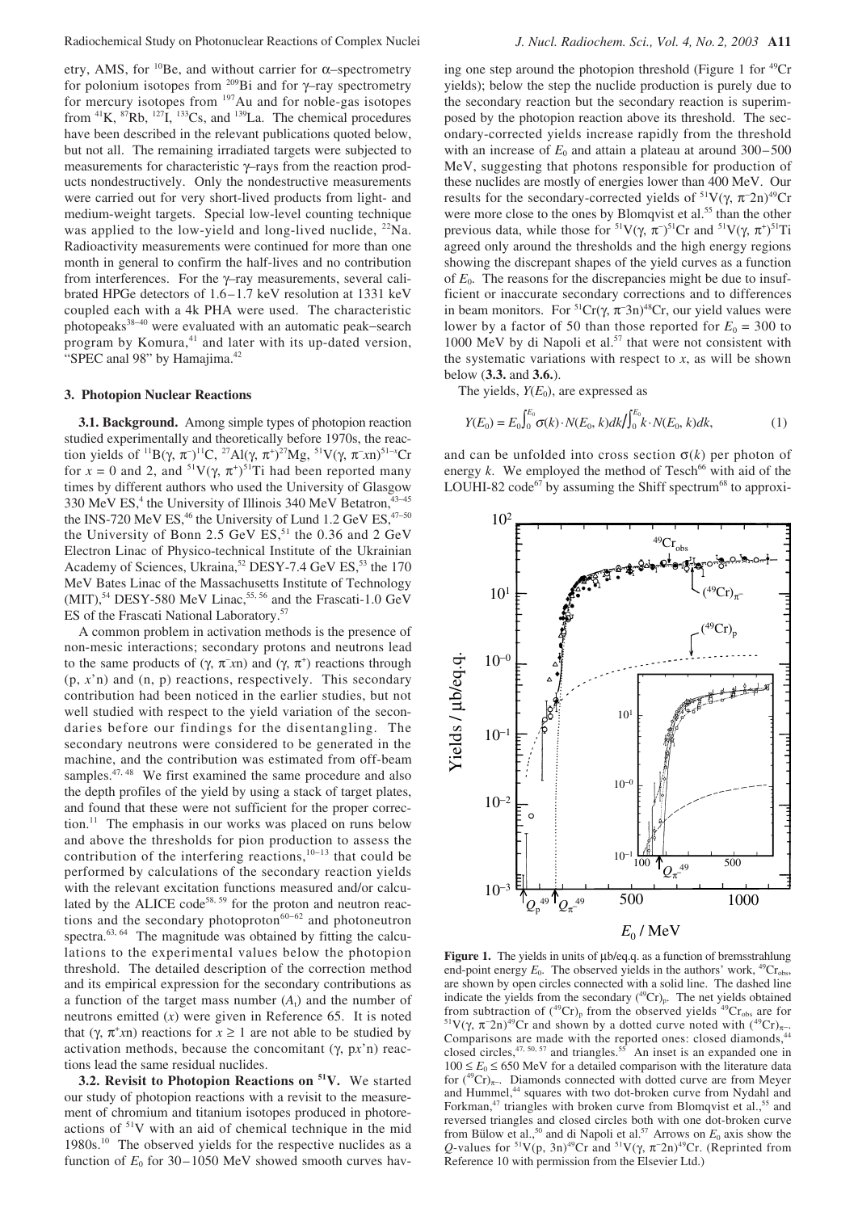etry, AMS, for $^{10}Be$, and without carrier for α–spectrometry for polonium isotopes from $^{209}Bi$ and for γ–ray spectrometry for mercury isotopes from $^{197}Au$ and for noble-gas isotopes from $^{41}K$, $^{87}Rb$, $^{127}I$, $^{133}Cs$, and $^{139}La$. The chemical procedures have been described in the relevant publications quoted below, but not all. The remaining irradiated targets were subjected to measurements for characteristic γ–rays from the reaction products nondestructively. Only the nondestructive measurements were carried out for very short-lived products from light- and medium-weight targets. Special low-level counting technique was applied to the low-yield and long-lived nuclide, $^{22}Na$. Radioactivity measurements were continued for more than one month in general to confirm the half-lives and no contribution from interferences. For the γ–ray measurements, several calibrated HPGe detectors of 1.6 – 1.7 keV resolution at 1331 keV coupled each with a 4k PHA were used. The characteristic photopeaks[38–40] were evaluated with an automatic peak–search program by Komura,[41] and later with its up-dated version, "SPEC anal 98" by Hamajima.[42]

## 3. Photopion Nuclear Reactions

**3.1. Background.** Among simple types of photopion reaction studied experimentally and theoretically before 1970s, the reaction yields of $^{11}B(\gamma, \pi^-)^{11}C$, $^{27}Al(\gamma, \pi^+)^{27}Mg$, $^{51}V(\gamma, \pi^- xn)^{51-x}Cr$ for $x$ = 0 and 2, and $^{51}V(\gamma, \pi^+)^{51}Ti$ had been reported many times by different authors who used the University of Glasgow 330 MeV ES,[4] the University of Illinois 340 MeV Betatron,[43–45] the INS-720 MeV ES,[46] the University of Lund 1.2 GeV ES,[47–50] the University of Bonn 2.5 GeV ES,[51] the 0.36 and 2 GeV Electron Linac of Physico-technical Institute of the Ukrainian Academy of Sciences, Ukraina,[52] DESY-7.4 GeV ES,[53] the 170 MeV Bates Linac of the Massachusetts Institute of Technology (MIT),[54] DESY-580 MeV Linac,[55, 56] and the Frascati-1.0 GeV ES of the Frascati National Laboratory.[57]

A common problem in activation methods is the presence of non-mesic interactions; secondary protons and neutrons lead to the same products of $(\gamma, \pi^- xn)$ and $(\gamma, \pi^+)$ reactions through (p, $x$'n) and (n, p) reactions, respectively. This secondary contribution had been noticed in the earlier studies, but not well studied with respect to the yield variation of the secondaries before our findings for the disentangling. The secondary neutrons were considered to be generated in the machine, and the contribution was estimated from off-beam samples.[47, 48] We first examined the same procedure and also the depth profiles of the yield by using a stack of target plates, and found that these were not sufficient for the proper correction.[11] The emphasis in our works was placed on runs below and above the thresholds for pion production to assess the contribution of the interfering reactions,[10–13] that could be performed by calculations of the secondary reaction yields with the relevant excitation functions measured and/or calculated by the ALICE code[58, 59] for the proton and neutron reactions and the secondary photoproton[60–62] and photoneutron spectra.[63, 64] The magnitude was obtained by fitting the calculations to the experimental values below the photopion threshold. The detailed description of the correction method and its empirical expression for the secondary contributions as a function of the target mass number ($A_t$) and the number of neutrons emitted ($x$) were given in Reference 65. It is noted that $(\gamma, \pi^+ xn)$ reactions for $x \geq 1$ are not able to be studied by activation methods, because the concomitant (γ, p$x$'n) reactions lead the same residual nuclides.

**3.2. Revisit to Photopion Reactions on $^{51}V$.** We started our study of photopion reactions with a revisit to the measurement of chromium and titanium isotopes produced in photoreactions of $^{51}V$ with an aid of chemical technique in the mid 1980s.[10] The observed yields for the respective nuclides as a function of $E_0$ for 30 – 1050 MeV showed smooth curves having one step around the photopion threshold (Figure 1 for $^{49}Cr$ yields); below the step the nuclide production is purely due to the secondary reaction but the secondary reaction is superimposed by the photopion reaction above its threshold. The secondary-corrected yields increase rapidly from the threshold with an increase of $E_0$ and attain a plateau at around 300 – 500 MeV, suggesting that photons responsible for production of these nuclides are mostly of energies lower than 400 MeV. Our results for the secondary-corrected yields of $^{51}V(\gamma, \pi^- 2n)^{49}Cr$ were more close to the ones by Blomqvist et al.[55] than the other previous data, while those for $^{51}V(\gamma, \pi^-)^{51}Cr$ and $^{51}V(\gamma, \pi^+)^{51}Ti$ agreed only around the thresholds and the high energy regions showing the discrepant shapes of the yield curves as a function of $E_0$. The reasons for the discrepancies might be due to insufficient or inaccurate secondary corrections and to differences in beam monitors. For $^{51}Cr(\gamma, \pi^- 3n)^{48}Cr$, our yield values were lower by a factor of 50 than those reported for $E_0$ = 300 to 1000 MeV by di Napoli et al.[57] that were not consistent with the systematic variations with respect to $x$, as will be shown below (**3.3.** and **3.6.**).

The yields, $Y(E_0)$, are expressed as

$$Y(E_0) = E_0 \int_0^{E_0} \sigma(k) \cdot N(E_0, k) dk \Big/ \int_0^{E_0} k \cdot N(E_0, k) dk, \tag{1}$$

and can be unfolded into cross section σ($k$) per photon of energy $k$. We employed the method of Tesch[66] with aid of the LOUHI-82 code[67] by assuming the Shiff spectrum[68] to approxi-

$^{49}Cr_{obs}$
$(^{49}Cr)_{\pi^-}$
$(^{49}Cr)_p$
Yields / μb/eq.q.
$10^2$
$10^1$
$10^{-0}$
$10^{-1}$
$10^{-2}$
$10^{-3}$
$Q_p^{49}$
$Q_{\pi^-}^{49}$
500
1000
$E_0$ / MeV
$10^1$
$10^{-0}$
$10^{-1}$
100
500

**Figure 1.** The yields in units of μb/eq.q. as a function of bremsstrahlung end-point energy $E_0$. The observed yields in the authors' work, $^{49}Cr_{obs}$, are shown by open circles connected with a solid line. The dashed line indicate the yields from the secondary $(^{49}Cr)_p$. The net yields obtained from subtraction of $(^{49}Cr)_p$ from the observed yields $^{49}Cr_{obs}$ are for $^{51}V(\gamma, \pi^- 2n)^{49}Cr$ and shown by a dotted curve noted with $(^{49}Cr)_{\pi^-}$. Comparisons are made with the reported ones: closed diamonds,[44] closed circles,[47, 50, 57] and triangles.[55] An inset is an expanded one in $100 \leq E_0 \leq 650$ MeV for a detailed comparison with the literature data for $(^{49}Cr)_{\pi^-}$. Diamonds connected with dotted curve are from Meyer and Hummel,[44] squares with two dot-broken curve from Nydahl and Forkman,[47] triangles with broken curve from Blomqvist et al.,[55] and reversed triangles and closed circles both with one dot-broken curve from Bülow et al.,[50] and di Napoli et al.[57] Arrows on $E_0$ axis show the $Q$-values for $^{51}V(p, 3n)^{49}Cr$ and $^{51}V(\gamma, \pi^- 2n)^{49}Cr$. (Reprinted from Reference 10 with permission from the Elsevier Ltd.)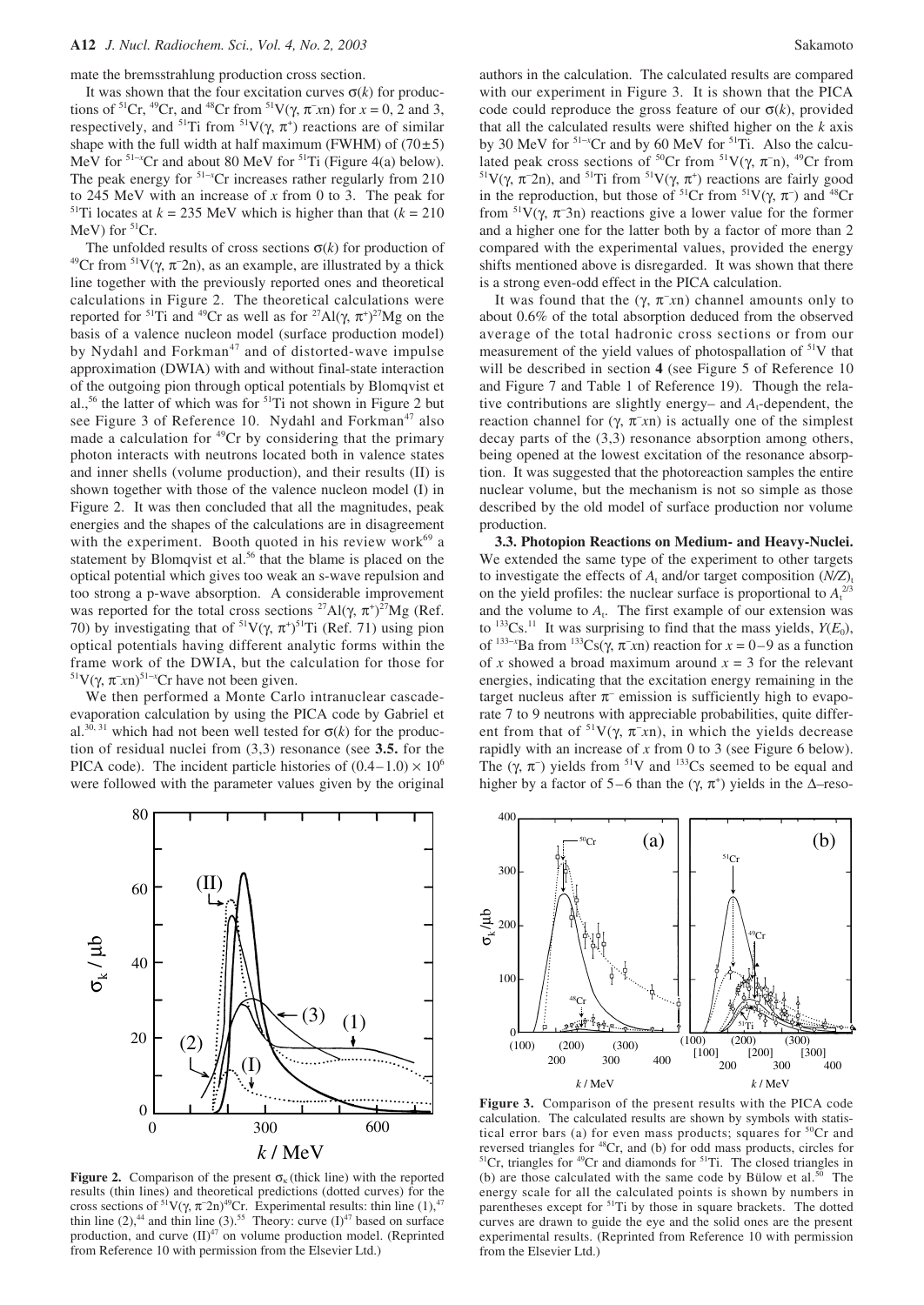mate the bremsstrahlung production cross section.

It was shown that the four excitation curves $\sigma(k)$ for productions of $^{51}Cr$, $^{49}Cr$, and $^{48}Cr$ from $^{51}V(\gamma, \pi^- xn)$ for $x = 0$, 2 and 3, respectively, and $^{51}Ti$ from $^{51}V(\gamma, \pi^+)$ reactions are of similar shape with the full width at half maximum (FWHM) of $(70 \pm 5)$ MeV for $^{51-x}Cr$ and about 80 MeV for $^{51}Ti$ (Figure 4(a) below). The peak energy for $^{51-x}Cr$ increases rather regularly from 210 to 245 MeV with an increase of $x$ from 0 to 3. The peak for $^{51}Ti$ locates at $k = 235$ MeV which is higher than that ($k = 210$ MeV) for $^{51}Cr$.

The unfolded results of cross sections $\sigma(k)$ for production of $^{49}Cr$ from $^{51}V(\gamma, \pi^- 2n)$, as an example, are illustrated by a thick line together with the previously reported ones and theoretical calculations in Figure 2. The theoretical calculations were reported for $^{51}Ti$ and $^{49}Cr$ as well as for $^{27}Al(\gamma, \pi^+)^{27}Mg$ on the basis of a valence nucleon model (surface production model) by Nydahl and Forkman[47] and of distorted-wave impulse approximation (DWIA) with and without final-state interaction of the outgoing pion through optical potentials by Blomqvist et al.,[56] the latter of which was for $^{51}Ti$ not shown in Figure 2 but see Figure 3 of Reference 10. Nydahl and Forkman[47] also made a calculation for $^{49}Cr$ by considering that the primary photon interacts with neutrons located both in valence states and inner shells (volume production), and their results (II) is shown together with those of the valence nucleon model (I) in Figure 2. It was then concluded that all the magnitudes, peak energies and the shapes of the calculations are in disagreement with the experiment. Booth quoted in his review work[69] a statement by Blomqvist et al.[56] that the blame is placed on the optical potential which gives too weak an s-wave repulsion and too strong a p-wave absorption. A considerable improvement was reported for the total cross sections $^{27}Al(\gamma, \pi^+)^{27}Mg$ (Ref. 70) by investigating that of $^{51}V(\gamma, \pi^+)^{51}Ti$ (Ref. 71) using pion optical potentials having different analytic forms within the frame work of the DWIA, but the calculation for those for $^{51}V(\gamma, \pi^- xn)^{51-x}Cr$ have not been given.

We then performed a Monte Carlo intranuclear cascade-evaporation calculation by using the PICA code by Gabriel et al.[30,31] which had not been well tested for $\sigma(k)$ for the production of residual nuclei from (3,3) resonance (see **3.5.** for the PICA code). The incident particle histories of $(0.4–1.0) \times 10^6$ were followed with the parameter values given by the original authors in the calculation. The calculated results are compared with our experiment in Figure 3. It is shown that the PICA code could reproduce the gross feature of our $\sigma(k)$, provided that all the calculated results were shifted higher on the $k$ axis by 30 MeV for $^{51-x}Cr$ and by 60 MeV for $^{51}Ti$. Also the calculated peak cross sections of $^{50}Cr$ from $^{51}V(\gamma, \pi^- n)$, $^{49}Cr$ from $^{51}V(\gamma, \pi^- 2n)$, and $^{51}Ti$ from $^{51}V(\gamma, \pi^+)$ reactions are fairly good in the reproduction, but those of $^{51}Cr$ from $^{51}V(\gamma, \pi^-)$ and $^{48}Cr$ from $^{51}V(\gamma, \pi^- 3n)$ reactions give a lower value for the former and a higher one for the latter both by a factor of more than 2 compared with the experimental values, provided the energy shifts mentioned above is disregarded. It was shown that there is a strong even-odd effect in the PICA calculation.

It was found that the $(\gamma, \pi^- xn)$ channel amounts only to about 0.6% of the total absorption deduced from the observed average of the total hadronic cross sections or from our measurement of the yield values of photospallation of $^{51}V$ that will be described in section **4** (see Figure 5 of Reference 10 and Figure 7 and Table 1 of Reference 19). Though the relative contributions are slightly energy– and $A_t$-dependent, the reaction channel for $(\gamma, \pi^- xn)$ is actually one of the simplest decay parts of the (3,3) resonance absorption among others, being opened at the lowest excitation of the resonance absorption. It was suggested that the photoreaction samples the entire nuclear volume, but the mechanism is not so simple as those described by the old model of surface production nor volume production.

**3.3. Photopion Reactions on Medium- and Heavy-Nuclei.** We extended the same type of the experiment to other targets to investigate the effects of $A_t$ and/or target composition $(N/Z)_t$ on the yield profiles: the nuclear surface is proportional to $A_t^{2/3}$ and the volume to $A_t$. The first example of our extension was to $^{133}Cs$.[11] It was surprising to find that the mass yields, $Y(E_0)$, of $^{133-x}Ba$ from $^{133}Cs(\gamma, \pi^- xn)$ reaction for $x = 0–9$ as a function of $x$ showed a broad maximum around $x = 3$ for the relevant energies, indicating that the excitation energy remaining in the target nucleus after $\pi^-$ emission is sufficiently high to evaporate 7 to 9 neutrons with appreciable probabilities, quite different from that of $^{51}V(\gamma, \pi^- xn)$, in which the yields decrease rapidly with an increase of $x$ from 0 to 3 (see Figure 6 below). The $(\gamma, \pi^-)$ yields from $^{51}V$ and $^{133}Cs$ seemed to be equal and higher by a factor of 5–6 than the $(\gamma, \pi^+)$ yields in the Δ–reso-

**Figure 2.** Comparison of the present $\sigma_k$ (thick line) with the reported results (thin lines) and theoretical predictions (dotted curves) for the cross sections of $^{51}V(\gamma, \pi^- 2n)^{49}Cr$. Experimental results: thin line (1),[47] thin line (2),[44] and thin line (3).[55] Theory: curve (I)[47] based on surface production, and curve (II)[47] on volume production model. (Reprinted from Reference 10 with permission from the Elsevier Ltd.)

**Figure 3.** Comparison of the present results with the PICA code calculation. The calculated results are shown by symbols with statistical error bars (a) for even mass products; squares for $^{50}Cr$ and reversed triangles for $^{48}Cr$, and (b) for odd mass products, circles for $^{51}Cr$, triangles for $^{49}Cr$ and diamonds for $^{51}Ti$. The closed triangles in (b) are those calculated with the same code by Bülow et al.[50] The energy scale for all the calculated points is shown by numbers in parentheses except for $^{51}Ti$ by those in square brackets. The dotted curves are drawn to guide the eye and the solid ones are the present experimental results. (Reprinted from Reference 10 with permission from the Elsevier Ltd.)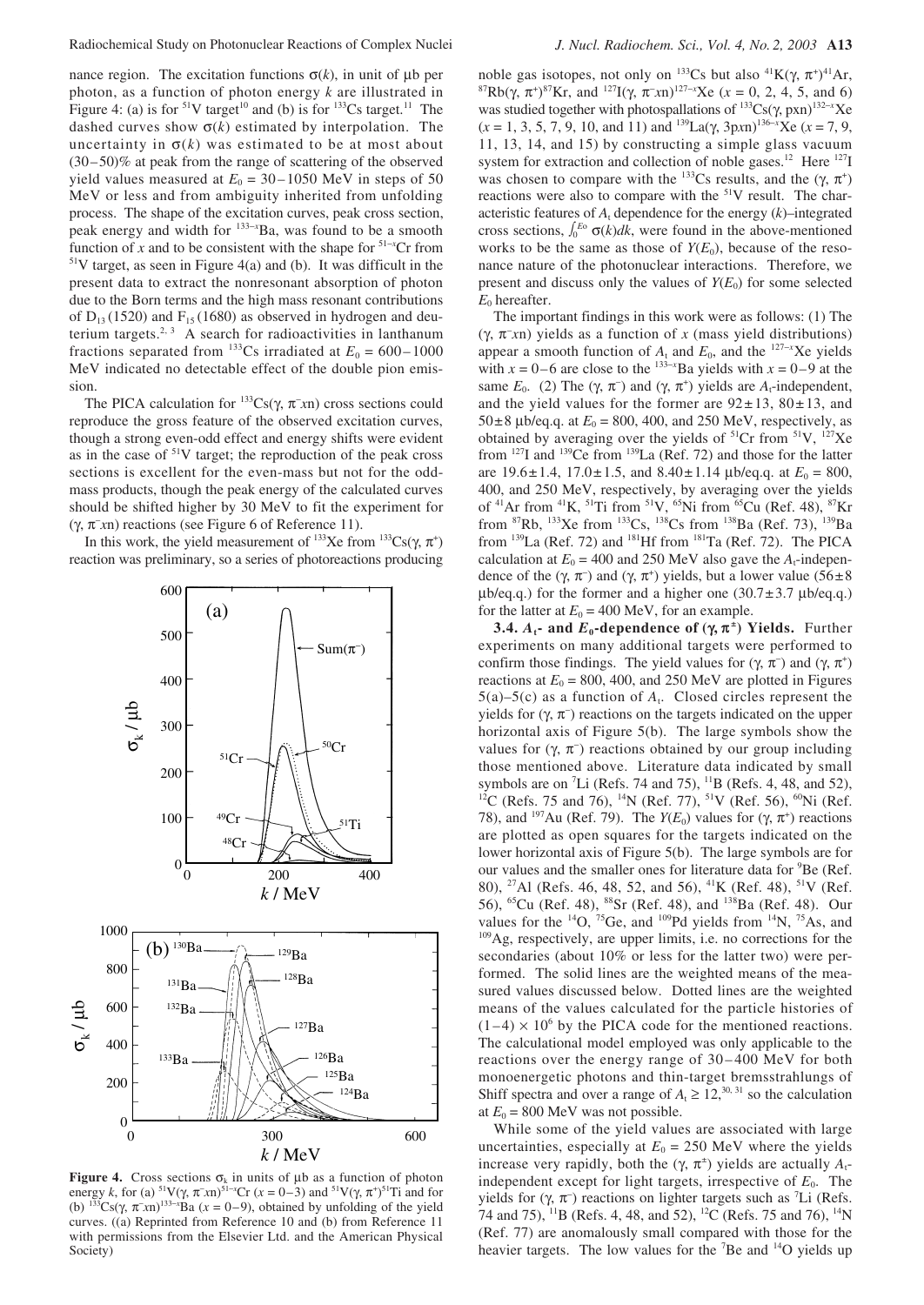nance region. The excitation functions $\sigma(k)$, in unit of μb per photon, as a function of photon energy $k$ are illustrated in Figure 4: (a) is for $^{51}$V target[10] and (b) is for $^{133}$Cs target.[11] The dashed curves show $\sigma(k)$ estimated by interpolation. The uncertainty in $\sigma(k)$ was estimated to be at most about (30–50)% at peak from the range of scattering of the observed yield values measured at $E_0$ = 30–1050 MeV in steps of 50 MeV or less and from ambiguity inherited from unfolding process. The shape of the excitation curves, peak cross section, peak energy and width for $^{133-x}$Ba, was found to be a smooth function of $x$ and to be consistent with the shape for $^{51-x}$Cr from $^{51}$V target, as seen in Figure 4(a) and (b). It was difficult in the present data to extract the nonresonant absorption of photon due to the Born terms and the high mass resonant contributions of $D_{13}$ (1520) and $F_{15}$ (1680) as observed in hydrogen and deuterium targets.[2, 3] A search for radioactivities in lanthanum fractions separated from $^{133}$Cs irradiated at $E_0$ = 600–1000 MeV indicated no detectable effect of the double pion emission.

The PICA calculation for $^{133}$Cs($\gamma$, $\pi^- xn$) cross sections could reproduce the gross feature of the observed excitation curves, though a strong even-odd effect and energy shifts were evident as in the case of $^{51}$V target; the reproduction of the peak cross sections is excellent for the even-mass but not for the odd-mass products, though the peak energy of the calculated curves should be shifted higher by 30 MeV to fit the experiment for ($\gamma$, $\pi^- xn$) reactions (see Figure 6 of Reference 11).

In this work, the yield measurement of $^{133}$Xe from $^{133}$Cs($\gamma$, $\pi^+$) reaction was preliminary, so a series of photoreactions producing

(a)
600
500
400
300
200
100
0
$\sigma_k$ / μb
Sum($\pi^-$)
$^{51}$Cr
$^{50}$Cr
$^{49}$Cr
$^{48}$Cr
$^{51}$Ti
0
200
400
$k$ / MeV

(b)
1000
800
600
400
200
0
$\sigma_k$ / μb
$^{130}$Ba
$^{129}$Ba
$^{128}$Ba
$^{131}$Ba
$^{132}$Ba
$^{127}$Ba
$^{133}$Ba
$^{126}$Ba
$^{125}$Ba
$^{124}$Ba
0
300
600
$k$ / MeV

**Figure 4.** Cross sections $\sigma_k$ in units of μb as a function of photon energy $k$, for (a) $^{51}$V($\gamma$, $\pi^- xn$)$^{51-x}$Cr ($x$ = 0–3) and $^{51}$V($\gamma$, $\pi^+$)$^{51}$Ti and for (b) $^{133}$Cs($\gamma$, $\pi^- xn$)$^{133-x}$Ba ($x$ = 0–9), obtained by unfolding of the yield curves. ((a) Reprinted from Reference 10 and (b) from Reference 11 with permissions from the Elsevier Ltd. and the American Physical Society)

noble gas isotopes, not only on $^{133}$Cs but also $^{41}$K($\gamma$, $\pi^+$)$^{41}$Ar, $^{87}$Rb($\gamma$, $\pi^+$)$^{87}$Kr, and $^{127}$I($\gamma$, $\pi^- xn$)$^{127-x}$Xe ($x$ = 0, 2, 4, 5, and 6) was studied together with photospallations of $^{133}$Cs($\gamma$, pxn)$^{132-x}$Xe ($x$ = 1, 3, 5, 7, 9, 10, and 11) and $^{139}$La($\gamma$, 3pxn)$^{136-x}$Xe ($x$ = 7, 9, 11, 13, 14, and 15) by constructing a simple glass vacuum system for extraction and collection of noble gases.[12] Here $^{127}$I was chosen to compare with the $^{133}$Cs results, and the ($\gamma$, $\pi^+$) reactions were also to compare with the $^{51}$V result. The characteristic features of $A_t$ dependence for the energy ($k$)–integrated cross sections, $\int_0^{E_0} \sigma(k)dk$, were found in the above-mentioned works to be the same as those of $Y(E_0)$, because of the resonance nature of the photonuclear interactions. Therefore, we present and discuss only the values of $Y(E_0)$ for some selected $E_0$ hereafter.

The important findings in this work were as follows: (1) The ($\gamma$, $\pi^- xn$) yields as a function of $x$ (mass yield distributions) appear a smooth function of $A_t$ and $E_0$, and the $^{127-x}$Xe yields with $x$ = 0–6 are close to the $^{133-x}$Ba yields with $x$ = 0–9 at the same $E_0$. (2) The ($\gamma$, $\pi^-$) and ($\gamma$, $\pi^+$) yields are $A_t$-independent, and the yield values for the former are 92 ± 13, 80 ± 13, and 50 ± 8 μb/eq.q. at $E_0$ = 800, 400, and 250 MeV, respectively, as obtained by averaging over the yields of $^{51}$Cr from $^{51}$V, $^{127}$Xe from $^{127}$I and $^{139}$Ce from $^{139}$La (Ref. 72) and those for the latter are 19.6 ± 1.4, 17.0 ± 1.5, and 8.40 ± 1.14 μb/eq.q. at $E_0$ = 800, 400, and 250 MeV, respectively, by averaging over the yields of $^{41}$Ar from $^{41}$K, $^{51}$Ti from $^{51}$V, $^{65}$Ni from $^{65}$Cu (Ref. 48), $^{87}$Kr from $^{87}$Rb, $^{133}$Xe from $^{133}$Cs, $^{138}$Cs from $^{138}$Ba (Ref. 73), $^{139}$Ba from $^{139}$La (Ref. 72) and $^{181}$Hf from $^{181}$Ta (Ref. 72). The PICA calculation at $E_0$ = 400 and 250 MeV also gave the $A_t$-independence of the ($\gamma$, $\pi^-$) and ($\gamma$, $\pi^+$) yields, but a lower value (56 ± 8 μb/eq.q.) for the former and a higher one (30.7 ± 3.7 μb/eq.q.) for the latter at $E_0$ = 400 MeV, for an example.

**3.4. $A_t$- and $E_0$-dependence of ($\gamma$, $\pi^\pm$) Yields.** Further experiments on many additional targets were performed to confirm those findings. The yield values for ($\gamma$, $\pi^-$) and ($\gamma$, $\pi^+$) reactions at $E_0$ = 800, 400, and 250 MeV are plotted in Figures 5(a)–5(c) as a function of $A_t$. Closed circles represent the yields for ($\gamma$, $\pi^-$) reactions on the targets indicated on the upper horizontal axis of Figure 5(b). The large symbols show the values for ($\gamma$, $\pi^-$) reactions obtained by our group including those mentioned above. Literature data indicated by small symbols are on $^7$Li (Refs. 74 and 75), $^{11}$B (Refs. 4, 48, and 52), $^{12}$C (Refs. 75 and 76), $^{14}$N (Ref. 77), $^{51}$V (Ref. 56), $^{60}$Ni (Ref. 78), and $^{197}$Au (Ref. 79). The $Y(E_0)$ values for ($\gamma$, $\pi^+$) reactions are plotted as open squares for the targets indicated on the lower horizontal axis of Figure 5(b). The large symbols are for our values and the smaller ones for literature data for $^9$Be (Ref. 80), $^{27}$Al (Refs. 46, 48, 52, and 56), $^{41}$K (Ref. 48), $^{51}$V (Ref. 56), $^{65}$Cu (Ref. 48), $^{88}$Sr (Ref. 48), and $^{138}$Ba (Ref. 48). Our values for the $^{14}$O, $^{75}$Ge, and $^{109}$Pd yields from $^{14}$N, $^{75}$As, and $^{109}$Ag, respectively, are upper limits, i.e. no corrections for the secondaries (about 10% or less for the latter two) were performed. The solid lines are the weighted means of the measured values discussed below. Dotted lines are the weighted means of the values calculated for the particle histories of $(1-4) \times 10^6$ by the PICA code for the mentioned reactions. The calculational model employed was only applicable to the reactions over the energy range of 30–400 MeV for both monoenergetic photons and thin-target bremsstrahlungs of Shiff spectra and over a range of $A_t \geq 12$,[30, 31] so the calculation at $E_0$ = 800 MeV was not possible.

While some of the yield values are associated with large uncertainties, especially at $E_0$ = 250 MeV where the yields increase very rapidly, both the ($\gamma$, $\pi^\pm$) yields are actually $A_t$-independent except for light targets, irrespective of $E_0$. The yields for ($\gamma$, $\pi^-$) reactions on lighter targets such as $^7$Li (Refs. 74 and 75), $^{11}$B (Refs. 4, 48, and 52), $^{12}$C (Refs. 75 and 76), $^{14}$N (Ref. 77) are anomalously small compared with those for the heavier targets. The low values for the $^7$Be and $^{14}$O yields up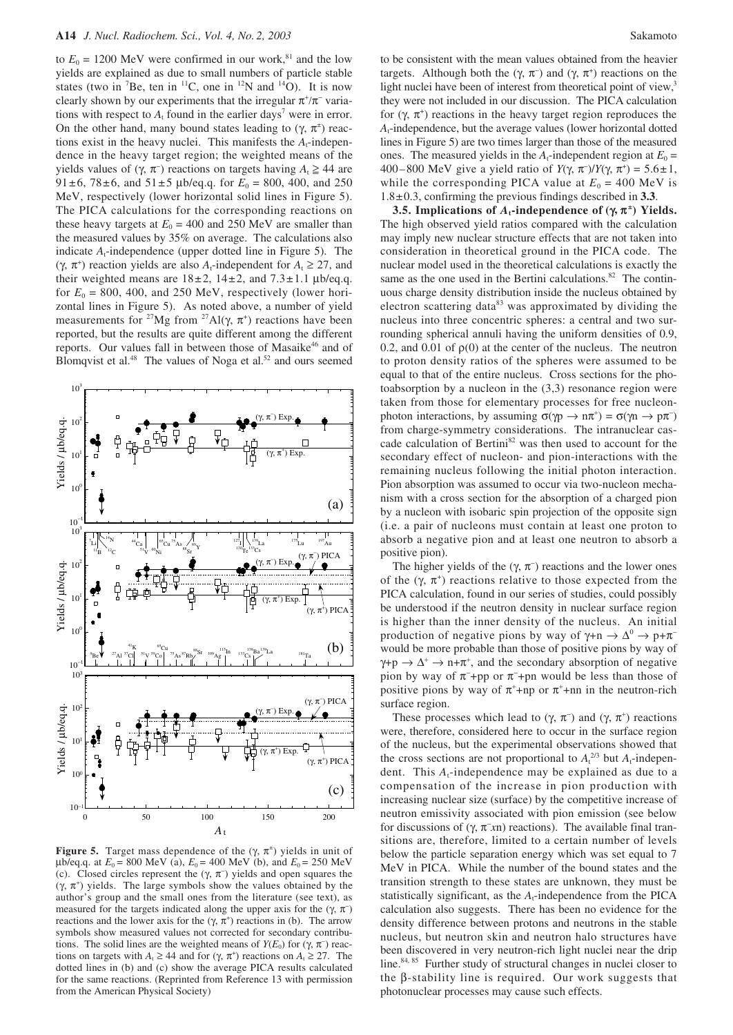to $E_0$ = 1200 MeV were confirmed in our work,[81] and the low yields are explained as due to small numbers of particle stable states (two in $^{7}$Be, ten in $^{11}$C, one in $^{12}$N and $^{14}$O). It is now clearly shown by our experiments that the irregular $\pi^+/\pi^-$ variations with respect to $A_t$ found in the earlier days[7] were in error. On the other hand, many bound states leading to $(\gamma, \pi^{\pm})$ reactions exist in the heavy nuclei. This manifests the $A_t$-independence in the heavy target region; the weighted means of the yields values of $(\gamma, \pi^-)$ reactions on targets having $A_t \geqq 44$ are 91±6, 78±6, and 51±5 μb/eq.q. for $E_0$ = 800, 400, and 250 MeV, respectively (lower horizontal solid lines in Figure 5). The PICA calculations for the corresponding reactions on these heavy targets at $E_0$ = 400 and 250 MeV are smaller than the measured values by 35% on average. The calculations also indicate $A_t$-independence (upper dotted line in Figure 5). The $(\gamma, \pi^+)$ reaction yields are also $A_t$-independent for $A_t \geq 27$, and their weighted means are 18±2, 14±2, and 7.3±1.1 μb/eq.q. for $E_0$ = 800, 400, and 250 MeV, respectively (lower horizontal lines in Figure 5). As noted above, a number of yield measurements for $^{27}$Mg from $^{27}$Al$(\gamma, \pi^+)$ reactions have been reported, but the results are quite different among the different reports. Our values fall in between those of Masaike[46] and of Blomqvist et al.[48] The values of Noga et al.[52] and ours seemed

(γ, π⁻) Exp.
(γ, π⁺) Exp.
(a)
(γ, π⁻) PICA
(γ, π⁻) Exp.
(γ, π⁺) Exp.
(γ, π⁺) PICA
(b)
(γ, π⁻) PICA
(γ, π⁻) Exp.
(γ, π⁺) Exp.
(γ, π⁺) PICA
(c)
Yields / μb/eq.q.
$A_t$

**Figure 5.** Target mass dependence of the $(\gamma, \pi^{\pm})$ yields in unit of μb/eq.q. at $E_0$ = 800 MeV (a), $E_0$ = 400 MeV (b), and $E_0$ = 250 MeV (c). Closed circles represent the $(\gamma, \pi^-)$ yields and open squares the $(\gamma, \pi^+)$ yields. The large symbols show the values obtained by the author's group and the small ones from the literature (see text), as measured for the targets indicated along the upper axis for the $(\gamma, \pi^-)$ reactions and the lower axis for the $(\gamma, \pi^+)$ reactions in (b). The arrow symbols show measured values not corrected for secondary contributions. The solid lines are the weighted means of $Y(E_0)$ for $(\gamma, \pi^-)$ reactions on targets with $A_t \geq 44$ and for $(\gamma, \pi^+)$ reactions on $A_t \geq 27$. The dotted lines in (b) and (c) show the average PICA results calculated for the same reactions. (Reprinted from Reference 13 with permission from the American Physical Society)

to be consistent with the mean values obtained from the heavier targets. Although both the $(\gamma, \pi^-)$ and $(\gamma, \pi^+)$ reactions on the light nuclei have been of interest from theoretical point of view,[3] they were not included in our discussion. The PICA calculation for $(\gamma, \pi^+)$ reactions in the heavy target region reproduces the $A_t$-independence, but the average values (lower horizontal dotted lines in Figure 5) are two times larger than those of the measured ones. The measured yields in the $A_t$-independent region at $E_0$ = 400–800 MeV give a yield ratio of $Y(\gamma, \pi^-)/Y(\gamma, \pi^+)$ = 5.6±1, while the corresponding PICA value at $E_0$ = 400 MeV is 1.8±0.3, confirming the previous findings described in **3.3**.

**3.5. Implications of $A_t$-independence of $(\gamma, \pi^{\pm})$ Yields.** The high observed yield ratios compared with the calculation may imply new nuclear structure effects that are not taken into consideration in theoretical ground in the PICA code. The nuclear model used in the theoretical calculations is exactly the same as the one used in the Bertini calculations.[82] The continuous charge density distribution inside the nucleus obtained by electron scattering data[83] was approximated by dividing the nucleus into three concentric spheres: a central and two surrounding spherical annuli having the uniform densities of 0.9, 0.2, and 0.01 of ρ(0) at the center of the nucleus. The neutron to proton density ratios of the spheres were assumed to be equal to that of the entire nucleus. Cross sections for the photoabsorption by a nucleon in the (3,3) resonance region were taken from those for elementary processes for free nucleon-photon interactions, by assuming $\sigma(\gamma p \rightarrow n\pi^+) = \sigma(\gamma n \rightarrow p\pi^-)$ from charge-symmetry considerations. The intranuclear cascade calculation of Bertini[82] was then used to account for the secondary effect of nucleon- and pion-interactions with the remaining nucleus following the initial photon interaction. Pion absorption was assumed to occur via two-nucleon mechanism with a cross section for the absorption of a charged pion by a nucleon with isobaric spin projection of the opposite sign (i.e. a pair of nucleons must contain at least one proton to absorb a negative pion and at least one neutron to absorb a positive pion).

The higher yields of the $(\gamma, \pi^-)$ reactions and the lower ones of the $(\gamma, \pi^+)$ reactions relative to those expected from the PICA calculation, found in our series of studies, could possibly be understood if the neutron density in nuclear surface region is higher than the inner density of the nucleus. An initial production of negative pions by way of $\gamma + n \rightarrow \Delta^0 \rightarrow p + \pi^-$ would be more probable than those of positive pions by way of $\gamma + p \rightarrow \Delta^+ \rightarrow n + \pi^+$, and the secondary absorption of negative pion by way of $\pi^-$+pp or $\pi^-$+pn would be less than those of positive pions by way of $\pi^+$+np or $\pi^+$+nn in the neutron-rich surface region.

These processes which lead to $(\gamma, \pi^-)$ and $(\gamma, \pi^+)$ reactions were, therefore, considered here to occur in the surface region of the nucleus, but the experimental observations showed that the cross sections are not proportional to $A_t^{2/3}$ but $A_t$-independent. This $A_t$-independence may be explained as due to a compensation of the increase in pion production with increasing nuclear size (surface) by the competitive increase of neutron emissivity associated with pion emission (see below for discussions of $(\gamma, \pi^- xn)$ reactions). The available final transitions are, therefore, limited to a certain number of levels below the particle separation energy which was set equal to 7 MeV in PICA. While the number of the bound states and the transition strength to these states are unknown, they must be statistically significant, as the $A_t$-independence from the PICA calculation also suggests. There has been no evidence for the density difference between protons and neutrons in the stable nucleus, but neutron skin and neutron halo structures have been discovered in very neutron-rich light nuclei near the drip line.[84, 85] Further study of structural changes in nuclei closer to the β-stability line is required. Our work suggests that photonuclear processes may cause such effects.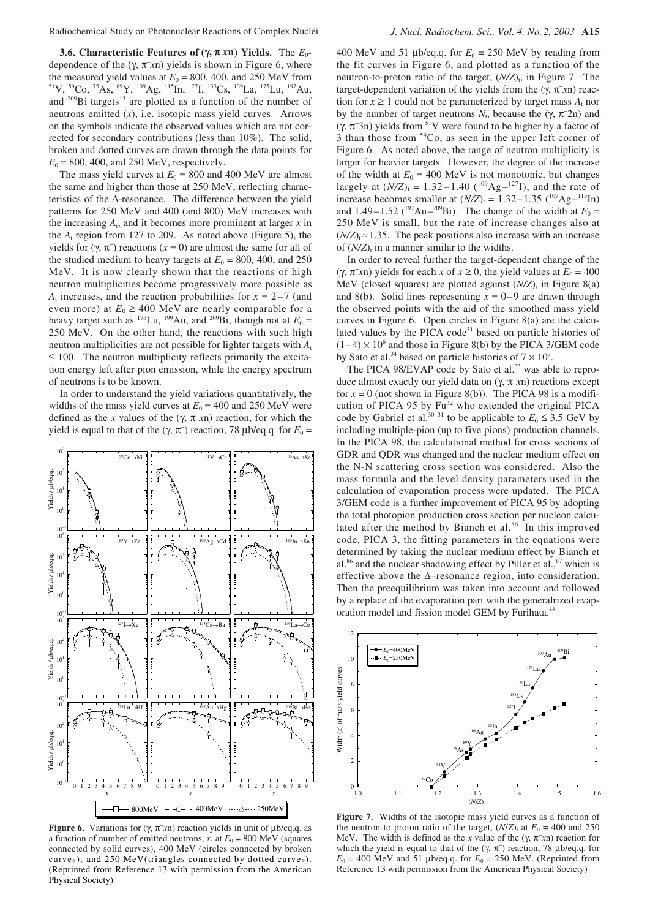**3.6. Characteristic Features of ($\gamma, \pi^- xn$) Yields.** The $E_0$-dependence of the ($\gamma, \pi^- xn$) yields is shown in Figure 6, where the measured yield values at $E_0$ = 800, 400, and 250 MeV from $^{51}$V, $^{59}$Co, $^{75}$As, $^{89}$Y, $^{109}$Ag, $^{115}$In, $^{127}$I, $^{133}$Cs, $^{139}$La, $^{175}$Lu, $^{197}$Au, and $^{209}$Bi targets[13] are plotted as a function of the number of neutrons emitted ($x$), i.e. isotopic mass yield curves. Arrows on the symbols indicate the observed values which are not corrected for secondary contributions (less than 10%). The solid, broken and dotted curves are drawn through the data points for $E_0$ = 800, 400, and 250 MeV, respectively.

The mass yield curves at $E_0$ = 800 and 400 MeV are almost the same and higher than those at 250 MeV, reflecting characteristics of the Δ-resonance. The difference between the yield patterns for 250 MeV and 400 (and 800) MeV increases with the increasing $A_t$, and it becomes more prominent at larger $x$ in the $A_t$ region from 127 to 209. As noted above (Figure 5), the yields for ($\gamma, \pi^-$) reactions ($x$ = 0) are almost the same for all of the studied medium to heavy targets at $E_0$ = 800, 400, and 250 MeV. It is now clearly shown that the reactions of high neutron multiplicities become progressively more possible as $A_t$ increases, and the reaction probabilities for $x$ = 2–7 (and even more) at $E_0 \geq$ 400 MeV are nearly comparable for a heavy target such as $^{175}$Lu, $^{199}$Au, and $^{209}$Bi, though not at $E_0$ = 250 MeV. On the other hand, the reactions with such high neutron multiplicities are not possible for lighter targets with $A_t \leq$ 100. The neutron multiplicity reflects primarily the excitation energy left after pion emission, while the energy spectrum of neutrons is to be known.

In order to understand the yield variations quantitatively, the widths of the mass yield curves at $E_0$ = 400 and 250 MeV were defined as the $x$ values of the ($\gamma, \pi^- xn$) reaction, for which the yield is equal to that of the ($\gamma, \pi^-$) reaction, 78 μb/eq.q. for $E_0$ = 400 MeV and 51 μb/eq.q. for $E_0$ = 250 MeV by reading from the fit curves in Figure 6, and plotted as a function of the neutron-to-proton ratio of the target, $(N/Z)_t$, in Figure 7. The target-dependent variation of the yields from the ($\gamma, \pi^- xn$) reaction for $x \geq 1$ could not be parameterized by target mass $A_t$ nor by the number of target neutrons $N_t$, because the ($\gamma, \pi^- 2n$) and ($\gamma, \pi^- 3n$) yields from $^{51}$V were found to be higher by a factor of 3 than those from $^{59}$Co, as seen in the upper left corner of Figure 6. As noted above, the range of neutron multiplicity is larger for heavier targets. However, the degree of the increase of the width at $E_0$ = 400 MeV is not monotonic, but changes largely at $(N/Z)_t$ = 1.32 – 1.40 ($^{109}$Ag – $^{127}$I), and the rate of increase becomes smaller at $(N/Z)_t$ = 1.32 – 1.35 ($^{109}$Ag – $^{115}$In) and 1.49 – 1.52 ($^{197}$Au – $^{209}$Bi). The change of the width at $E_0$ = 250 MeV is small, but the rate of increase changes also at $(N/Z)_t \approx$ 1.35. The peak positions also increase with an increase of $(N/Z)_t$ in a manner similar to the widths.

In order to reveal further the target-dependent change of the ($\gamma, \pi^- xn$) yields for each $x$ of $x \geq 0$, the yield values at $E_0$ = 400 MeV (closed squares) are plotted against $(N/Z)_t$ in Figure 8(a) and 8(b). Solid lines representing $x$ = 0–9 are drawn through the observed points with the aid of the smoothed mass yield curves in Figure 6. Open circles in Figure 8(a) are the calculated values by the PICA code[31] based on particle histories of $(1–4) \times 10^6$ and those in Figure 8(b) by the PICA 3/GEM code by Sato et al.[34] based on particle histories of $7 \times 10^7$.

The PICA 98/EVAP code by Sato et al.[33] was able to reproduce almost exactly our yield data on ($\gamma, \pi^- xn$) reactions except for $x$ = 0 (not shown in Figure 8(b)). The PICA 98 is a modification of PICA 95 by Fu[32] who extended the original PICA code by Gabriel et al.[30, 31] to be applicable to $E_0 \leq$ 3.5 GeV by including multiple-pion (up to five pions) production channels. In the PICA 98, the calculational method for cross sections of GDR and QDR was changed and the nuclear medium effect on the N-N scattering cross section was considered. Also the mass formula and the level density parameters used in the calculation of evaporation process were updated. The PICA 3/GEM code is a further improvement of PICA 95 by adopting the total photopion production cross section per nucleon calculated after the method by Bianch et al.[86] In this improved code, PICA 3, the fitting parameters in the equations were determined by taking the nuclear medium effect by Bianch et al.[86] and the nuclear shadowing effect by Piller et al.,[87] which is effective above the Δ–resonance region, into consideration. Then the preequilibrium was taken into account and followed by a replace of the evaporation part with the generalrized evaporation model and fission model GEM by Furihata.[88]

59Co→Ni
51V→Cr
75As→Se
89Y→Zr
109Ag→Cd
115In→Sn
127I→Xe
133Cs→Ba
139La→Ce
175Lu→Hf
197Au→Hg
209Bi→Po
Yields / μb/eq.q.
$x$
800MeV — 400MeV — 250MeV

**Figure 6.** Variations for ($\gamma, \pi^- xn$) reaction yields in unit of μb/eq.q. as a function of number of emitted neutrons, $x$, at $E_0$ = 800 MeV (squares connected by solid curves), 400 MeV (circles connected by broken curves), and 250 MeV(triangles connected by dotted curves). (Reprinted from Reference 13 with permission from the American Physical Society)

$E_0$=400MeV
$E_0$=250MeV
Width ($x$) of mass yield curves
$(N/Z)_t$

**Figure 7.** Widths of the isotopic mass yield curves as a function of the neutron-to-proton ratio of the target, $(N/Z)_t$ at $E_0$ = 400 and 250 MeV. The width is defined as the $x$ value of the ($\gamma, \pi^- xn$) reaction for which the yield is equal to that of the ($\gamma, \pi^-$) reaction, 78 μb/eq.q. for $E_0$ = 400 MeV and 51 μb/eq.q. for $E_0$ = 250 MeV. (Reprinted from Reference 13 with permission from the American Physical Society)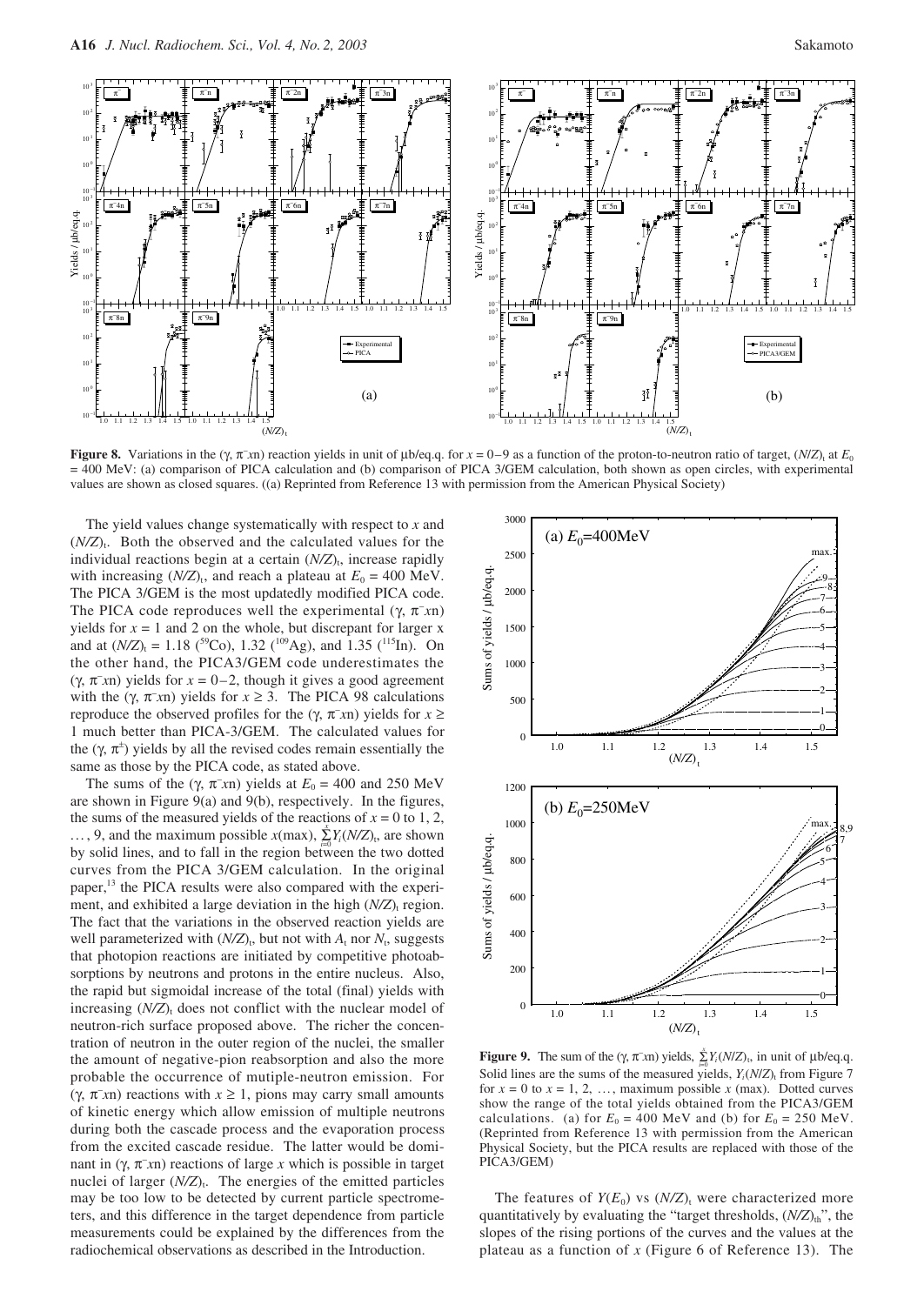1.0 1.1 1.2 1.3 1.4 1.5

π⁻ π⁻n π⁻2n π⁻3n π⁻4n π⁻5n π⁻6n π⁻7n π⁻8n π⁻9n

Yields / μb/eq.q.

(N/Z)t

Experimental

PICA

(a)

Experimental

PICA3/GEM

(b)

**Figure 8.** Variations in the (γ, π⁻xn) reaction yields in unit of μb/eq.q. for $x$ = 0−9 as a function of the proton-to-neutron ratio of target, $(N/Z)_t$ at $E_0$ = 400 MeV: (a) comparison of PICA calculation and (b) comparison of PICA 3/GEM calculation, both shown as open circles, with experimental values are shown as closed squares. ((a) Reprinted from Reference 13 with permission from the American Physical Society)

The yield values change systematically with respect to $x$ and $(N/Z)_t$. Both the observed and the calculated values for the individual reactions begin at a certain $(N/Z)_t$, increase rapidly with increasing $(N/Z)_t$, and reach a plateau at $E_0$ = 400 MeV. The PICA 3/GEM is the most updatedly modified PICA code. The PICA code reproduces well the experimental (γ, π⁻xn) yields for $x$ = 1 and 2 on the whole, but discrepant for larger x and at $(N/Z)_t$ = 1.18 ($^{59}$Co), 1.32 ($^{109}$Ag), and 1.35 ($^{115}$In). On the other hand, the PICA3/GEM code underestimates the (γ, π⁻xn) yields for $x$ = 0−2, though it gives a good agreement with the (γ, π⁻xn) yields for $x \geq 3$. The PICA 98 calculations reproduce the observed profiles for the (γ, π⁻xn) yields for $x \geq 1$ much better than PICA-3/GEM. The calculated values for the (γ, π^±) yields by all the revised codes remain essentially the same as those by the PICA code, as stated above.

The sums of the (γ, π⁻xn) yields at $E_0$ = 400 and 250 MeV are shown in Figure 9(a) and 9(b), respectively. In the figures, the sums of the measured yields of the reactions of $x$ = 0 to 1, 2, …, 9, and the maximum possible $x$(max), $\sum_{i=0}^{x} Y_i(N/Z)_t$, are shown by solid lines, and to fall in the region between the two dotted curves from the PICA 3/GEM calculation. In the original paper,[13] the PICA results were also compared with the experiment, and exhibited a large deviation in the high $(N/Z)_t$ region. The fact that the variations in the observed reaction yields are well parameterized with $(N/Z)_t$, but not with $A_t$ nor $N_t$, suggests that photopion reactions are initiated by competitive photoabsorptions by neutrons and protons in the entire nucleus. Also, the rapid but sigmoidal increase of the total (final) yields with increasing $(N/Z)_t$ does not conflict with the nuclear model of neutron-rich surface proposed above. The richer the concentration of neutron in the outer region of the nuclei, the smaller the amount of negative-pion reabsorption and also the more probable the occurrence of mutiple-neutron emission. For (γ, π⁻xn) reactions with $x \geq 1$, pions may carry small amounts of kinetic energy which allow emission of multiple neutrons during both the cascade process and the evaporation process from the excited cascade residue. The latter would be dominant in (γ, π⁻xn) reactions of large $x$ which is possible in target nuclei of larger $(N/Z)_t$. The energies of the emitted particles may be too low to be detected by current particle spectrometers, and this difference in the target dependence from particle measurements could be explained by the differences from the radiochemical observations as described in the Introduction.

(a) $E_0$=400MeV

Sums of yields / μb/eq.q.

(N/Z)t

max. 9 8 7 6 5 4 3 2 1 0

(b) $E_0$=250MeV

Sums of yields / μb/eq.q.

(N/Z)t

max. 8,9 7 6 5 4 3 2 1 0

**Figure 9.** The sum of the (γ, π⁻xn) yields, $\sum_{i=0}^{x} Y_i(N/Z)_t$, in unit of μb/eq.q. Solid lines are the sums of the measured yields, $Y_i(N/Z)_t$ from Figure 7 for $x$ = 0 to $x$ = 1, 2, …, maximum possible $x$ (max). Dotted curves show the range of the total yields obtained from the PICA3/GEM calculations. (a) for $E_0$ = 400 MeV and (b) for $E_0$ = 250 MeV. (Reprinted from Reference 13 with permission from the American Physical Society, but the PICA results are replaced with those of the PICA3/GEM)

The features of $Y(E_0)$ vs $(N/Z)_t$ were characterized more quantitatively by evaluating the "target thresholds, $(N/Z)_{th}$", the slopes of the rising portions of the curves and the values at the plateau as a function of $x$ (Figure 6 of Reference 13). The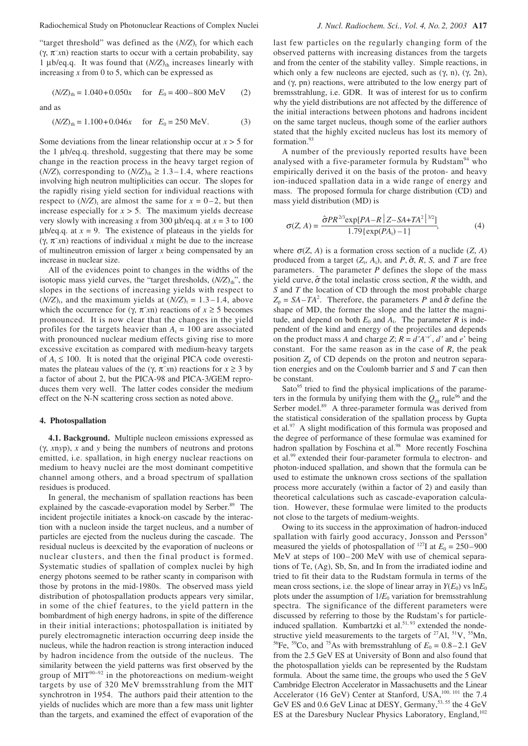"target threshold" was defined as the $(N/Z)_t$ for which each $(\gamma, \pi^- xn)$ reaction starts to occur with a certain probability, say 1 μb/eq.q. It was found that $(N/Z)_{th}$ increases linearly with increasing $x$ from 0 to 5, which can be expressed as

$$(N/Z)_{th} = 1.040 + 0.050x \quad \text{for} \quad E_0 = 400\text{–}800 \text{ MeV} \qquad (2)$$

and as

$$(N/Z)_{th} = 1.100 + 0.046x \quad \text{for} \quad E_0 = 250 \text{ MeV}. \qquad (3)$$

Some deviations from the linear relationship occur at $x > 5$ for the 1 μb/eq.q. threshold, suggesting that there may be some change in the reaction process in the heavy target region of $(N/Z)_t$ corresponding to $(N/Z)_{th} \geq 1.3\text{–}1.4$, where reactions involving high neutron multiplicities can occur. The slopes for the rapidly rising yield section for individual reactions with respect to $(N/Z)_t$ are almost the same for $x = 0\text{–}2$, but then increase especially for $x > 5$. The maximum yields decrease very slowly with increasing $x$ from 300 μb/eq.q. at $x = 3$ to 100 μb/eq.q. at $x = 9$. The existence of plateaus in the yields for $(\gamma, \pi^- xn)$ reactions of individual $x$ might be due to the increase of multineutron emission of larger $x$ being compensated by an increase in nuclear size.

All of the evidences point to changes in the widths of the isotopic mass yield curves, the "target thresholds, $(N/Z)_{th}$", the slopes in the sections of increasing yields with respect to $(N/Z)_t$, and the maximum yields at $(N/Z)_t = 1.3\text{–}1.4$, above which the occurrence for $(\gamma, \pi^- xn)$ reactions of $x \geq 5$ becomes pronounced. It is now clear that the changes in the yield profiles for the targets heavier than $A_t = 100$ are associated with pronounced nuclear medium effects giving rise to more excessive excitation as compared with medium-heavy targets of $A_t \leq 100$. It is noted that the original PICA code overestimates the plateau values of the $(\gamma, \pi^- xn)$ reactions for $x \geq 3$ by a factor of about 2, but the PICA-98 and PICA-3/GEM reproduces them very well. The latter codes consider the medium effect on the N-N scattering cross section as noted above.

## 4. Photospallation

**4.1. Background.** Multiple nucleon emissions expressed as $(\gamma, xnyp)$, $x$ and $y$ being the numbers of neutrons and protons emitted, i.e. spallation, in high energy nuclear reactions on medium to heavy nuclei are the most dominant competitive channel among others, and a broad spectrum of spallation residues is produced.

In general, the mechanism of spallation reactions has been explained by the cascade-evaporation model by Serber.[89] The incident projectile initiates a knock-on cascade by the interaction with a nucleon inside the target nucleus, and a number of particles are ejected from the nucleus during the cascade. The residual nucleus is deexcited by the evaporation of nucleons or nuclear clusters, and then the final product is formed. Systematic studies of spallation of complex nuclei by high energy photons seemed to be rather scanty in comparison with those by protons in the mid-1980s. The observed mass yield distribution of photospallation products appears very similar, in some of the chief features, to the yield pattern in the bombardment of high energy hadrons, in spite of the difference in their initial interactions; photospallation is initiated by purely electromagnetic interaction occurring deep inside the nucleus, while the hadron reaction is strong interaction induced by hadron incidence from the outside of the nucleus. The similarity between the yield patterns was first observed by the group of MIT[90–92] in the photoreactions on medium-weight targets by use of 320 MeV bremsstrahlung from the MIT synchrotron in 1954. The authors paid their attention to the yields of nuclides which are more than a few mass unit lighter than the targets, and examined the effect of evaporation of the last few particles on the regularly changing form of the observed patterns with increasing distances from the targets and from the center of the stability valley. Simple reactions, in which only a few nucleons are ejected, such as $(\gamma, n)$, $(\gamma, 2n)$, and $(\gamma, pn)$ reactions, were attributed to the low energy part of bremsstrahlung, i.e. GDR. It was of interest for us to confirm why the yield distributions are not affected by the difference of the initial interactions between photons and hadrons incident on the same target nucleus, though some of the earlier authors stated that the highly excited nucleus has lost its memory of formation.[93]

A number of the previously reported results have been analysed with a five-parameter formula by Rudstam[94] who empirically derived it on the basis of the proton- and heavy ion-induced spallation data in a wide range of energy and mass. The proposed formula for charge distribution (CD) and mass yield distribution (MD) is

$$\sigma(Z, A) = \frac{\hat{\sigma} P R^{2/3} \exp[PA - R\left|Z - SA + TA^2\right|^{3/2}]}{1.79\{\exp(PA_t) - 1\}}, \qquad (4)$$

where $\sigma(Z, A)$ is a formation cross section of a nuclide $(Z, A)$ produced from a target $(Z_t, A_t)$, and $P$, $\hat{\sigma}$, $R$, $S$, and $T$ are free parameters. The parameter $P$ defines the slope of the mass yield curve, $\hat{\sigma}$ the total inelastic cross section, $R$ the width, and $S$ and $T$ the location of CD through the most probable charge $Z_p = SA - TA^2$. Therefore, the parameters $P$ and $\hat{\sigma}$ define the shape of MD, the former the slope and the latter the magnitude, and depend on both $E_0$ and $A_t$. The parameter $R$ is independent of the kind and energy of the projectiles and depends on the product mass $A$ and charge $Z$; $R = d'A^{-e'}$, $d'$ and $e'$ being constant. For the same reason as in the case of $R$, the peak position $Z_p$ of CD depends on the proton and neutron separation energies and on the Coulomb barrier and $S$ and $T$ can then be constant.

Sato[95] tried to find the physical implications of the parameters in the formula by unifying them with the $Q_{gg}$ rule[96] and the Serber model.[89] A three-parameter formula was derived from the statistical consideration of the spallation process by Gupta et al.[97] A slight modification of this formula was proposed and the degree of performance of these formulae was examined for hadron spallation by Foschina et al.[98] More recently Foschina et al.[99] extended their four-parameter formula to electron- and photon-induced spallation, and shown that the formula can be used to estimate the unknown cross sections of the spallation process more accurately (within a factor of 2) and easily than theoretical calculations such as cascade-evaporation calculation. However, these formulae were limited to the products not close to the targets of medium-weights.

Owing to its success in the approximation of hadron-induced spallation with fairly good accuracy, Jonsson and Persson[9] measured the yields of photospallation of $^{127}$I at $E_0 = 250\text{–}900$ MeV at steps of 100–200 MeV with use of chemical separations of Te, (Ag), Sb, Sn, and In from the irradiated iodine and tried to fit their data to the Rudstam formula in terms of the mean cross sections, i.e. the slope of linear array in $Y(E_0)$ vs $\ln E_0$ plots under the assumption of $1/E_0$ variation for bremsstrahlung spectra. The significance of the different parameters were discussed by referring to those by the Rudstam's for particle-induced spallation. Kumbartzki et al.[51, 93] extended the nondestructive yield measurements to the targets of $^{27}$Al, $^{51}$V, $^{55}$Mn, $^{56}$Fe, $^{59}$Co, and $^{75}$As with bremsstrahlung of $E_0 = 0.8\text{–}2.1$ GeV from the 2.5 GeV ES at University of Bonn and also found that the photospallation yields can be represented by the Rudstam formula. About the same time, the groups who used the 5 GeV Cambridge Electron Accelerator in Massachusetts and the Linear Accelerator (16 GeV) Center at Stanford, USA,[100, 101] the 7.4 GeV ES and 0.6 GeV Linac at DESY, Germany,[53, 55] the 4 GeV ES at the Daresbury Nuclear Physics Laboratory, England,[102]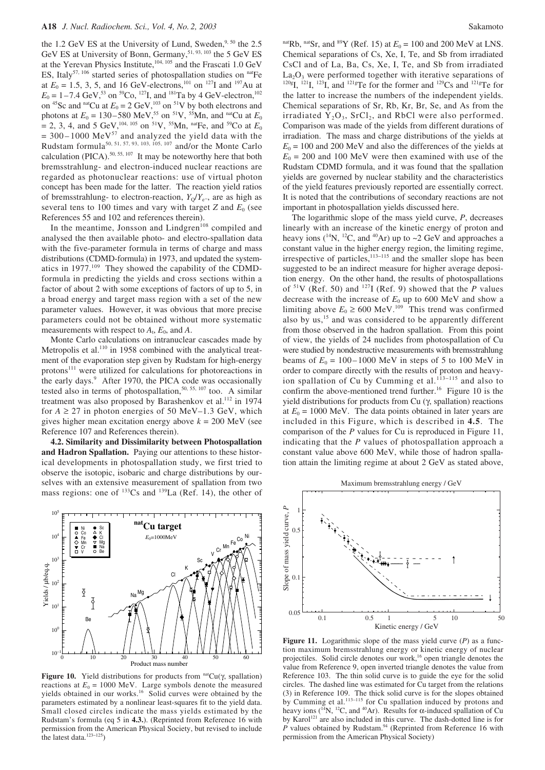the 1.2 GeV ES at the University of Lund, Sweden,[9, 50] the 2.5 GeV ES at University of Bonn, Germany,[51, 93, 103] the 5 GeV ES at the Yerevan Physics Institute,[104, 105] and the Frascati 1.0 GeV ES, Italy[57, 106] started series of photospallation studies on $^{nat}$Fe at $E_0$ = 1.5, 3, 5, and 16 GeV-electrons,[101] on $^{127}$I and $^{197}$Au at $E_0$ = 1–7.4 GeV,[53] on $^{59}$Co, $^{127}$I, and $^{181}$Ta by 4 GeV-electron,[102] on $^{45}$Sc and $^{nat}$Cu at $E_0$ = 2 GeV,[103] on $^{51}$V by both electrons and photons at $E_0$ = 130–580 MeV,[55] on $^{51}$V, $^{55}$Mn, and $^{nat}$Cu at $E_0$ = 2, 3, 4, and 5 GeV,[104, 105] on $^{51}$V, $^{55}$Mn, $^{nat}$Fe, and $^{59}$Co at $E_0$ = 300–1000 MeV[57] and analyzed the yield data with the Rudstam formula[50, 51, 57, 93, 103, 105, 107] and/or the Monte Carlo calculation (PICA).[50, 55, 107] It may be noteworthy here that both bremsstrahlung- and electron-induced nuclear reactions are regarded as photonuclear reactions: use of virtual photon concept has been made for the latter. The reaction yield ratios of bremsstrahlung- to electron-reaction, $Y_Q/Y_{e^-}$, are as high as several tens to 100 times and vary with target $Z$ and $E_0$ (see References 55 and 102 and references therein).

In the meantime, Jonsson and Lindgren[108] compiled and analysed the then available photo- and electro-spallation data with the five-parameter formula in terms of charge and mass distributions (CDMD-formula) in 1973, and updated the systematics in 1977.[109] They showed the capability of the CDMD-formula in predicting the yields and cross sections within a factor of about 2 with some exceptions of factors of up to 5, in a broad energy and target mass region with a set of the new parameter values. However, it was obvious that more precise parameters could not be obtained without more systematic measurements with respect to $A_t$, $E_0$, and $A$.

Monte Carlo calculations on intranuclear cascades made by Metropolis et al.[110] in 1958 combined with the analytical treatment of the evaporation step given by Rudstam for high-energy protons[111] were utilized for calculations for photoreactions in the early days.[9] After 1970, the PICA code was occasionally tested also in terms of photospallation,[50, 55, 107] too. A similar treatment was also proposed by Barashenkov et al.[112] in 1974 for $A \geq 27$ in photon energies of 50 MeV–1.3 GeV, which gives higher mean excitation energy above $k$ = 200 MeV (see Reference 107 and References therein).

**4.2. Similarity and Dissimilarity between Photospallation and Hadron Spallation.** Paying our attentions to these historical developments in photospallation study, we first tried to observe the isotopic, isobaric and charge distributions by ourselves with an extensive measurement of spallation from two mass regions: one of $^{133}$Cs and $^{139}$La (Ref. 14), the other of $^{nat}$Rb, $^{nat}$Sr, and $^{89}$Y (Ref. 15) at $E_0$ = 100 and 200 MeV at LNS. Chemical separations of Cs, Xe, I, Te, and Sb from irradiated CsCl and of La, Ba, Cs, Xe, I, Te, and Sb from irradiated $La_2O_3$ were performed together with iterative separations of $^{120g}$I, $^{121}$I, $^{123}$I, and $^{121g}$Te for the former and $^{129}$Cs and $^{121g}$Te for the latter to increase the numbers of the independent yields. Chemical separations of Sr, Rb, Kr, Br, Se, and As from the irradiated $Y_2O_3$, $SrCl_2$, and RbCl were also performed. Comparison was made of the yields from different durations of irradiation. The mass and charge distributions of the yields at $E_0$ = 100 and 200 MeV and also the differences of the yields at $E_0$ = 200 and 100 MeV were then examined with use of the Rudstam CDMD formula, and it was found that the spallation yields are governed by nuclear stability and the characteristics of the yield features previously reported are essentially correct. It is noted that the contributions of secondary reactions are not important in photospallation yields discussed here.

The logarithmic slope of the mass yield curve, $P$, decreases linearly with an increase of the kinetic energy of proton and heavy ions ($^{14}$N, $^{12}$C, and $^{40}$Ar) up to ~2 GeV and approaches a constant value in the higher energy region, the limiting regime, irrespective of particles,[113–115] and the smaller slope has been suggested to be an indirect measure for higher average deposition energy. On the other hand, the results of photospallations of $^{51}$V (Ref. 50) and $^{127}$I (Ref. 9) showed that the $P$ values decrease with the increase of $E_0$ up to 600 MeV and show a limiting above $E_0 \geq$ 600 MeV.[109] This trend was confirmed also by us,[15] and was considered to be apparently different from those observed in the hadron spallation. From this point of view, the yields of 24 nuclides from photospallation of Cu were studied by nondestructive measurements with bremsstrahlung beams of $E_0$ = 100–1000 MeV in steps of 5 to 100 MeV in order to compare directly with the results of proton and heavy-ion spallation of Cu by Cumming et al.[113–115] and also to confirm the above-mentioned trend further.[16] Figure 10 is the yield distributions for products from Cu (γ, spallation) reactions at $E_0$ = 1000 MeV. The data points obtained in later years are included in this Figure, which is described in **4.5**. The comparison of the $P$ values for Cu is reproduced in Figure 11, indicating that the $P$ values of photospallation approach a constant value above 600 MeV, while those of hadron spallation attain the limiting regime at about 2 GeV as stated above,

$^{nat}$**Cu target**
$E_0$=1000MeV
Ni, Co, Fe, Mn, Cr, V, Sc, K, Cl, Mg, Na, Be
Yields / μb/eq.q.
Product mass number

**Figure 10.** Yield distributions for products from $^{nat}$Cu(γ, spallation) reactions at $E_0$ = 1000 MeV. Large symbols denote the measured yields obtained in our works.[16] Solid curves were obtained by the parameters estimated by a nonlinear least-squares fit to the yield data. Small closed circles indicate the mass yields estimated by the Rudstam's formula (eq 5 in **4.3.**). (Reprinted from Reference 16 with permission from the American Physical Society, but revised to include the latest data.[123–125])

Maximum bremsstrahlung energy / GeV
Slope of mass yield curve, $P$
Kinetic energy / GeV

**Figure 11.** Logarithmic slope of the mass yield curve ($P$) as a function maximum bremsstrahlung energy or kinetic energy of nuclear projectiles. Solid circle denotes our work,[16] open triangle denotes the value from Reference 9, open inverted triangle denotes the value from Reference 103. The thin solid curve is to guide the eye for the solid circles. The dashed line was estimated for Cu target from the relations (3) in Reference 109. The thick solid curve is for the slopes obtained by Cumming et al.[113–115] for Cu spallation induced by protons and heavy ions ($^{14}$N, $^{12}$C, and $^{40}$Ar). Results for α-induced spallation of Cu by Karol[121] are also included in this curve. The dash-dotted line is for $P$ values obtained by Rudstam.[94] (Reprinted from Reference 16 with permission from the American Physical Society)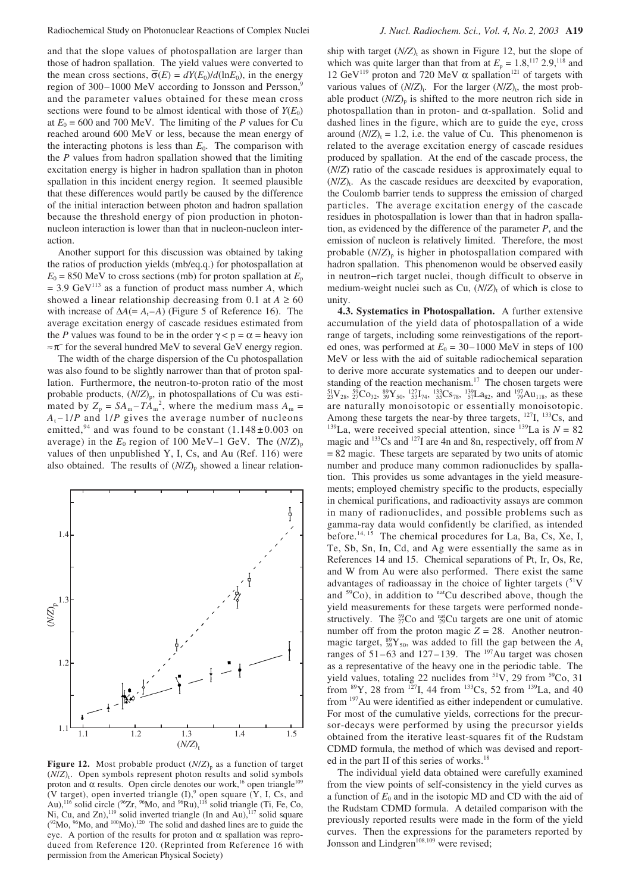and that the slope values of photospallation are larger than those of hadron spallation. The yield values were converted to the mean cross sections, $\bar{\sigma}(E) = dY(E_0)/d(\ln E_0)$, in the energy region of 300–1000 MeV according to Jonsson and Persson,[9] and the parameter values obtained for these mean cross sections were found to be almost identical with those of $Y(E_0)$ at $E_0 = 600$ and 700 MeV. The limiting of the $P$ values for Cu reached around 600 MeV or less, because the mean energy of the interacting photons is less than $E_0$. The comparison with the $P$ values from hadron spallation showed that the limiting excitation energy is higher in hadron spallation than in photon spallation in this incident energy region. It seemed plausible that these differences would partly be caused by the difference of the initial interaction between photon and hadron spallation because the threshold energy of pion production in photon-nucleon interaction is lower than that in nucleon-nucleon interaction.

Another support for this discussion was obtained by taking the ratios of production yields (mb/eq.q.) for photospallation at $E_0 = 850$ MeV to cross sections (mb) for proton spallation at $E_p = 3.9$ GeV[113] as a function of product mass number $A$, which showed a linear relationship decreasing from 0.1 at $A \geq 60$ with increase of $\Delta A (= A_t - A)$ (Figure 5 of Reference 16). The average excitation energy of cascade residues estimated from the $P$ values was found to be in the order $\gamma < p = \alpha =$ heavy ion $\approx \pi^-$ for the several hundred MeV to several GeV energy region.

The width of the charge dispersion of the Cu photospallation was also found to be slightly narrower than that of proton spallation. Furthermore, the neutron-to-proton ratio of the most probable products, $(N/Z)_p$, in photospallations of Cu was estimated by $Z_p = SA_m - TA_m^2$, where the medium mass $A_m = A_t - 1/P$ and $1/P$ gives the average number of nucleons emitted,[94] and was found to be constant ($1.148 \pm 0.003$ on average) in the $E_0$ region of 100 MeV–1 GeV. The $(N/Z)_p$ values of then unpublished Y, I, Cs, and Au (Ref. 116) were also obtained. The results of $(N/Z)_p$ showed a linear relationship with target $(N/Z)_t$ as shown in Figure 12, but the slope of which was quite larger than that from at $E_p = 1.8$,[117] 2.9,[118] and 12 GeV[119] proton and 720 MeV $\alpha$ spallation[121] of targets with various values of $(N/Z)_t$. For the larger $(N/Z)_t$, the most probable product $(N/Z)_p$ is shifted to the more neutron rich side in photospallation than in proton- and $\alpha$-spallation. Solid and dashed lines in the figure, which are to guide the eye, cross around $(N/Z)_t = 1.2$, i.e. the value of Cu. This phenomenon is related to the average excitation energy of cascade residues produced by spallation. At the end of the cascade process, the $(N/Z)$ ratio of the cascade residues is approximately equal to $(N/Z)_t$. As the cascade residues are deexcited by evaporation, the Coulomb barrier tends to suppress the emission of charged particles. The average excitation energy of the cascade residues in photospallation is lower than that in hadron spallation, as evidenced by the difference of the parameter $P$, and the emission of nucleon is relatively limited. Therefore, the most probable $(N/Z)_p$ is higher in photospallation compared with hadron spallation. This phenomenon would be observed easily in neutron–rich target nuclei, though difficult to observe in medium-weight nuclei such as Cu, $(N/Z)_t$ of which is close to unity.

(N/Z)p
(N/Z)t
1.1
1.2
1.3
1.4
1.5

**Figure 12.** Most probable product $(N/Z)_p$ as a function of target $(N/Z)_t$. Open symbols represent photon results and solid symbols proton and $\alpha$ results. Open circle denotes our work,[16] open triangle[109] (V target), open inverted triangle (I),[9] open square (Y, I, Cs, and Au),[116] solid circle ($^{96}$Zr, $^{96}$Mo, and $^{96}$Ru),[118] solid triangle (Ti, Fe, Co, Ni, Cu, and Zn),[119] solid inverted triangle (In and Au),[117] solid square ($^{92}$Mo, $^{96}$Mo, and $^{100}$Mo).[120] The solid and dashed lines are to guide the eye. A portion of the results for proton and $\alpha$ spallation was reproduced from Reference 120. (Reprinted from Reference 16 with permission from the American Physical Society)

**4.3. Systematics in Photospallation.** A further extensive accumulation of the yield data of photospallation of a wide range of targets, including some reinvestigations of the reported ones, was performed at $E_0 = 30$–1000 MeV in steps of 100 MeV or less with the aid of suitable radiochemical separation to derive more accurate systematics and to deepen our understanding of the reaction mechanism.[17] The chosen targets were $^{51}_{23}V_{28}$, $^{59}_{27}Co_{32}$, $^{89}_{39}Y_{50}$, $^{127}_{53}I_{74}$, $^{133}_{55}Cs_{78}$, $^{139}_{57}La_{82}$, and $^{197}_{79}Au_{118}$, as these are naturally monoisotopic or essentially monoisotopic. Among these targets the near-by three targets, $^{127}$I, $^{133}$Cs, and $^{139}$La, were received special attention, since $^{139}$La is $N = 82$ magic and $^{133}$Cs and $^{127}$I are 4n and 8n, respectively, off from $N = 82$ magic. These targets are separated by two units of atomic number and produce many common radionuclides by spallation. This provides us some advantages in the yield measurements; employed chemistry specific to the products, especially in chemical purifications, and radioactivity assays are common in many of radionuclides, and possible problems such as gamma-ray data would confidently be clarified, as intended before.[14, 15] The chemical procedures for La, Ba, Cs, Xe, I, Te, Sb, Sn, In, Cd, and Ag were essentially the same as in References 14 and 15. Chemical separations of Pt, Ir, Os, Re, and W from Au were also performed. There exist the same advantages of radioassay in the choice of lighter targets ($^{51}$V and $^{59}$Co), in addition to $^{nat}$Cu described above, though the yield measurements for these targets were performed nondestructively. The $^{59}_{27}$Co and $^{nat}_{29}$Cu targets are one unit of atomic number off from the proton magic $Z = 28$. Another neutron-magic target, $^{89}_{39}Y_{50}$, was added to fill the gap between the $A_t$ ranges of 51–63 and 127–139. The $^{197}$Au target was chosen as a representative of the heavy one in the periodic table. The yield values, totaling 22 nuclides from $^{51}$V, 29 from $^{59}$Co, 31 from $^{89}$Y, 28 from $^{127}$I, 44 from $^{133}$Cs, 52 from $^{139}$La, and 40 from $^{197}$Au were identified as either independent or cumulative. For most of the cumulative yields, corrections for the precursor-decays were performed by using the precursor yields obtained from the iterative least-squares fit of the Rudstam CDMD formula, the method of which was devised and reported in the part II of this series of works.[18]

The individual yield data obtained were carefully examined from the view points of self-consistency in the yield curves as a function of $E_0$ and in the isotopic MD and CD with the aid of the Rudstam CDMD formula. A detailed comparison with the previously reported results were made in the form of the yield curves. Then the expressions for the parameters reported by Jonsson and Lindgren[108,109] were revised;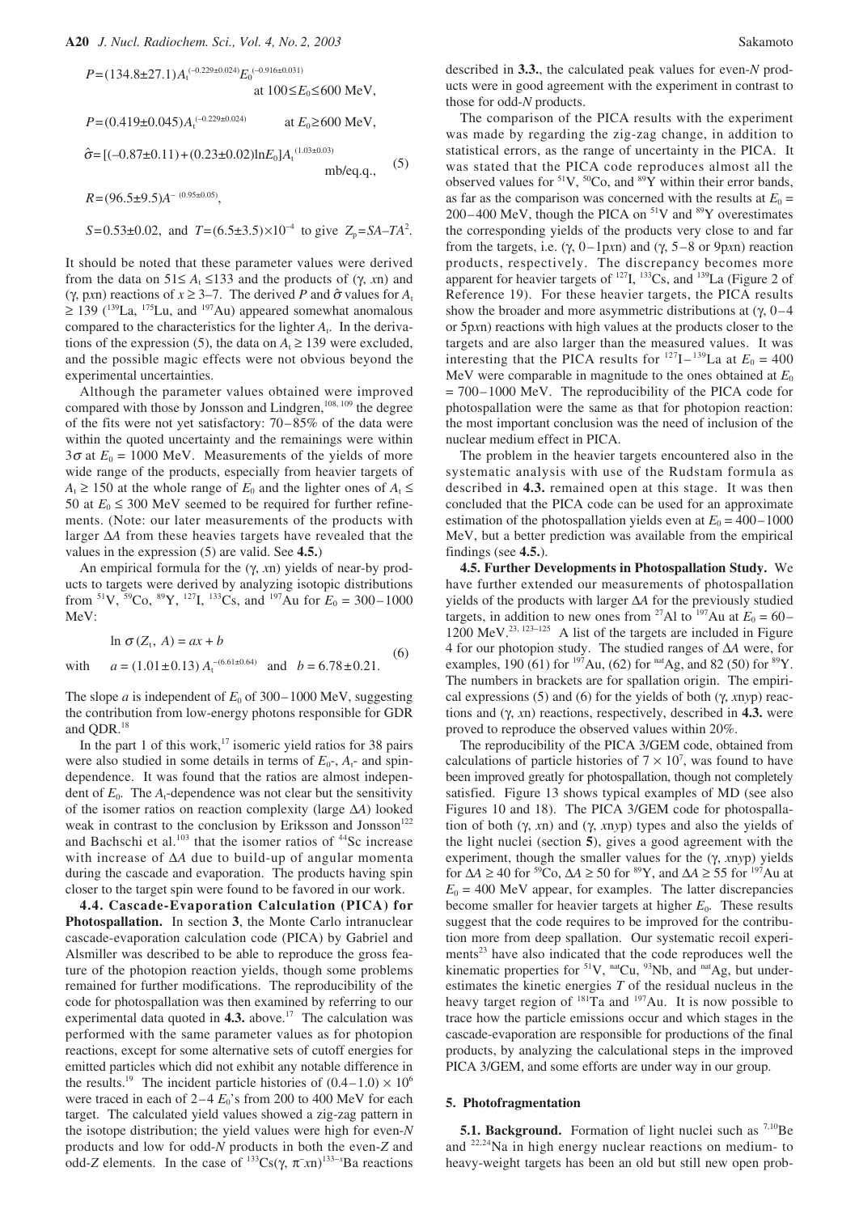$$P = (134.8 \pm 27.1) A_t^{(-0.229 \pm 0.024)} E_0^{(-0.916 \pm 0.031)} \quad \text{at } 100 \le E_0 \le 600 \text{ MeV},$$

$$P = (0.419 \pm 0.045) A_t^{(-0.229 \pm 0.024)} \quad \text{at } E_0 \ge 600 \text{ MeV},$$

$$\hat{\sigma} = [(-0.87 \pm 0.11) + (0.23 \pm 0.02) \ln E_0] A_t^{(1.03 \pm 0.03)} \quad \text{mb/eq.q.}, \tag{5}$$

$$R = (96.5 \pm 9.5) A^{-(0.95 \pm 0.05)},$$

$$S = 0.53 \pm 0.02, \text{ and } T = (6.5 \pm 3.5) \times 10^{-4} \text{ to give } Z_p = SA - TA^2.$$

It should be noted that these parameter values were derived from the data on $51 \le A_t \le 133$ and the products of ($\gamma$, $x$n) and ($\gamma$, p$x$n) reactions of $x \ge 3$–7. The derived $P$ and $\hat{\sigma}$ values for $A_t \ge 139$ ($^{139}$La, $^{175}$Lu, and $^{197}$Au) appeared somewhat anomalous compared to the characteristics for the lighter $A_t$. In the derivations of the expression (5), the data on $A_t \ge 139$ were excluded, and the possible magic effects were not obvious beyond the experimental uncertainties.

Although the parameter values obtained were improved compared with those by Jonsson and Lindgren,[108, 109] the degree of the fits were not yet satisfactory: 70–85% of the data were within the quoted uncertainty and the remainings were within $3\sigma$ at $E_0$ = 1000 MeV. Measurements of the yields of more wide range of the products, especially from heavier targets of $A_t \ge 150$ at the whole range of $E_0$ and the lighter ones of $A_t \le 50$ at $E_0 \le 300$ MeV seemed to be required for further refinements. (Note: our later measurements of the products with larger $\Delta A$ from these heavies targets have revealed that the values in the expression (5) are valid. See **4.5.**)

An empirical formula for the ($\gamma$, $x$n) yields of near-by products to targets were derived by analyzing isotopic distributions from $^{51}$V, $^{59}$Co, $^{89}$Y, $^{127}$I, $^{133}$Cs, and $^{197}$Au for $E_0$ = 300–1000 MeV:

$$\ln \sigma(Z_t, A) = ax + b$$

$$\text{with} \quad a = (1.01 \pm 0.13) A_t^{-(6.61 \pm 0.64)} \quad \text{and} \quad b = 6.78 \pm 0.21. \tag{6}$$

The slope $a$ is independent of $E_0$ of 300–1000 MeV, suggesting the contribution from low-energy photons responsible for GDR and QDR.[18]

In the part 1 of this work,[17] isomeric yield ratios for 38 pairs were also studied in some details in terms of $E_0$-, $A_t$- and spin-dependence. It was found that the ratios are almost independent of $E_0$. The $A_t$-dependence was not clear but the sensitivity of the isomer ratios on reaction complexity (large $\Delta A$) looked weak in contrast to the conclusion by Eriksson and Jonsson[122] and Bachschi et al.[103] that the isomer ratios of $^{44}$Sc increase with increase of $\Delta A$ due to build-up of angular momenta during the cascade and evaporation. The products having spin closer to the target spin were found to be favored in our work.

**4.4. Cascade-Evaporation Calculation (PICA) for Photospallation.** In section **3**, the Monte Carlo intranuclear cascade-evaporation calculation code (PICA) by Gabriel and Alsmiller was described to be able to reproduce the gross feature of the photopion reaction yields, though some problems remained for further modifications. The reproducibility of the code for photospallation was then examined by referring to our experimental data quoted in **4.3.** above.[17] The calculation was performed with the same parameter values as for photopion reactions, except for some alternative sets of cutoff energies for emitted particles which did not exhibit any notable difference in the results.[19] The incident particle histories of $(0.4–1.0) \times 10^6$ were traced in each of 2–4 $E_0$'s from 200 to 400 MeV for each target. The calculated yield values showed a zig-zag pattern in the isotope distribution; the yield values were high for even-$N$ products and low for odd-$N$ products in both the even-$Z$ and odd-$Z$ elements. In the case of $^{133}$Cs($\gamma$, $\pi^- x$n)$^{133-x}$Ba reactions described in **3.3.**, the calculated peak values for even-$N$ products were in good agreement with the experiment in contrast to those for odd-$N$ products.

The comparison of the PICA results with the experiment was made by regarding the zig-zag change, in addition to statistical errors, as the range of uncertainty in the PICA. It was stated that the PICA code reproduces almost all the observed values for $^{51}$V, $^{50}$Co, and $^{89}$Y within their error bands, as far as the comparison was concerned with the results at $E_0$ = 200–400 MeV, though the PICA on $^{51}$V and $^{89}$Y overestimates the corresponding yields of the products very close to and far from the targets, i.e. ($\gamma$, 0–1p$x$n) and ($\gamma$, 5–8 or 9p$x$n) reaction products, respectively. The discrepancy becomes more apparent for heavier targets of $^{127}$I, $^{133}$Cs, and $^{139}$La (Figure 2 of Reference 19). For these heavier targets, the PICA results show the broader and more asymmetric distributions at ($\gamma$, 0–4 or 5p$x$n) reactions with high values at the products closer to the targets and are also larger than the measured values. It was interesting that the PICA results for $^{127}$I– $^{139}$La at $E_0$ = 400 MeV were comparable in magnitude to the ones obtained at $E_0$ = 700–1000 MeV. The reproducibility of the PICA code for photospallation were the same as that for photopion reaction: the most important conclusion was the need of inclusion of the nuclear medium effect in PICA.

The problem in the heavier targets encountered also in the systematic analysis with use of the Rudstam formula as described in **4.3.** remained open at this stage. It was then concluded that the PICA code can be used for an approximate estimation of the photospallation yields even at $E_0$ = 400–1000 MeV, but a better prediction was available from the empirical findings (see **4.5.**).

**4.5. Further Developments in Photospallation Study.** We have further extended our measurements of photospallation yields of the products with larger $\Delta A$ for the previously studied targets, in addition to new ones from $^{27}$Al to $^{197}$Au at $E_0$ = 60–1200 MeV.[23, 123–125] A list of the targets are included in Figure 4 for our photopion study. The studied ranges of $\Delta A$ were, for examples, 190 (61) for $^{197}$Au, (62) for $^{nat}$Ag, and 82 (50) for $^{89}$Y. The numbers in brackets are for spallation origin. The empirical expressions (5) and (6) for the yields of both ($\gamma$, $x$n$y$p) reactions and ($\gamma$, $x$n) reactions, respectively, described in **4.3.** were proved to reproduce the observed values within 20%.

The reproducibility of the PICA 3/GEM code, obtained from calculations of particle histories of $7 \times 10^7$, was found to have been improved greatly for photospallation, though not completely satisfied. Figure 13 shows typical examples of MD (see also Figures 10 and 18). The PICA 3/GEM code for photospallation of both ($\gamma$, $x$n) and ($\gamma$, $x$n$y$p) types and also the yields of the light nuclei (section **5**), gives a good agreement with the experiment, though the smaller values for the ($\gamma$, $x$n$y$p) yields for $\Delta A \ge 40$ for $^{59}$Co, $\Delta A \ge 50$ for $^{89}$Y, and $\Delta A \ge 55$ for $^{197}$Au at $E_0$ = 400 MeV appear, for examples. The latter discrepancies become smaller for heavier targets at higher $E_0$. These results suggest that the code requires to be improved for the contribution more from deep spallation. Our systematic recoil experiments[23] have also indicated that the code reproduces well the kinematic properties for $^{51}$V, $^{nat}$Cu, $^{93}$Nb, and $^{nat}$Ag, but underestimates the kinetic energies $T$ of the residual nucleus in the heavy target region of $^{181}$Ta and $^{197}$Au. It is now possible to trace how the particle emissions occur and which stages in the cascade-evaporation are responsible for productions of the final products, by analyzing the calculational steps in the improved PICA 3/GEM, and some efforts are under way in our group.

## 5. Photofragmentation

**5.1. Background.** Formation of light nuclei such as $^{7,10}$Be and $^{22,24}$Na in high energy nuclear reactions on medium- to heavy-weight targets has been an old but still new open prob-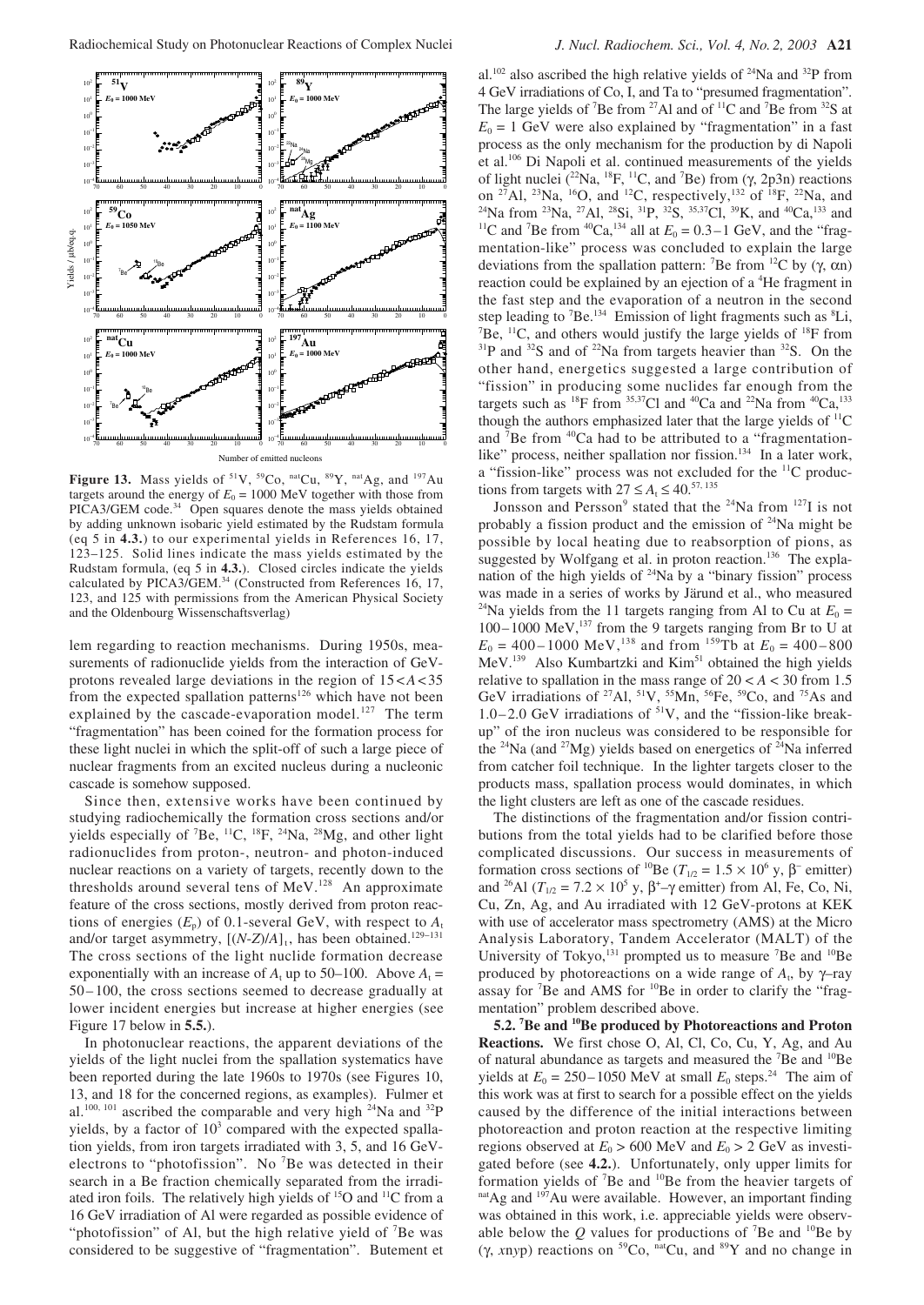Yields / μb/eq.q.

Number of emitted nucleons

$^{51}$V $E_0$ = 1000 MeV

$^{89}$Y $E_0$ = 1000 MeV

$^{59}$Co $E_0$ = 1050 MeV

$^{nat}$Ag $E_0$ = 1100 MeV

$^{nat}$Cu $E_0$ = 1000 MeV

$^{197}$Au $E_0$ = 1000 MeV

**Figure 13.** Mass yields of $^{51}$V, $^{59}$Co, $^{nat}$Cu, $^{89}$Y, $^{nat}$Ag, and $^{197}$Au targets around the energy of $E_0$ = 1000 MeV together with those from PICA3/GEM code.[34] Open squares denote the mass yields obtained by adding unknown isobaric yield estimated by the Rudstam formula (eq 5 in **4.3.**) to our experimental yields in References 16, 17, 123–125. Solid lines indicate the mass yields estimated by the Rudstam formula, (eq 5 in **4.3.**). Closed circles indicate the yields calculated by PICA3/GEM.[34] (Constructed from References 16, 17, 123, and 125 with permissions from the American Physical Society and the Oldenbourg Wissenschaftsverlag)

lem regarding to reaction mechanisms. During 1950s, measurements of radionuclide yields from the interaction of GeV-protons revealed large deviations in the region of $15 < A < 35$ from the expected spallation patterns[126] which have not been explained by the cascade-evaporation model.[127] The term "fragmentation" has been coined for the formation process for these light nuclei in which the split-off of such a large piece of nuclear fragments from an excited nucleus during a nucleonic cascade is somehow supposed.

Since then, extensive works have been continued by studying radiochemically the formation cross sections and/or yields especially of $^7$Be, $^{11}$C, $^{18}$F, $^{24}$Na, $^{28}$Mg, and other light radionuclides from proton-, neutron- and photon-induced nuclear reactions on a variety of targets, recently down to the thresholds around several tens of MeV.[128] An approximate feature of the cross sections, mostly derived from proton reactions of energies ($E_p$) of 0.1-several GeV, with respect to $A_t$ and/or target asymmetry, $[(N\text{-}Z)/A]_t$, has been obtained.[129–131] The cross sections of the light nuclide formation decrease exponentially with an increase of $A_t$ up to 50–100. Above $A_t$ = 50–100, the cross sections seemed to decrease gradually at lower incident energies but increase at higher energies (see Figure 17 below in **5.5.**).

In photonuclear reactions, the apparent deviations of the yields of the light nuclei from the spallation systematics have been reported during the late 1960s to 1970s (see Figures 10, 13, and 18 for the concerned regions, as examples). Fulmer et al.[100, 101] ascribed the comparable and very high $^{24}$Na and $^{32}$P yields, by a factor of $10^3$ compared with the expected spallation yields, from iron targets irradiated with 3, 5, and 16 GeV-electrons to "photofission". No $^7$Be was detected in their search in a Be fraction chemically separated from the irradiated iron foils. The relatively high yields of $^{15}$O and $^{11}$C from a 16 GeV irradiation of Al were regarded as possible evidence of "photofission" of Al, but the high relative yield of $^7$Be was considered to be suggestive of "fragmentation". Butement et al.[102] also ascribed the high relative yields of $^{24}$Na and $^{32}$P from 4 GeV irradiations of Co, I, and Ta to "presumed fragmentation". The large yields of $^7$Be from $^{27}$Al and of $^{11}$C and $^7$Be from $^{32}$S at $E_0$ = 1 GeV were also explained by "fragmentation" in a fast process as the only mechanism for the production by di Napoli et al.[106] Di Napoli et al. continued measurements of the yields of light nuclei ($^{22}$Na, $^{18}$F, $^{11}$C, and $^7$Be) from (γ, 2p3n) reactions on $^{27}$Al, $^{23}$Na, $^{16}$O, and $^{12}$C, respectively,[132] of $^{18}$F, $^{22}$Na, and $^{24}$Na from $^{23}$Na, $^{27}$Al, $^{28}$Si, $^{31}$P, $^{32}$S, $^{35,37}$Cl, $^{39}$K, and $^{40}$Ca,[133] and $^{11}$C and $^7$Be from $^{40}$Ca,[134] all at $E_0$ = 0.3–1 GeV, and the "fragmentation-like" process was concluded to explain the large deviations from the spallation pattern: $^7$Be from $^{12}$C by (γ, αn) reaction could be explained by an ejection of a $^4$He fragment in the fast step and the evaporation of a neutron in the second step leading to $^7$Be.[134] Emission of light fragments such as $^8$Li, $^7$Be, $^{11}$C, and others would justify the large yields of $^{18}$F from $^{31}$P and $^{32}$S and of $^{22}$Na from targets heavier than $^{32}$S. On the other hand, energetics suggested a large contribution of "fission" in producing some nuclides far enough from the targets such as $^{18}$F from $^{35,37}$Cl and $^{40}$Ca and $^{22}$Na from $^{40}$Ca,[133] though the authors emphasized later that the large yields of $^{11}$C and $^7$Be from $^{40}$Ca had to be attributed to a "fragmentation-like" process, neither spallation nor fission.[134] In a later work, a "fission-like" process was not excluded for the $^{11}$C productions from targets with $27 \leq A_t \leq 40$.[57, 135]

Jonsson and Persson[9] stated that the $^{24}$Na from $^{127}$I is not probably a fission product and the emission of $^{24}$Na might be possible by local heating due to reabsorption of pions, as suggested by Wolfgang et al. in proton reaction.[136] The explanation of the high yields of $^{24}$Na by a "binary fission" process was made in a series of works by Järund et al., who measured $^{24}$Na yields from the 11 targets ranging from Al to Cu at $E_0$ = 100–1000 MeV,[137] from the 9 targets ranging from Br to U at $E_0$ = 400–1000 MeV,[138] and from $^{159}$Tb at $E_0$ = 400–800 MeV.[139] Also Kumbartzki and Kim[51] obtained the high yields relative to spallation in the mass range of $20 < A < 30$ from 1.5 GeV irradiations of $^{27}$Al, $^{51}$V, $^{55}$Mn, $^{56}$Fe, $^{59}$Co, and $^{75}$As and 1.0–2.0 GeV irradiations of $^{51}$V, and the "fission-like break-up" of the iron nucleus was considered to be responsible for the $^{24}$Na (and $^{27}$Mg) yields based on energetics of $^{24}$Na inferred from catcher foil technique. In the lighter targets closer to the products mass, spallation process would dominates, in which the light clusters are left as one of the cascade residues.

The distinctions of the fragmentation and/or fission contributions from the total yields had to be clarified before those complicated discussions. Our success in measurements of formation cross sections of $^{10}$Be ($T_{1/2} = 1.5 \times 10^6$ y, $\beta^-$ emitter) and $^{26}$Al ($T_{1/2} = 7.2 \times 10^5$ y, $\beta^+$–γ emitter) from Al, Fe, Co, Ni, Cu, Zn, Ag, and Au irradiated with 12 GeV-protons at KEK with use of accelerator mass spectrometry (AMS) at the Micro Analysis Laboratory, Tandem Accelerator (MALT) of the University of Tokyo,[131] prompted us to measure $^7$Be and $^{10}$Be produced by photoreactions on a wide range of $A_t$, by γ–ray assay for $^7$Be and AMS for $^{10}$Be in order to clarify the "fragmentation" problem described above.

**5.2. $^7$Be and $^{10}$Be produced by Photoreactions and Proton Reactions.** We first chose O, Al, Cl, Co, Cu, Y, Ag, and Au of natural abundance as targets and measured the $^7$Be and $^{10}$Be yields at $E_0$ = 250–1050 MeV at small $E_0$ steps.[24] The aim of this work was at first to search for a possible effect on the yields caused by the difference of the initial interactions between photoreaction and proton reaction at the respective limiting regions observed at $E_0$ > 600 MeV and $E_0$ > 2 GeV as investigated before (see **4.2.**). Unfortunately, only upper limits for formation yields of $^7$Be and $^{10}$Be from the heavier targets of $^{nat}$Ag and $^{197}$Au were available. However, an important finding was obtained in this work, i.e. appreciable yields were observable below the $Q$ values for productions of $^7$Be and $^{10}$Be by (γ, $xnyp$) reactions on $^{59}$Co, $^{nat}$Cu, and $^{89}$Y and no change in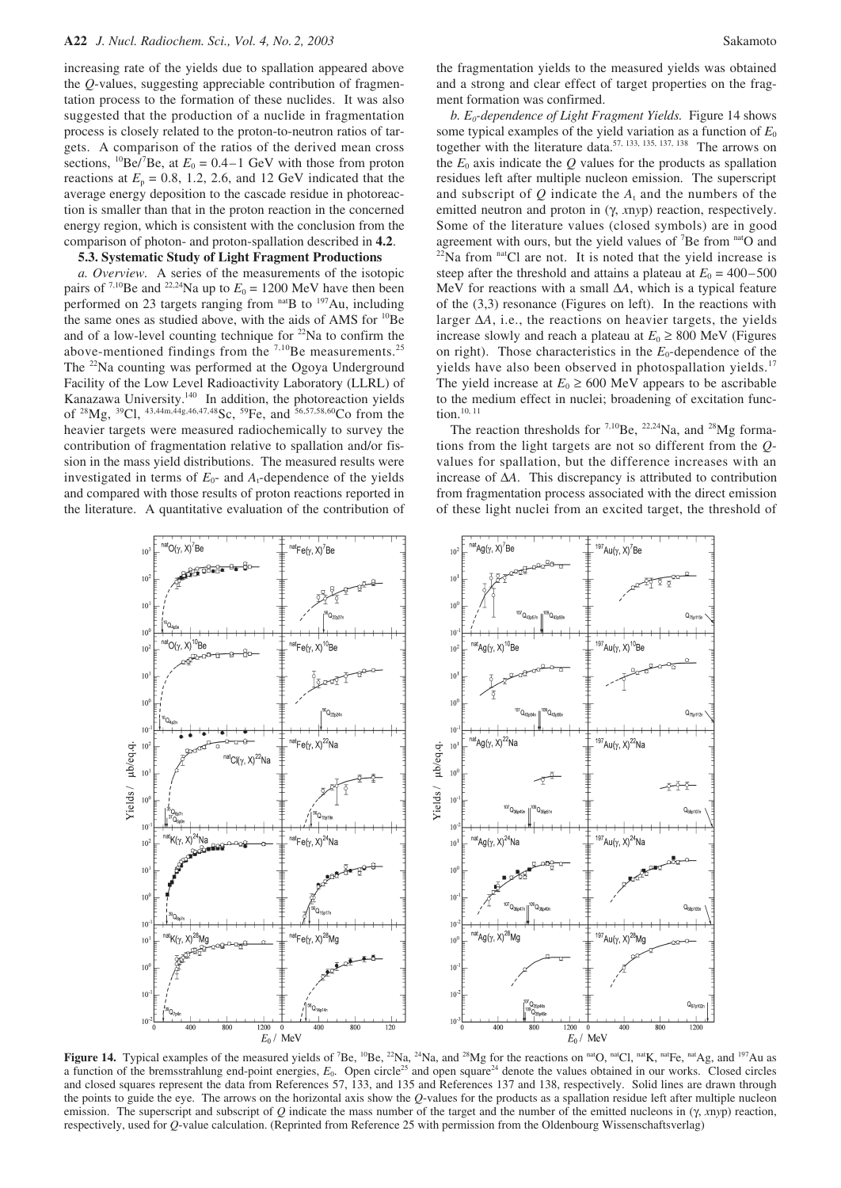increasing rate of the yields due to spallation appeared above the $Q$-values, suggesting appreciable contribution of fragmentation process to the formation of these nuclides. It was also suggested that the production of a nuclide in fragmentation process is closely related to the proton-to-neutron ratios of targets. A comparison of the ratios of the derived mean cross sections, $^{10}$Be/$^{7}$Be, at $E_0$ = 0.4–1 GeV with those from proton reactions at $E_p$ = 0.8, 1.2, 2.6, and 12 GeV indicated that the average energy deposition to the cascade residue in photoreaction is smaller than that in the proton reaction in the concerned energy region, which is consistent with the conclusion from the comparison of photon- and proton-spallation described in **4.2**.

**5.3. Systematic Study of Light Fragment Productions**

*a. Overview.* A series of the measurements of the isotopic pairs of $^{7,10}$Be and $^{22,24}$Na up to $E_0$ = 1200 MeV have been performed on 23 targets ranging from $^{nat}$B to $^{197}$Au, including the same ones as studied above, with the aids of AMS for $^{10}$Be and of a low-level counting technique for $^{22}$Na to confirm the above-mentioned findings from the $^{7,10}$Be measurements.[25] The $^{22}$Na counting was performed at the Ogoya Underground Facility of the Low Level Radioactivity Laboratory (LLRL) of Kanazawa University.[140] In addition, the photoreaction yields of $^{28}$Mg, $^{39}$Cl, $^{43,44m,44g,46,47,48}$Sc, $^{59}$Fe, and $^{56,57,58,60}$Co from the heavier targets were measured radiochemically to survey the contribution of fragmentation relative to spallation and/or fission in the mass yield distributions. The measured results were investigated in terms of $E_0$- and $A_t$-dependence of the yields and compared with those results of proton reactions reported in the literature. A quantitative evaluation of the contribution of the fragmentation yields to the measured yields was obtained and a strong and clear effect of target properties on the fragment formation was confirmed.

*b. $E_0$-dependence of Light Fragment Yields.* Figure 14 shows some typical examples of the yield variation as a function of $E_0$ together with the literature data.[57, 133, 135, 137, 138] The arrows on the $E_0$ axis indicate the $Q$ values for the products as spallation residues left after multiple nucleon emission. The superscript and subscript of $Q$ indicate the $A_t$ and the numbers of the emitted neutron and proton in (γ, *x*n*y*p) reaction, respectively. Some of the literature values (closed symbols) are in good agreement with ours, but the yield values of $^{7}$Be from $^{nat}$O and $^{22}$Na from $^{nat}$Cl are not. It is noted that the yield increase is steep after the threshold and attains a plateau at $E_0$ = 400–500 MeV for reactions with a small Δ$A$, which is a typical feature of the (3,3) resonance (Figures on left). In the reactions with larger Δ$A$, i.e., the reactions on heavier targets, the yields increase slowly and reach a plateau at $E_0$ ≥ 800 MeV (Figures on right). Those characteristics in the $E_0$-dependence of the yields have also been observed in photospallation yields.[17] The yield increase at $E_0$ ≥ 600 MeV appears to be ascribable to the medium effect in nuclei; broadening of excitation function.[10, 11]

The reaction thresholds for $^{7,10}$Be, $^{22,24}$Na, and $^{28}$Mg formations from the light targets are not so different from the $Q$-values for spallation, but the difference increases with an increase of Δ$A$. This discrepancy is attributed to contribution from fragmentation process associated with the direct emission of these light nuclei from an excited target, the threshold of

natO(γ, X)7Be
natFe(γ, X)7Be
natAg(γ, X)7Be
197Au(γ, X)7Be
natO(γ, X)10Be
natFe(γ, X)10Be
natAg(γ, X)10Be
197Au(γ, X)10Be
natCl(γ, X)22Na
natFe(γ, X)22Na
natAg(γ, X)22Na
197Au(γ, X)22Na
natK(γ, X)24Na
natFe(γ, X)24Na
natAg(γ, X)24Na
197Au(γ, X)24Na
natK(γ, X)28Mg
natFe(γ, X)28Mg
natAg(γ, X)28Mg
197Au(γ, X)28Mg
Yields / μb/eq.q.
$E_0$ / MeV

**Figure 14.** Typical examples of the measured yields of $^{7}$Be, $^{10}$Be, $^{22}$Na, $^{24}$Na, and $^{28}$Mg for the reactions on $^{nat}$O, $^{nat}$Cl, $^{nat}$K, $^{nat}$Fe, $^{nat}$Ag, and $^{197}$Au as a function of the bremsstrahlung end-point energies, $E_0$. Open circle[25] and open square[24] denote the values obtained in our works. Closed circles and closed squares represent the data from References 57, 133, and 135 and References 137 and 138, respectively. Solid lines are drawn through the points to guide the eye. The arrows on the horizontal axis show the $Q$-values for the products as a spallation residue left after multiple nucleon emission. The superscript and subscript of $Q$ indicate the mass number of the target and the number of the emitted nucleons in (γ, *x*n*y*p) reaction, respectively, used for $Q$-value calculation. (Reprinted from Reference 25 with permission from the Oldenbourg Wissenschaftsverlag)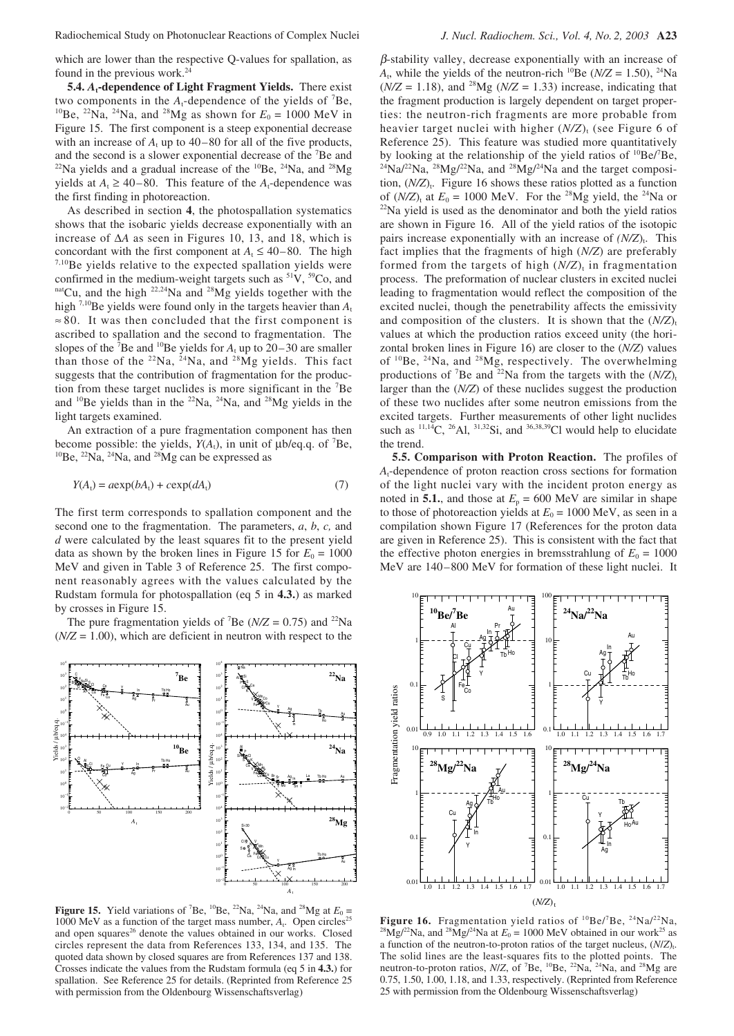which are lower than the respective Q-values for spallation, as found in the previous work.[24]

**5.4. $A_t$-dependence of Light Fragment Yields.** There exist two components in the $A_t$-dependence of the yields of $^7$Be, $^{10}$Be, $^{22}$Na, $^{24}$Na, and $^{28}$Mg as shown for $E_0$ = 1000 MeV in Figure 15. The first component is a steep exponential decrease with an increase of $A_t$ up to 40–80 for all of the five products, and the second is a slower exponential decrease of the $^7$Be and $^{22}$Na yields and a gradual increase of the $^{10}$Be, $^{24}$Na, and $^{28}$Mg yields at $A_t \geq$ 40–80. This feature of the $A_t$-dependence was the first finding in photoreaction.

As described in section **4**, the photospallation systematics shows that the isobaric yields decrease exponentially with an increase of $\Delta A$ as seen in Figures 10, 13, and 18, which is concordant with the first component at $A_t \leq$ 40–80. The high $^{7,10}$Be yields relative to the expected spallation yields were confirmed in the medium-weight targets such as $^{51}$V, $^{59}$Co, and $^{nat}$Cu, and the high $^{22,24}$Na and $^{28}$Mg yields together with the high $^{7,10}$Be yields were found only in the targets heavier than $A_t \approx 80$. It was then concluded that the first component is ascribed to spallation and the second to fragmentation. The slopes of the $^7$Be and $^{10}$Be yields for $A_t$ up to 20–30 are smaller than those of the $^{22}$Na, $^{24}$Na, and $^{28}$Mg yields. This fact suggests that the contribution of fragmentation for the production from these target nuclides is more significant in the $^7$Be and $^{10}$Be yields than in the $^{22}$Na, $^{24}$Na, and $^{28}$Mg yields in the light targets examined.

An extraction of a pure fragmentation component has then become possible: the yields, $Y(A_t)$, in unit of μb/eq.q. of $^7$Be, $^{10}$Be, $^{22}$Na, $^{24}$Na, and $^{28}$Mg can be expressed as

$$Y(A_t) = a\exp(bA_t) + c\exp(dA_t) \tag{7}$$

The first term corresponds to spallation component and the second one to the fragmentation. The parameters, *a*, *b*, *c,* and *d* were calculated by the least squares fit to the present yield data as shown by the broken lines in Figure 15 for $E_0$ = 1000 MeV and given in Table 3 of Reference 25. The first component reasonably agrees with the values calculated by the Rudstam formula for photospallation (eq 5 in **4.3.**) as marked by crosses in Figure 15.

The pure fragmentation yields of $^7$Be ($N/Z$ = 0.75) and $^{22}$Na ($N/Z$ = 1.00), which are deficient in neutron with respect to the $\beta$-stability valley, decrease exponentially with an increase of $A_t$, while the yields of the neutron-rich $^{10}$Be ($N/Z$ = 1.50), $^{24}$Na ($N/Z$ = 1.18), and $^{28}$Mg ($N/Z$ = 1.33) increase, indicating that the fragment production is largely dependent on target properties: the neutron-rich fragments are more probable from heavier target nuclei with higher $(N/Z)_t$ (see Figure 6 of Reference 25). This feature was studied more quantitatively by looking at the relationship of the yield ratios of $^{10}$Be/$^7$Be, $^{24}$Na/$^{22}$Na, $^{28}$Mg/$^{22}$Na, and $^{28}$Mg/$^{24}$Na and the target composition, $(N/Z)_t$. Figure 16 shows these ratios plotted as a function of $(N/Z)_t$ at $E_0$ = 1000 MeV. For the $^{28}$Mg yield, the $^{24}$Na or $^{22}$Na yield is used as the denominator and both the yield ratios are shown in Figure 16. All of the yield ratios of the isotopic pairs increase exponentially with an increase of $(N/Z)_t$. This fact implies that the fragments of high ($N/Z$) are preferably formed from the targets of high $(N/Z)_t$ in fragmentation process. The preformation of nuclear clusters in excited nuclei leading to fragmentation would reflect the composition of the excited nuclei, though the penetrability affects the emissivity and composition of the clusters. It is shown that the $(N/Z)_t$ values at which the production ratios exceed unity (the horizontal broken lines in Figure 16) are closer to the ($N/Z$) values of $^{10}$Be, $^{24}$Na, and $^{28}$Mg, respectively. The overwhelming productions of $^7$Be and $^{22}$Na from the targets with the $(N/Z)_t$ larger than the ($N/Z$) of these nuclides suggest the production of these two nuclides after some neutron emissions from the excited targets. Further measurements of other light nuclides such as $^{11,14}$C, $^{26}$Al, $^{31,32}$Si, and $^{36,38,39}$Cl would help to elucidate the trend.

**5.5. Comparison with Proton Reaction.** The profiles of $A_t$-dependence of proton reaction cross sections for formation of the light nuclei vary with the incident proton energy as noted in **5.1.**, and those at $E_p$ = 600 MeV are similar in shape to those of photoreaction yields at $E_0$ = 1000 MeV, as seen in a compilation shown Figure 17 (References for the proton data are given in Reference 25). This is consistent with the fact that the effective photon energies in bremsstrahlung of $E_0$ = 1000 MeV are 140–800 MeV for formation of these light nuclei. It

**Figure 15.** Yield variations of $^7$Be, $^{10}$Be, $^{22}$Na, $^{24}$Na, and $^{28}$Mg at $E_0$ = 1000 MeV as a function of the target mass number, $A_t$. Open circles[25] and open squares[26] denote the values obtained in our works. Closed circles represent the data from References 133, 134, and 135. The quoted data shown by closed squares are from References 137 and 138. Crosses indicate the values from the Rudstam formula (eq 5 in **4.3.**) for spallation. See Reference 25 for details. (Reprinted from Reference 25 with permission from the Oldenbourg Wissenschaftsverlag)

**Figure 16.** Fragmentation yield ratios of $^{10}$Be/$^7$Be, $^{24}$Na/$^{22}$Na, $^{28}$Mg/$^{22}$Na, and $^{28}$Mg/$^{24}$Na at $E_0$ = 1000 MeV obtained in our work[25] as a function of the neutron-to-proton ratios of the target nucleus, $(N/Z)_t$. The solid lines are the least-squares fits to the plotted points. The neutron-to-proton ratios, $N/Z$, of $^7$Be, $^{10}$Be, $^{22}$Na, $^{24}$Na, and $^{28}$Mg are 0.75, 1.50, 1.00, 1.18, and 1.33, respectively. (Reprinted from Reference 25 with permission from the Oldenbourg Wissenschaftsverlag)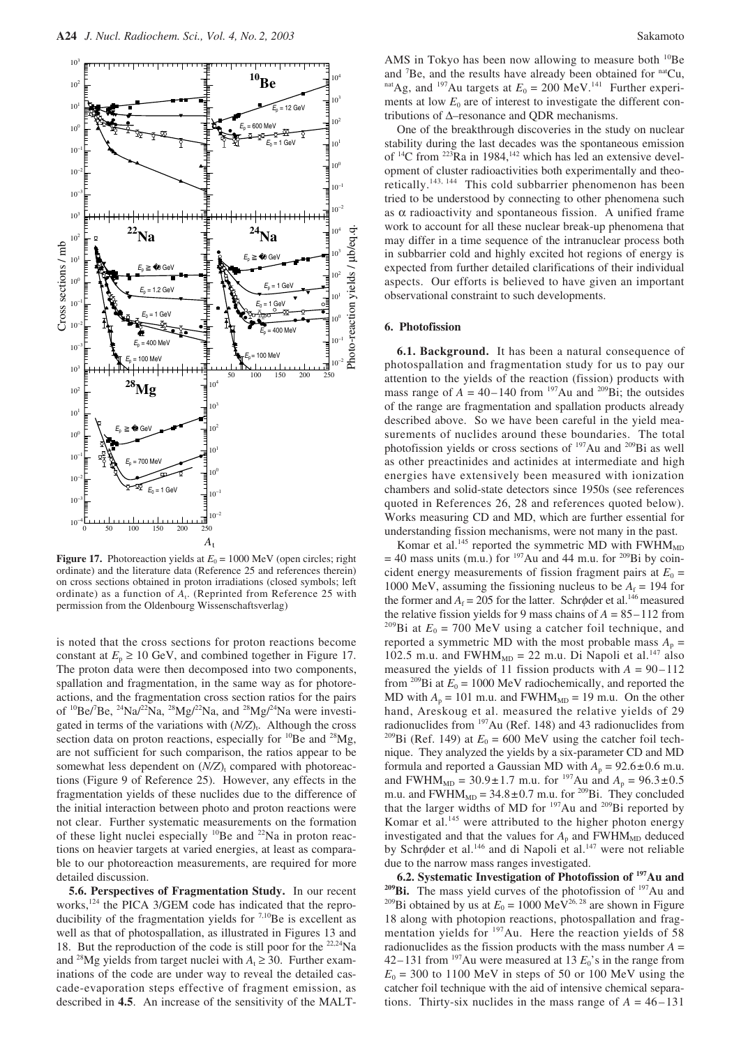10[3]

10[2]

10[1]

10[0]

10[-1]

10[-2]

10[-3]

10[4]

10[3]

10[2]

10[1]

10[0]

10[-1]

10[-2]

$^{10}$Be

$E_p$ = 12 GeV

$E_p$ = 600 MeV

$E_0$ = 1 GeV

$^{22}$Na

$E_p \geq$ 10 GeV

$E_p$ = 1.2 GeV

$E_0$ = 1 GeV

$E_p$ = 400 MeV

$E_p$ = 100 MeV

$^{24}$Na

$E_p \geq$ 10 GeV

$E_p$ = 1 GeV

$E_0$ = 1 GeV

$E_p$ = 400 MeV

$E_p$ = 100 MeV

$^{28}$Mg

$E_p \geq$ 10 GeV

$E_p$ = 700 MeV

$E_0$ = 1 GeV

Cross sections / mb

Photo-reaction yields / μb/eq.q.

0 50 100 150 200 250

$A_t$

**Figure 17.** Photoreaction yields at $E_0$ = 1000 MeV (open circles; right ordinate) and the literature data (Reference 25 and references therein) on cross sections obtained in proton irradiations (closed symbols; left ordinate) as a function of $A_t$. (Reprinted from Reference 25 with permission from the Oldenbourg Wissenschaftsverlag)

is noted that the cross sections for proton reactions become constant at $E_p \geq 10$ GeV, and combined together in Figure 17. The proton data were then decomposed into two components, spallation and fragmentation, in the same way as for photoreactions, and the fragmentation cross section ratios for the pairs of $^{10}$Be/$^{7}$Be, $^{24}$Na/$^{22}$Na, $^{28}$Mg/$^{22}$Na, and $^{28}$Mg/$^{24}$Na were investigated in terms of the variations with $(N/Z)_t$. Although the cross section data on proton reactions, especially for $^{10}$Be and $^{28}$Mg, are not sufficient for such comparison, the ratios appear to be somewhat less dependent on $(N/Z)_t$ compared with photoreactions (Figure 9 of Reference 25). However, any effects in the fragmentation yields of these nuclides due to the difference of the initial interaction between photo and proton reactions were not clear. Further systematic measurements on the formation of these light nuclei especially $^{10}$Be and $^{22}$Na in proton reactions on heavier targets at varied energies, at least as comparable to our photoreaction measurements, are required for more detailed discussion.

**5.6. Perspectives of Fragmentation Study.** In our recent works,[124] the PICA 3/GEM code has indicated that the reproducibility of the fragmentation yields for $^{7,10}$Be is excellent as well as that of photospallation, as illustrated in Figures 13 and 18. But the reproduction of the code is still poor for the $^{22,24}$Na and $^{28}$Mg yields from target nuclei with $A_t \geq 30$. Further examinations of the code are under way to reveal the detailed cascade-evaporation steps effective of fragment emission, as described in **4.5**. An increase of the sensitivity of the MALT-AMS in Tokyo has been now allowing to measure both $^{10}$Be and $^{7}$Be, and the results have already been obtained for $^{nat}$Cu, $^{nat}$Ag, and $^{197}$Au targets at $E_0$ = 200 MeV.[141] Further experiments at low $E_0$ are of interest to investigate the different contributions of Δ–resonance and QDR mechanisms.

One of the breakthrough discoveries in the study on nuclear stability during the last decades was the spontaneous emission of $^{14}$C from $^{223}$Ra in 1984,[142] which has led an extensive development of cluster radioactivities both experimentally and theoretically.[143, 144] This cold subbarrier phenomenon has been tried to be understood by connecting to other phenomena such as α radioactivity and spontaneous fission. A unified frame work to account for all these nuclear break-up phenomena that may differ in a time sequence of the intranuclear process both in subbarrier cold and highly excited hot regions of energy is expected from further detailed clarifications of their individual aspects. Our efforts is believed to have given an important observational constraint to such developments.

## 6. Photofission

**6.1. Background.** It has been a natural consequence of photospallation and fragmentation study for us to pay our attention to the yields of the reaction (fission) products with mass range of $A$ = 40–140 from $^{197}$Au and $^{209}$Bi; the outsides of the range are fragmentation and spallation products already described above. So we have been careful in the yield measurements of nuclides around these boundaries. The total photofission yields or cross sections of $^{197}$Au and $^{209}$Bi as well as other preactinides and actinides at intermediate and high energies have extensively been measured with ionization chambers and solid-state detectors since 1950s (see references quoted in References 26, 28 and references quoted below). Works measuring CD and MD, which are further essential for understanding fission mechanisms, were not many in the past.

Komar et al.[145] reported the symmetric MD with $\mathrm{FWHM_{MD}}$ = 40 mass units (m.u.) for $^{197}$Au and 44 m.u. for $^{209}$Bi by coincident energy measurements of fission fragment pairs at $E_0$ = 1000 MeV, assuming the fissioning nucleus to be $A_f$ = 194 for the former and $A_f$ = 205 for the latter. Schrϕder et al.[146] measured the relative fission yields for 9 mass chains of $A$ = 85–112 from $^{209}$Bi at $E_0$ = 700 MeV using a catcher foil technique, and reported a symmetric MD with the most probable mass $A_p$ = 102.5 m.u. and $\mathrm{FWHM_{MD}}$ = 22 m.u. Di Napoli et al.[147] also measured the yields of 11 fission products with $A$ = 90–112 from $^{209}$Bi at $E_0$ = 1000 MeV radiochemically, and reported the MD with $A_p$ = 101 m.u. and $\mathrm{FWHM_{MD}}$ = 19 m.u. On the other hand, Areskoug et al. measured the relative yields of 29 radionuclides from $^{197}$Au (Ref. 148) and 43 radionuclides from $^{209}$Bi (Ref. 149) at $E_0$ = 600 MeV using the catcher foil technique. They analyzed the yields by a six-parameter CD and MD formula and reported a Gaussian MD with $A_p$ = 92.6±0.6 m.u. and $\mathrm{FWHM_{MD}}$ = 30.9±1.7 m.u. for $^{197}$Au and $A_p$ = 96.3±0.5 m.u. and $\mathrm{FWHM_{MD}}$ = 34.8±0.7 m.u. for $^{209}$Bi. They concluded that the larger widths of MD for $^{197}$Au and $^{209}$Bi reported by Komar et al.[145] were attributed to the higher photon energy investigated and that the values for $A_p$ and $\mathrm{FWHM_{MD}}$ deduced by Schrϕder et al.[146] and di Napoli et al.[147] were not reliable due to the narrow mass ranges investigated.

**6.2. Systematic Investigation of Photofission of $^{197}$Au and $^{209}$Bi.** The mass yield curves of the photofission of $^{197}$Au and $^{209}$Bi obtained by us at $E_0$ = 1000 MeV[26, 28] are shown in Figure 18 along with photopion reactions, photospallation and fragmentation yields for $^{197}$Au. Here the reaction yields of 58 radionuclides as the fission products with the mass number $A$ = 42–131 from $^{197}$Au were measured at 13 $E_0$'s in the range from $E_0$ = 300 to 1100 MeV in steps of 50 or 100 MeV using the catcher foil technique with the aid of intensive chemical separations. Thirty-six nuclides in the mass range of $A$ = 46–131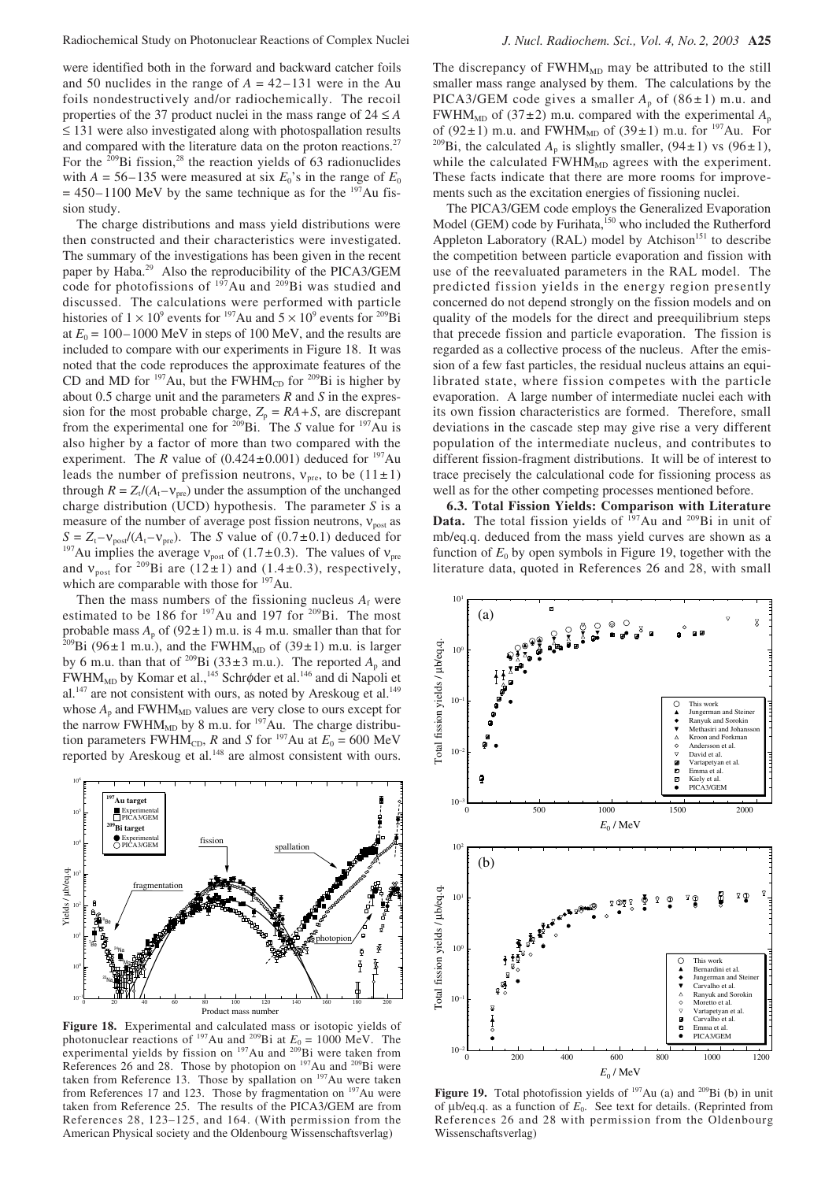were identified both in the forward and backward catcher foils and 50 nuclides in the range of $A = 42-131$ were in the Au foils nondestructively and/or radiochemically. The recoil properties of the 37 product nuclei in the mass range of $24 \leq A \leq 131$ were also investigated along with photospallation results and compared with the literature data on the proton reactions.[27] For the $^{209}$Bi fission,[28] the reaction yields of 63 radionuclides with $A = 56-135$ were measured at six $E_0$'s in the range of $E_0 = 450-1100$ MeV by the same technique as for the $^{197}$Au fission study.

The charge distributions and mass yield distributions were then constructed and their characteristics were investigated. The summary of the investigations has been given in the recent paper by Haba.[29] Also the reproducibility of the PICA3/GEM code for photofissions of $^{197}$Au and $^{209}$Bi was studied and discussed. The calculations were performed with particle histories of $1 \times 10^9$ events for $^{197}$Au and $5 \times 10^9$ events for $^{209}$Bi at $E_0 = 100-1000$ MeV in steps of 100 MeV, and the results are included to compare with our experiments in Figure 18. It was noted that the code reproduces the approximate features of the CD and MD for $^{197}$Au, but the $\text{FWHM}_{\text{CD}}$ for $^{209}$Bi is higher by about 0.5 charge unit and the parameters $R$ and $S$ in the expression for the most probable charge, $Z_p = RA+S$, are discrepant from the experimental one for $^{209}$Bi. The $S$ value for $^{197}$Au is also higher by a factor of more than two compared with the experiment. The $R$ value of $(0.424 \pm 0.001)$ deduced for $^{197}$Au leads the number of prefission neutrons, $\nu_{\text{pre}}$, to be $(11 \pm 1)$ through $R = Z_t/(A_t - \nu_{\text{pre}})$ under the assumption of the unchanged charge distribution (UCD) hypothesis. The parameter $S$ is a measure of the number of average post fission neutrons, $\nu_{\text{post}}$ as $S = Z_t - \nu_{\text{post}}/(A_t - \nu_{\text{pre}})$. The $S$ value of $(0.7 \pm 0.1)$ deduced for $^{197}$Au implies the average $\nu_{\text{post}}$ of $(1.7 \pm 0.3)$. The values of $\nu_{\text{pre}}$ and $\nu_{\text{post}}$ for $^{209}$Bi are $(12 \pm 1)$ and $(1.4 \pm 0.3)$, respectively, which are comparable with those for $^{197}$Au.

Then the mass numbers of the fissioning nucleus $A_f$ were estimated to be 186 for $^{197}$Au and 197 for $^{209}$Bi. The most probable mass $A_p$ of $(92 \pm 1)$ m.u. is 4 m.u. smaller than that for $^{209}$Bi $(96 \pm 1$ m.u.), and the $\text{FWHM}_{\text{MD}}$ of $(39 \pm 1)$ m.u. is larger by 6 m.u. than that of $^{209}$Bi $(33 \pm 3$ m.u.). The reported $A_p$ and $\text{FWHM}_{\text{MD}}$ by Komar et al.,[145] Schrϕder et al.[146] and di Napoli et al.[147] are not consistent with ours, as noted by Areskoug et al.[149] whose $A_p$ and $\text{FWHM}_{\text{MD}}$ values are very close to ours except for the narrow $\text{FWHM}_{\text{MD}}$ by 8 m.u. for $^{197}$Au. The charge distribution parameters $\text{FWHM}_{\text{CD}}$, $R$ and $S$ for $^{197}$Au at $E_0 = 600$ MeV reported by Areskoug et al.[148] are almost consistent with ours.

$^{197}$Au target
Experimental
PICA3/GEM
$^{209}$Bi target
Experimental
PICA3/GEM
fission
spallation
fragmentation
photopion
Yields / μb/eq.q.
Product mass number

**Figure 18.** Experimental and calculated mass or isotopic yields of photonuclear reactions of $^{197}$Au and $^{209}$Bi at $E_0 = 1000$ MeV. The experimental yields by fission on $^{197}$Au and $^{209}$Bi were taken from References 26 and 28. Those by photopion on $^{197}$Au and $^{209}$Bi were taken from Reference 13. Those by spallation on $^{197}$Au were taken from References 17 and 123. Those by fragmentation on $^{197}$Au were taken from Reference 25. The results of the PICA3/GEM are from References 28, 123–125, and 164. (With permission from the American Physical society and the Oldenbourg Wissenschaftsverlag)

The discrepancy of $\text{FWHM}_{\text{MD}}$ may be attributed to the still smaller mass range analysed by them. The calculations by the PICA3/GEM code gives a smaller $A_p$ of $(86 \pm 1)$ m.u. and $\text{FWHM}_{\text{MD}}$ of $(37 \pm 2)$ m.u. compared with the experimental $A_p$ of $(92 \pm 1)$ m.u. and $\text{FWHM}_{\text{MD}}$ of $(39 \pm 1)$ m.u. for $^{197}$Au. For $^{209}$Bi, the calculated $A_p$ is slightly smaller, $(94 \pm 1)$ vs $(96 \pm 1)$, while the calculated $\text{FWHM}_{\text{MD}}$ agrees with the experiment. These facts indicate that there are more rooms for improvements such as the excitation energies of fissioning nuclei.

The PICA3/GEM code employs the Generalized Evaporation Model (GEM) code by Furihata,[150] who included the Rutherford Appleton Laboratory (RAL) model by Atchison[151] to describe the competition between particle evaporation and fission with use of the reevaluated parameters in the RAL model. The predicted fission yields in the energy region presently concerned do not depend strongly on the fission models and on quality of the models for the direct and preequilibrium steps that precede fission and particle evaporation. The fission is regarded as a collective process of the nucleus. After the emission of a few fast particles, the residual nucleus attains an equilibrated state, where fission competes with the particle evaporation. A large number of intermediate nuclei each with its own fission characteristics are formed. Therefore, small deviations in the cascade step may give rise a very different population of the intermediate nucleus, and contributes to different fission-fragment distributions. It will be of interest to trace precisely the calculational code for fissioning process as well as for the other competing processes mentioned before.

**6.3. Total Fission Yields: Comparison with Literature Data.** The total fission yields of $^{197}$Au and $^{209}$Bi in unit of mb/eq.q. deduced from the mass yield curves are shown as a function of $E_0$ by open symbols in Figure 19, together with the literature data, quoted in References 26 and 28, with small

(a)
Total fission yields / μb/eq.q.
$E_0$ / MeV
This work
Jungerman and Steiner
Ranyuk and Sorokin
Methasiri and Johansson
Kroon and Forkman
Andersson et al.
David et al.
Vartapetyan et al.
Emma et al.
Kiely et al.
PICA3/GEM

(b)
Total fission yields / μb/eq.q.
$E_0$ / MeV
This work
Bernardini et al.
Jungerman and Steiner
Carvalho et al.
Ranyuk and Sorokin
Moretto et al.
Vartapetyan et al.
Carvalho et al.
Emma et al.
PICA3/GEM

**Figure 19.** Total photofission yields of $^{197}$Au (a) and $^{209}$Bi (b) in unit of μb/eq.q. as a function of $E_0$. See text for details. (Reprinted from References 26 and 28 with permission from the Oldenbourg Wissenschaftsverlag)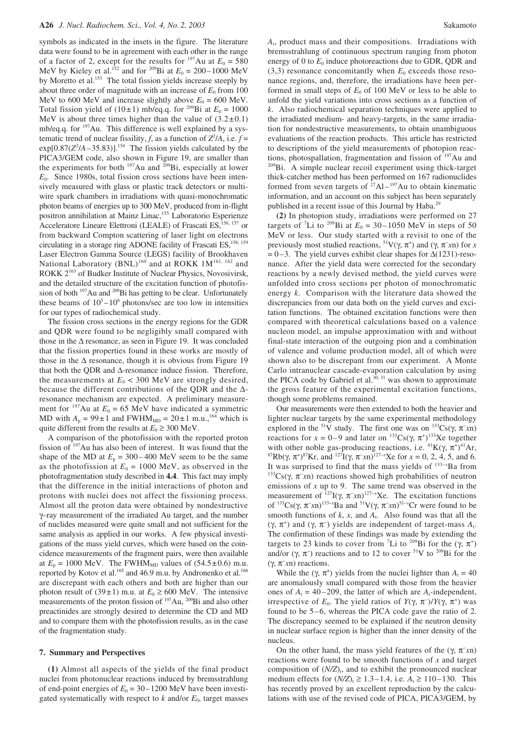symbols as indicated in the insets in the figure. The literature data were found to be in agreement with each other in the range of a factor of 2, except for the results for $^{197}$Au at $E_0$ = 580 MeV by Kieley et al.[152] and for $^{209}$Bi at $E_0$ = 200–1000 MeV by Moretto et al.[153] The total fission yields increase steeply by about three order of magnitude with an increase of $E_0$ from 100 MeV to 600 MeV and increase slightly above $E_0$ = 600 MeV. Total fission yield of (10±1) mb/eq.q. for $^{209}$Bi at $E_0$ = 1000 MeV is about three times higher than the value of (3.2±0.1) mb/eq.q. for $^{197}$Au. This difference is well explained by a systematic trend of nuclear fissility, $f$, as a function of $Z^2/A$, i.e. $f = \exp[0.87(Z^2/A - 35.83)]$.[154] The fission yields calculated by the PICA3/GEM code, also shown in Figure 19, are smaller than the experiments for both $^{197}$Au and $^{209}$Bi, especially at lower $E_0$. Since 1980s, total fission cross sections have been intensively measured with glass or plastic track detectors or multiwire spark chambers in irradiations with quasi-monochromatic photon beams of energies up to 300 MeV, produced from in-flight positron annihilation at Mainz Linac,[155] Laboratorio Esperienze Acceleratore Lineare Elettroni (LEALE) of Frascati ES,[156, 157] or from backward Compton scattering of laser light on electrons circulating in a storage ring ADONE facility of Frascati ES,[158, 159] Laser Electron Gamma Source (LEGS) facility of Brookhaven National Laboratory (BNL)[160] and at ROKK 1M[161, 162] and ROKK 2[163] of Budker Institute of Nuclear Physics, Novosivirsk, and the detailed structure of the excitation function of photofission of both $^{197}$Au and $^{209}$Bi has getting to be clear. Unfortunately these beams of $10^5$–$10^6$ photons/sec are too low in intensities for our types of radiochemical study.

The fission cross sections in the energy regions for the GDR and QDR were found to be negligibly small compared with those in the Δ resonance, as seen in Figure 19. It was concluded that the fission properties found in these works are mostly of those in the Δ resonance, though it is obvious from Figure 19 that both the QDR and Δ-resonance induce fission. Therefore, the measurements at $E_0$ < 300 MeV are strongly desired, because the different contributions of the QDR and the Δ-resonance mechanism are expected. A preliminary measurement for $^{197}$Au at $E_0$ = 65 MeV have indicated a symmetric MD with $A_p$ = 99±1 and FWHM$_{MD}$ = 20±1 m.u.,[164] which is quite different from the results at $E_0$ ≥ 300 MeV.

A comparison of the photofission with the reported proton fission of $^{197}$Au has also been of interest. It was found that the shape of the MD at $E_p$ = 300–400 MeV seem to be the same as the photofission at $E_0$ = 1000 MeV, as observed in the photofragmentation study described in **4.4**. This fact may imply that the difference in the initial interactions of photon and protons with nuclei does not affect the fissioning process. Almost all the proton data were obtained by nondestructive γ–ray measurement of the irradiated Au target, and the number of nuclides measured were quite small and not sufficient for the same analysis as applied in our works. A few physical investigations of the mass yield curves, which were based on the coincidence measurements of the fragment pairs, were then available at $E_p$ = 1000 MeV. The FWHM$_{MD}$ values of (54.5±0.6) m.u. reported by Kotov et al.[165] and 46.9 m.u. by Andronenko et al.[166] are discrepant with each others and both are higher than our photon result of (39±1) m.u. at $E_0$ ≥ 600 MeV. The intensive measurements of the proton fission of $^{197}$Au, $^{209}$Bi and also other preactinides are strongly desired to determine the CD and MD and to compare them with the photofission results, as in the case of the fragmentation study.

## 7. Summary and Perspectives

**(1)** Almost all aspects of the yields of the final product nuclei from photonuclear reactions induced by bremsstrahlung of end-point energies of $E_0$ = 30–1200 MeV have been investigated systematically with respect to $k$ and/or $E_0$, target masses $A_t$, product mass and their compositions. Irradiations with bremsstrahlung of continuous spectrum ranging from photon energy of 0 to $E_0$ induce photoreactions due to GDR, QDR and (3,3) resonance concomitantly when $E_0$ exceeds those resonance regions, and, therefore, the irradiations have been performed in small steps of $E_0$ of 100 MeV or less to be able to unfold the yield variations into cross sections as a function of $k$. Also radiochemical separation techniques were applied to the irradiated medium- and heavy-targets, in the same irradiation for nondestructive measurements, to obtain unambiguous evaluations of the reaction products. This article has restricted to descriptions of the yield measurements of photopion reactions, photospallation, fragmentation and fission of $^{197}$Au and $^{209}$Bi. A simple nuclear recoil experiment using thick-target thick-catcher method has been performed on 167 radionuclides formed from seven targets of $^{27}$Al–$^{197}$Au to obtain kinematic information, and an account on this subject has been separately published in a recent issue of this Journal by Haba.[29]

**(2)** In photopion study, irradiations were performed on 27 targets of $^{7}$Li to $^{209}$Bi at $E_0$ = 30–1050 MeV in steps of 50 MeV or less. Our study started with a revisit to one of the previously most studied reactions, $^{51}$V(γ, π$^+$) and (γ, π$^-$$x$n) for $x$ = 0–3. The yield curves exhibit clear shapes for Δ(1231)-resonance. After the yield data were corrected for the secondary reactions by a newly devised method, the yield curves were unfolded into cross sections per photon of monochromatic energy $k$. Comparison with the literature data showed the discrepancies from our data both on the yield curves and excitation functions. The obtained excitation functions were then compared with theoretical calculations based on a valence nucleon model, an impulse approximation with and without final-state interaction of the outgoing pion and a combination of valence and volume production model, all of which were shown also to be discrepant from our experiment. A Monte Carlo intranuclear cascade-evaporation calculation by using the PICA code by Gabriel et al.[30, 31] was shown to approximate the gross feature of the experimental excitation functions, though some problems remained.

Our measurements were then extended to both the heavier and lighter nuclear targets by the same experimental methodology explored in the $^{51}$V study. The first one was on $^{133}$Cs(γ, π$^-$$x$n) reactions for $x$ = 0–9 and later on $^{133}$Cs(γ, π$^+$)$^{133}$Xe together with other noble gas-producing reactions, i.e. $^{41}$K(γ, π$^+$)$^{41}$Ar, $^{87}$Rb(γ, π$^+$)$^{87}$Kr, and $^{127}$I(γ, π$^-$$x$n)$^{127-x}$Xe for $x$ = 0, 2, 4, 5, and 6. It was surprised to find that the mass yields of $^{133-x}$Ba from $^{133}$Cs(γ, π$^-$$x$n) reactions showed high probabilities of neutron emissions of $x$ up to 9. The same trend was observed in the measurement of $^{127}$I(γ, π$^-$$x$n)$^{127-x}$Xe. The excitation functions of $^{133}$Cs(γ, π$^-$$x$n)$^{133-x}$Ba and $^{51}$V(γ, π$^-$$x$n)$^{51-x}$Cr were found to be smooth functions of $k$, $x$, and $A_t$. Also found was that all the (γ, π$^+$) and (γ, π$^-$) yields are independent of target-mass $A_t$. The confirmation of these findings was made by extending the targets to 23 kinds to cover from $^{7}$Li to $^{209}$Bi for the (γ, π$^+$) and/or (γ, π$^-$) reactions and to 12 to cover $^{51}$V to $^{209}$Bi for the (γ, π$^-$$x$n) reactions.

While the (γ, π$^±$) yields from the nuclei lighter than $A_t$ = 40 are anomalously small compared with those from the heavier ones of $A_t$ = 40–209, the latter of which are $A_t$-independent, irrespective of $E_0$. The yield ratios of $Y$(γ, π$^-$)/$Y$(γ, π$^+$) was found to be 5–6, whereas the PICA code gave the ratio of 2. The discrepancy seemed to be explained if the neutron density in nuclear surface region is higher than the inner density of the nucleus.

On the other hand, the mass yield features of the (γ, π$^-$$x$n) reactions were found to be smooth functions of $x$ and target composition of $(N/Z)_t$, and to exhibit the pronounced nuclear medium effects for $(N/Z)_t$ ≥ 1.3–1.4, i.e. $A_t$ ≥ 110–130. This has recently proved by an excellent reproduction by the calculations with use of the revised code of PICA, PICA3/GEM, by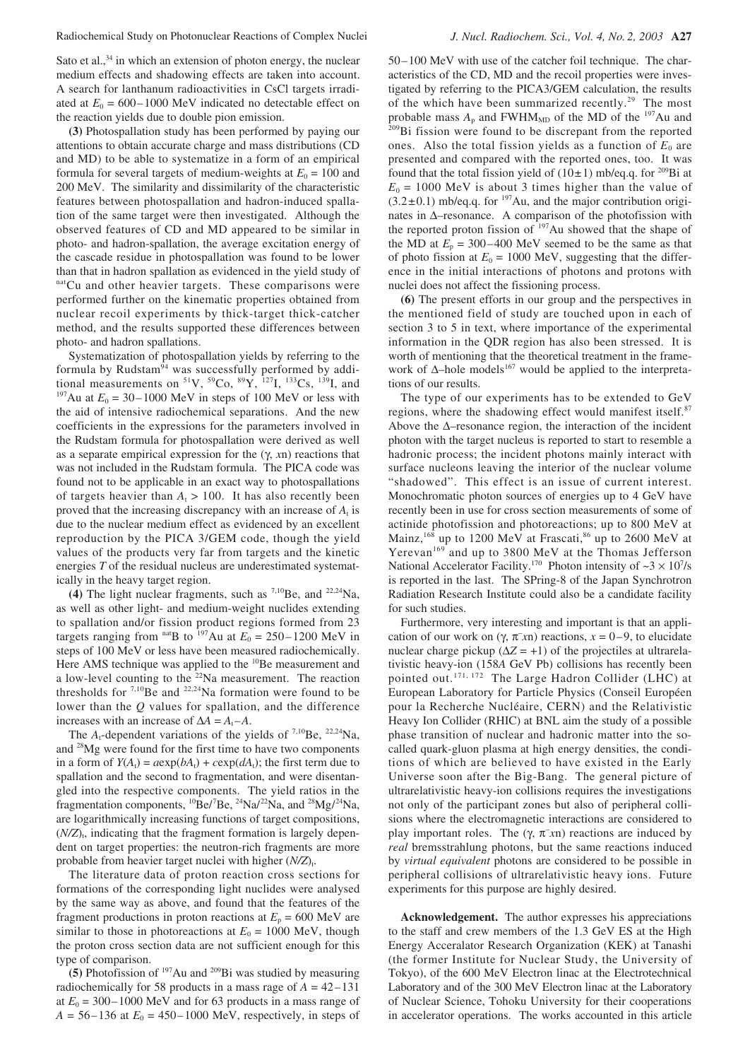Sato et al.,[34] in which an extension of photon energy, the nuclear medium effects and shadowing effects are taken into account. A search for lanthanum radioactivities in CsCl targets irradiated at $E_0$ = 600–1000 MeV indicated no detectable effect on the reaction yields due to double pion emission.

**(3)** Photospallation study has been performed by paying our attentions to obtain accurate charge and mass distributions (CD and MD) to be able to systematize in a form of an empirical formula for several targets of medium-weights at $E_0$ = 100 and 200 MeV. The similarity and dissimilarity of the characteristic features between photospallation and hadron-induced spallation of the same target were then investigated. Although the observed features of CD and MD appeared to be similar in photo- and hadron-spallation, the average excitation energy of the cascade residue in photospallation was found to be lower than that in hadron spallation as evidenced in the yield study of $^{nat}$Cu and other heavier targets. These comparisons were performed further on the kinematic properties obtained from nuclear recoil experiments by thick-target thick-catcher method, and the results supported these differences between photo- and hadron spallations.

Systematization of photospallation yields by referring to the formula by Rudstam[94] was successfully performed by additional measurements on $^{51}$V, $^{59}$Co, $^{89}$Y, $^{127}$I, $^{133}$Cs, $^{139}$I, and $^{197}$Au at $E_0$ = 30–1000 MeV in steps of 100 MeV or less with the aid of intensive radiochemical separations. And the new coefficients in the expressions for the parameters involved in the Rudstam formula for photospallation were derived as well as a separate empirical expression for the (γ, $x$n) reactions that was not included in the Rudstam formula. The PICA code was found not to be applicable in an exact way to photospallations of targets heavier than $A_t > 100$. It has also recently been proved that the increasing discrepancy with an increase of $A_t$ is due to the nuclear medium effect as evidenced by an excellent reproduction by the PICA 3/GEM code, though the yield values of the products very far from targets and the kinetic energies $T$ of the residual nucleus are underestimated systematically in the heavy target region.

**(4)** The light nuclear fragments, such as $^{7,10}$Be, and $^{22,24}$Na, as well as other light- and medium-weight nuclides extending to spallation and/or fission product regions formed from 23 targets ranging from $^{nat}$B to $^{197}$Au at $E_0$ = 250–1200 MeV in steps of 100 MeV or less have been measured radiochemically. Here AMS technique was applied to the $^{10}$Be measurement and a low-level counting to the $^{22}$Na measurement. The reaction thresholds for $^{7,10}$Be and $^{22,24}$Na formation were found to be lower than the $Q$ values for spallation, and the difference increases with an increase of $\Delta A = A_t - A$.

The $A_t$-dependent variations of the yields of $^{7,10}$Be, $^{22,24}$Na, and $^{28}$Mg were found for the first time to have two components in a form of $Y(A_t) = a\exp(bA_t) + c\exp(dA_t)$; the first term due to spallation and the second to fragmentation, and were disentangled into the respective components. The yield ratios in the fragmentation components, $^{10}$Be/$^{7}$Be, $^{24}$Na/$^{22}$Na, and $^{28}$Mg/$^{24}$Na, are logarithmically increasing functions of target compositions, $(N/Z)_t$, indicating that the fragment formation is largely dependent on target properties: the neutron-rich fragments are more probable from heavier target nuclei with higher $(N/Z)_t$.

The literature data of proton reaction cross sections for formations of the corresponding light nuclides were analysed by the same way as above, and found that the features of the fragment productions in proton reactions at $E_p$ = 600 MeV are similar to those in photoreactions at $E_0$ = 1000 MeV, though the proton cross section data are not sufficient enough for this type of comparison.

**(5)** Photofission of $^{197}$Au and $^{209}$Bi was studied by measuring radiochemically for 58 products in a mass rage of $A$ = 42–131 at $E_0$ = 300–1000 MeV and for 63 products in a mass range of $A$ = 56–136 at $E_0$ = 450–1000 MeV, respectively, in steps of 50–100 MeV with use of the catcher foil technique. The characteristics of the CD, MD and the recoil properties were investigated by referring to the PICA3/GEM calculation, the results of the which have been summarized recently.[29] The most probable mass $A_p$ and FWHM$_{MD}$ of the MD of the $^{197}$Au and $^{209}$Bi fission were found to be discrepant from the reported ones. Also the total fission yields as a function of $E_0$ are presented and compared with the reported ones, too. It was found that the total fission yield of (10±1) mb/eq.q. for $^{209}$Bi at $E_0$ = 1000 MeV is about 3 times higher than the value of (3.2±0.1) mb/eq.q. for $^{197}$Au, and the major contribution originates in Δ–resonance. A comparison of the photofission with the reported proton fission of $^{197}$Au showed that the shape of the MD at $E_p$ = 300–400 MeV seemed to be the same as that of photo fission at $E_0$ = 1000 MeV, suggesting that the difference in the initial interactions of photons and protons with nuclei does not affect the fissioning process.

**(6)** The present efforts in our group and the perspectives in the mentioned field of study are touched upon in each of section 3 to 5 in text, where importance of the experimental information in the QDR region has also been stressed. It is worth of mentioning that the theoretical treatment in the framework of Δ–hole models[167] would be applied to the interpretations of our results.

The type of our experiments has to be extended to GeV regions, where the shadowing effect would manifest itself.[87] Above the Δ–resonance region, the interaction of the incident photon with the target nucleus is reported to start to resemble a hadronic process; the incident photons mainly interact with surface nucleons leaving the interior of the nuclear volume "shadowed". This effect is an issue of current interest. Monochromatic photon sources of energies up to 4 GeV have recently been in use for cross section measurements of some of actinide photofission and photoreactions; up to 800 MeV at Mainz,[168] up to 1200 MeV at Frascati,[86] up to 2600 MeV at Yerevan[169] and up to 3800 MeV at the Thomas Jefferson National Accelerator Facility.[170] Photon intensity of ~$3 \times 10^7$/s is reported in the last. The SPring-8 of the Japan Synchrotron Radiation Research Institute could also be a candidate facility for such studies.

Furthermore, very interesting and important is that an application of our work on (γ, $\pi^-x$n) reactions, $x$ = 0–9, to elucidate nuclear charge pickup ($\Delta Z$ = +1) of the projectiles at ultrarelativistic heavy-ion (158$A$ GeV Pb) collisions has recently been pointed out.[171, 172] The Large Hadron Collider (LHC) at European Laboratory for Particle Physics (Conseil Européen pour la Recherche Nucléaire, CERN) and the Relativistic Heavy Ion Collider (RHIC) at BNL aim the study of a possible phase transition of nuclear and hadronic matter into the so-called quark-gluon plasma at high energy densities, the conditions of which are believed to have existed in the Early Universe soon after the Big-Bang. The general picture of ultrarelativistic heavy-ion collisions requires the investigations not only of the participant zones but also of peripheral collisions where the electromagnetic interactions are considered to play important roles. The (γ, $\pi^-x$n) reactions are induced by *real* bremsstrahlung photons, but the same reactions induced by *virtual equivalent* photons are considered to be possible in peripheral collisions of ultrarelativistic heavy ions. Future experiments for this purpose are highly desired.

**Acknowledgement.** The author expresses his appreciations to the staff and crew members of the 1.3 GeV ES at the High Energy Accelerator Research Organization (KEK) at Tanashi (the former Institute for Nuclear Study, the University of Tokyo), of the 600 MeV Electron linac at the Electrotechnical Laboratory and of the 300 MeV Electron linac at the Laboratory of Nuclear Science, Tohoku University for their cooperations in accelerator operations. The works accounted in this article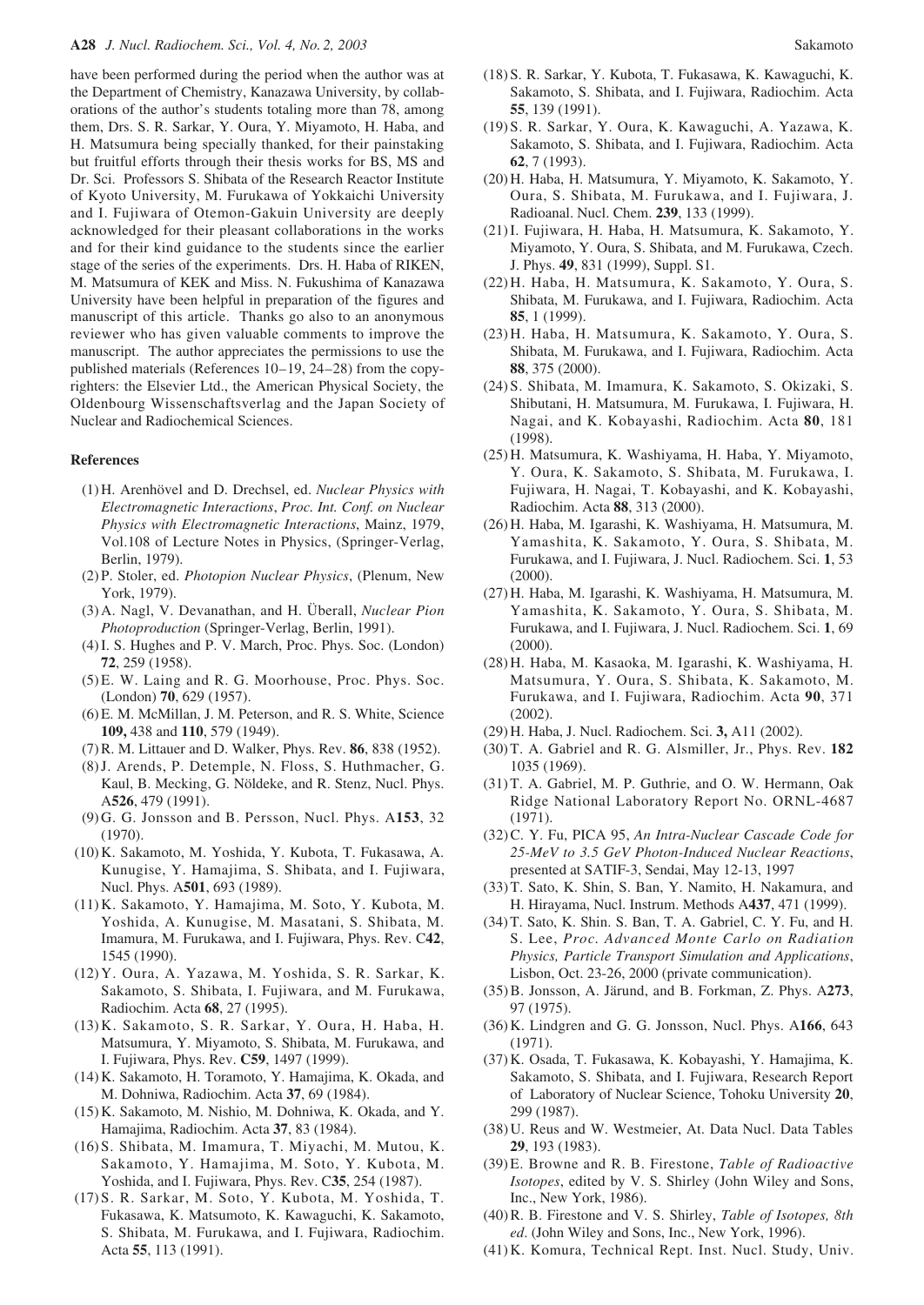have been performed during the period when the author was at the Department of Chemistry, Kanazawa University, by collaborations of the author's students totaling more than 78, among them, Drs. S. R. Sarkar, Y. Oura, Y. Miyamoto, H. Haba, and H. Matsumura being specially thanked, for their painstaking but fruitful efforts through their thesis works for BS, MS and Dr. Sci. Professors S. Shibata of the Research Reactor Institute of Kyoto University, M. Furukawa of Yokkaichi University and I. Fujiwara of Otemon-Gakuin University are deeply acknowledged for their pleasant collaborations in the works and for their kind guidance to the students since the earlier stage of the series of the experiments. Drs. H. Haba of RIKEN, M. Matsumura of KEK and Miss. N. Fukushima of Kanazawa University have been helpful in preparation of the figures and manuscript of this article. Thanks go also to an anonymous reviewer who has given valuable comments to improve the manuscript. The author appreciates the permissions to use the published materials (References 10–19, 24–28) from the copyrighters: the Elsevier Ltd., the American Physical Society, the Oldenbourg Wissenschaftsverlag and the Japan Society of Nuclear and Radiochemical Sciences.

## References

(1) H. Arenhövel and D. Drechsel, ed. *Nuclear Physics with Electromagnetic Interactions*, *Proc. Int. Conf. on Nuclear Physics with Electromagnetic Interactions*, Mainz, 1979, Vol.108 of Lecture Notes in Physics, (Springer-Verlag, Berlin, 1979).

(2) P. Stoler, ed. *Photopion Nuclear Physics*, (Plenum, New York, 1979).

(3) A. Nagl, V. Devanathan, and H. Überall, *Nuclear Pion Photoproduction* (Springer-Verlag, Berlin, 1991).

(4) I. S. Hughes and P. V. March, Proc. Phys. Soc. (London) **72**, 259 (1958).

(5) E. W. Laing and R. G. Moorhouse, Proc. Phys. Soc. (London) **70**, 629 (1957).

(6) E. M. McMillan, J. M. Peterson, and R. S. White, Science **109,** 438 and **110**, 579 (1949).

(7) R. M. Littauer and D. Walker, Phys. Rev. **86**, 838 (1952).

(8) J. Arends, P. Detemple, N. Floss, S. Huthmacher, G. Kaul, B. Mecking, G. Nöldeke, and R. Stenz, Nucl. Phys. A**526**, 479 (1991).

(9) G. G. Jonsson and B. Persson, Nucl. Phys. A**153**, 32 (1970).

(10) K. Sakamoto, M. Yoshida, Y. Kubota, T. Fukasawa, A. Kunugise, Y. Hamajima, S. Shibata, and I. Fujiwara, Nucl. Phys. A**501**, 693 (1989).

(11) K. Sakamoto, Y. Hamajima, M. Soto, Y. Kubota, M. Yoshida, A. Kunugise, M. Masatani, S. Shibata, M. Imamura, M. Furukawa, and I. Fujiwara, Phys. Rev. C**42**, 1545 (1990).

(12) Y. Oura, A. Yazawa, M. Yoshida, S. R. Sarkar, K. Sakamoto, S. Shibata, I. Fujiwara, and M. Furukawa, Radiochim. Acta **68**, 27 (1995).

(13) K. Sakamoto, S. R. Sarkar, Y. Oura, H. Haba, H. Matsumura, Y. Miyamoto, S. Shibata, M. Furukawa, and I. Fujiwara, Phys. Rev. **C59**, 1497 (1999).

(14) K. Sakamoto, H. Toramoto, Y. Hamajima, K. Okada, and M. Dohniwa, Radiochim. Acta **37**, 69 (1984).

(15) K. Sakamoto, M. Nishio, M. Dohniwa, K. Okada, and Y. Hamajima, Radiochim. Acta **37**, 83 (1984).

(16) S. Shibata, M. Imamura, T. Miyachi, M. Mutou, K. Sakamoto, Y. Hamajima, M. Soto, Y. Kubota, M. Yoshida, and I. Fujiwara, Phys. Rev. C**35**, 254 (1987).

(17) S. R. Sarkar, M. Soto, Y. Kubota, M. Yoshida, T. Fukasawa, K. Matsumoto, K. Kawaguchi, K. Sakamoto, S. Shibata, M. Furukawa, and I. Fujiwara, Radiochim. Acta **55**, 113 (1991).

(18) S. R. Sarkar, Y. Kubota, T. Fukasawa, K. Kawaguchi, K. Sakamoto, S. Shibata, and I. Fujiwara, Radiochim. Acta **55**, 139 (1991).

(19) S. R. Sarkar, Y. Oura, K. Kawaguchi, A. Yazawa, K. Sakamoto, S. Shibata, and I. Fujiwara, Radiochim. Acta **62**, 7 (1993).

(20) H. Haba, H. Matsumura, Y. Miyamoto, K. Sakamoto, Y. Oura, S. Shibata, M. Furukawa, and I. Fujiwara, J. Radioanal. Nucl. Chem. **239**, 133 (1999).

(21) I. Fujiwara, H. Haba, H. Matsumura, K. Sakamoto, Y. Miyamoto, Y. Oura, S. Shibata, and M. Furukawa, Czech. J. Phys. **49**, 831 (1999), Suppl. S1.

(22) H. Haba, H. Matsumura, K. Sakamoto, Y. Oura, S. Shibata, M. Furukawa, and I. Fujiwara, Radiochim. Acta **85**, 1 (1999).

(23) H. Haba, H. Matsumura, K. Sakamoto, Y. Oura, S. Shibata, M. Furukawa, and I. Fujiwara, Radiochim. Acta **88**, 375 (2000).

(24) S. Shibata, M. Imamura, K. Sakamoto, S. Okizaki, S. Shibutani, H. Matsumura, M. Furukawa, I. Fujiwara, H. Nagai, and K. Kobayashi, Radiochim. Acta **80**, 181 (1998).

(25) H. Matsumura, K. Washiyama, H. Haba, Y. Miyamoto, Y. Oura, K. Sakamoto, S. Shibata, M. Furukawa, I. Fujiwara, H. Nagai, T. Kobayashi, and K. Kobayashi, Radiochim. Acta **88**, 313 (2000).

(26) H. Haba, M. Igarashi, K. Washiyama, H. Matsumura, M. Yamashita, K. Sakamoto, Y. Oura, S. Shibata, M. Furukawa, and I. Fujiwara, J. Nucl. Radiochem. Sci. **1**, 53 (2000).

(27) H. Haba, M. Igarashi, K. Washiyama, H. Matsumura, M. Yamashita, K. Sakamoto, Y. Oura, S. Shibata, M. Furukawa, and I. Fujiwara, J. Nucl. Radiochem. Sci. **1**, 69 (2000).

(28) H. Haba, M. Kasaoka, M. Igarashi, K. Washiyama, H. Matsumura, Y. Oura, S. Shibata, K. Sakamoto, M. Furukawa, and I. Fujiwara, Radiochim. Acta **90**, 371 (2002).

(29) H. Haba, J. Nucl. Radiochem. Sci. **3,** A11 (2002).

(30) T. A. Gabriel and R. G. Alsmiller, Jr., Phys. Rev. **182** 1035 (1969).

(31) T. A. Gabriel, M. P. Guthrie, and O. W. Hermann, Oak Ridge National Laboratory Report No. ORNL-4687 (1971).

(32) C. Y. Fu, PICA 95, *An Intra-Nuclear Cascade Code for 25-MeV to 3.5 GeV Photon-Induced Nuclear Reactions*, presented at SATIF-3, Sendai, May 12-13, 1997

(33) T. Sato, K. Shin, S. Ban, Y. Namito, H. Nakamura, and H. Hirayama, Nucl. Instrum. Methods A**437**, 471 (1999).

(34) T. Sato, K. Shin. S. Ban, T. A. Gabriel, C. Y. Fu, and H. S. Lee, *Proc. Advanced Monte Carlo on Radiation Physics, Particle Transport Simulation and Applications*, Lisbon, Oct. 23-26, 2000 (private communication).

(35) B. Jonsson, A. Järund, and B. Forkman, Z. Phys. A**273**, 97 (1975).

(36) K. Lindgren and G. G. Jonsson, Nucl. Phys. A**166**, 643 (1971).

(37) K. Osada, T. Fukasawa, K. Kobayashi, Y. Hamajima, K. Sakamoto, S. Shibata, and I. Fujiwara, Research Report of Laboratory of Nuclear Science, Tohoku University **20**, 299 (1987).

(38) U. Reus and W. Westmeier, At. Data Nucl. Data Tables **29**, 193 (1983).

(39) E. Browne and R. B. Firestone, *Table of Radioactive Isotopes*, edited by V. S. Shirley (John Wiley and Sons, Inc., New York, 1986).

(40) R. B. Firestone and V. S. Shirley, *Table of Isotopes, 8th ed.* (John Wiley and Sons, Inc., New York, 1996).

(41) K. Komura, Technical Rept. Inst. Nucl. Study, Univ.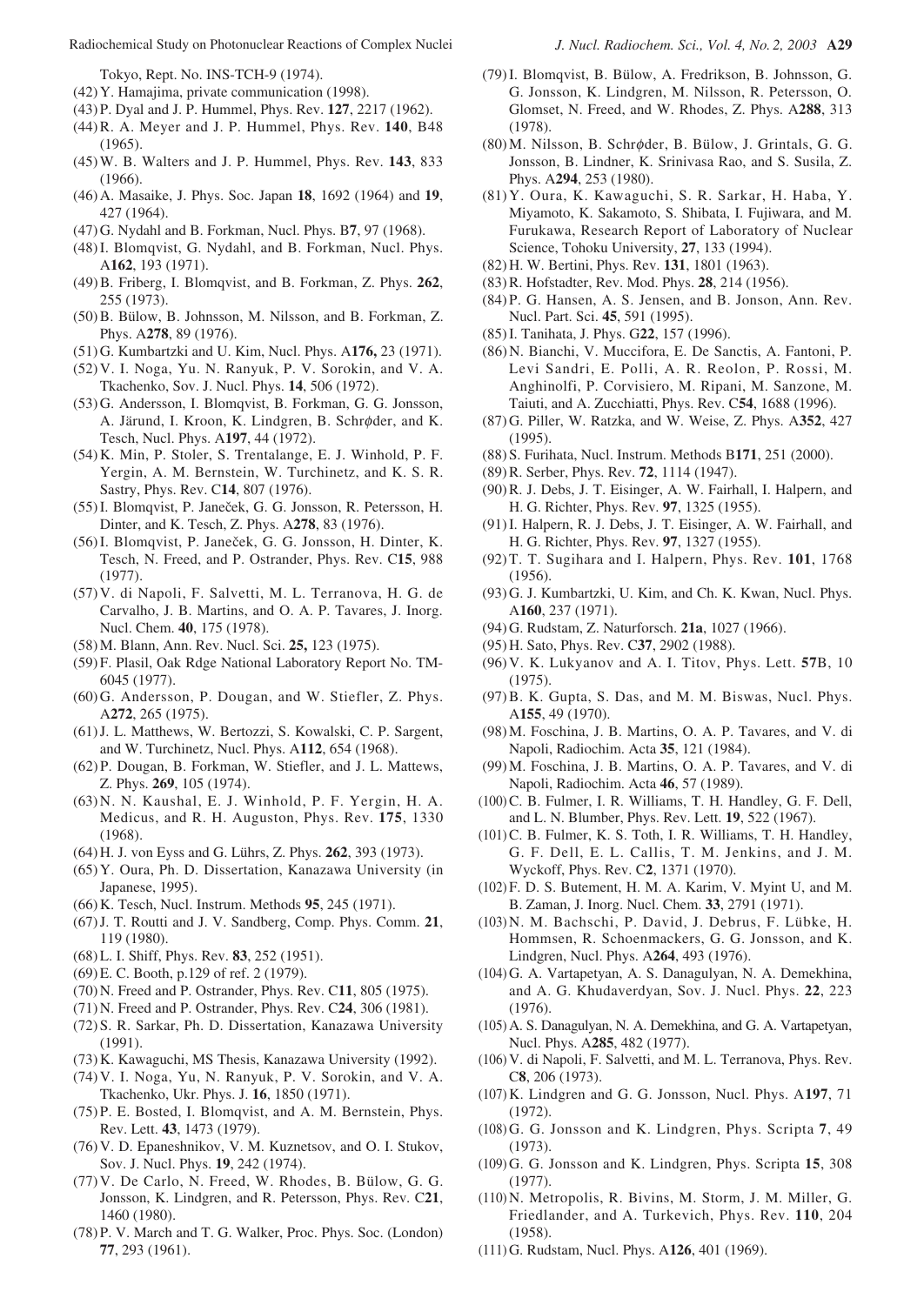Tokyo, Rept. No. INS-TCH-9 (1974).

(42) Y. Hamajima, private communication (1998).

(43) P. Dyal and J. P. Hummel, Phys. Rev. **127**, 2217 (1962).

(44) R. A. Meyer and J. P. Hummel, Phys. Rev. **140**, B48 (1965).

(45) W. B. Walters and J. P. Hummel, Phys. Rev. **143**, 833 (1966).

(46) A. Masaike, J. Phys. Soc. Japan **18**, 1692 (1964) and **19**, 427 (1964).

(47) G. Nydahl and B. Forkman, Nucl. Phys. B**7**, 97 (1968).

(48) I. Blomqvist, G. Nydahl, and B. Forkman, Nucl. Phys. A**162**, 193 (1971).

(49) B. Friberg, I. Blomqvist, and B. Forkman, Z. Phys. **262**, 255 (1973).

(50) B. Bülow, B. Johnsson, M. Nilsson, and B. Forkman, Z. Phys. A**278**, 89 (1976).

(51) G. Kumbartzki and U. Kim, Nucl. Phys. A**176,** 23 (1971).

(52) V. I. Noga, Yu. N. Ranyuk, P. V. Sorokin, and V. A. Tkachenko, Sov. J. Nucl. Phys. **14**, 506 (1972).

(53) G. Andersson, I. Blomqvist, B. Forkman, G. G. Jonsson, A. Järund, I. Kroon, K. Lindgren, B. Schrϕder, and K. Tesch, Nucl. Phys. A**197**, 44 (1972).

(54) K. Min, P. Stoler, S. Trentalange, E. J. Winhold, P. F. Yergin, A. M. Bernstein, W. Turchinetz, and K. S. R. Sastry, Phys. Rev. C**14**, 807 (1976).

(55) I. Blomqvist, P. Janeček, G. G. Jonsson, R. Petersson, H. Dinter, and K. Tesch, Z. Phys. A**278**, 83 (1976).

(56) I. Blomqvist, P. Janeček, G. G. Jonsson, H. Dinter, K. Tesch, N. Freed, and P. Ostrander, Phys. Rev. C**15**, 988 (1977).

(57) V. di Napoli, F. Salvetti, M. L. Terranova, H. G. de Carvalho, J. B. Martins, and O. A. P. Tavares, J. Inorg. Nucl. Chem. **40**, 175 (1978).

(58) M. Blann, Ann. Rev. Nucl. Sci. **25,** 123 (1975).

(59) F. Plasil, Oak Rdge National Laboratory Report No. TM-6045 (1977).

(60) G. Andersson, P. Dougan, and W. Stiefler, Z. Phys. A**272**, 265 (1975).

(61) J. L. Matthews, W. Bertozzi, S. Kowalski, C. P. Sargent, and W. Turchinetz, Nucl. Phys. A**112**, 654 (1968).

(62) P. Dougan, B. Forkman, W. Stiefler, and J. L. Mattews, Z. Phys. **269**, 105 (1974).

(63) N. N. Kaushal, E. J. Winhold, P. F. Yergin, H. A. Medicus, and R. H. Auguston, Phys. Rev. **175**, 1330 (1968).

(64) H. J. von Eyss and G. Lührs, Z. Phys. **262**, 393 (1973).

(65) Y. Oura, Ph. D. Dissertation, Kanazawa University (in Japanese, 1995).

(66) K. Tesch, Nucl. Instrum. Methods **95**, 245 (1971).

(67) J. T. Routti and J. V. Sandberg, Comp. Phys. Comm. **21**, 119 (1980).

(68) L. I. Shiff, Phys. Rev. **83**, 252 (1951).

(69) E. C. Booth, p.129 of ref. 2 (1979).

(70) N. Freed and P. Ostrander, Phys. Rev. C**11**, 805 (1975).

(71) N. Freed and P. Ostrander, Phys. Rev. C**24**, 306 (1981).

(72) S. R. Sarkar, Ph. D. Dissertation, Kanazawa University (1991).

(73) K. Kawaguchi, MS Thesis, Kanazawa University (1992).

(74) V. I. Noga, Yu, N. Ranyuk, P. V. Sorokin, and V. A. Tkachenko, Ukr. Phys. J. **16**, 1850 (1971).

(75) P. E. Bosted, I. Blomqvist, and A. M. Bernstein, Phys. Rev. Lett. **43**, 1473 (1979).

(76) V. D. Epaneshnikov, V. M. Kuznetsov, and O. I. Stukov, Sov. J. Nucl. Phys. **19**, 242 (1974).

(77) V. De Carlo, N. Freed, W. Rhodes, B. Bülow, G. G. Jonsson, K. Lindgren, and R. Petersson, Phys. Rev. C**21**, 1460 (1980).

(78) P. V. March and T. G. Walker, Proc. Phys. Soc. (London) **77**, 293 (1961).

(79) I. Blomqvist, B. Bülow, A. Fredrikson, B. Johnsson, G. G. Jonsson, K. Lindgren, M. Nilsson, R. Petersson, O. Glomset, N. Freed, and W. Rhodes, Z. Phys. A**288**, 313 (1978).

(80) M. Nilsson, B. Schrϕder, B. Bülow, J. Grintals, G. G. Jonsson, B. Lindner, K. Srinivasa Rao, and S. Susila, Z. Phys. A**294**, 253 (1980).

(81) Y. Oura, K. Kawaguchi, S. R. Sarkar, H. Haba, Y. Miyamoto, K. Sakamoto, S. Shibata, I. Fujiwara, and M. Furukawa, Research Report of Laboratory of Nuclear Science, Tohoku University, **27**, 133 (1994).

(82) H. W. Bertini, Phys. Rev. **131**, 1801 (1963).

(83) R. Hofstadter, Rev. Mod. Phys. **28**, 214 (1956).

(84) P. G. Hansen, A. S. Jensen, and B. Jonson, Ann. Rev. Nucl. Part. Sci. **45**, 591 (1995).

(85) I. Tanihata, J. Phys. G**22**, 157 (1996).

(86) N. Bianchi, V. Muccifora, E. De Sanctis, A. Fantoni, P. Levi Sandri, E. Polli, A. R. Reolon, P. Rossi, M. Anghinolfi, P. Corvisiero, M. Ripani, M. Sanzone, M. Taiuti, and A. Zucchiatti, Phys. Rev. C**54**, 1688 (1996).

(87) G. Piller, W. Ratzka, and W. Weise, Z. Phys. A**352**, 427 (1995).

(88) S. Furihata, Nucl. Instrum. Methods B**171**, 251 (2000).

(89) R. Serber, Phys. Rev. **72**, 1114 (1947).

(90) R. J. Debs, J. T. Eisinger, A. W. Fairhall, I. Halpern, and H. G. Richter, Phys. Rev. **97**, 1325 (1955).

(91) I. Halpern, R. J. Debs, J. T. Eisinger, A. W. Fairhall, and H. G. Richter, Phys. Rev. **97**, 1327 (1955).

(92) T. T. Sugihara and I. Halpern, Phys. Rev. **101**, 1768 (1956).

(93) G. J. Kumbartzki, U. Kim, and Ch. K. Kwan, Nucl. Phys. A**160**, 237 (1971).

(94) G. Rudstam, Z. Naturforsch. **21a**, 1027 (1966).

(95) H. Sato, Phys. Rev. C**37**, 2902 (1988).

(96) V. K. Lukyanov and A. I. Titov, Phys. Lett. **57**B, 10 (1975).

(97) B. K. Gupta, S. Das, and M. M. Biswas, Nucl. Phys. A**155**, 49 (1970).

(98) M. Foschina, J. B. Martins, O. A. P. Tavares, and V. di Napoli, Radiochim. Acta **35**, 121 (1984).

(99) M. Foschina, J. B. Martins, O. A. P. Tavares, and V. di Napoli, Radiochim. Acta **46**, 57 (1989).

(100) C. B. Fulmer, I. R. Williams, T. H. Handley, G. F. Dell, and L. N. Blumber, Phys. Rev. Lett. **19**, 522 (1967).

(101) C. B. Fulmer, K. S. Toth, I. R. Williams, T. H. Handley, G. F. Dell, E. L. Callis, T. M. Jenkins, and J. M. Wyckoff, Phys. Rev. C**2**, 1371 (1970).

(102) F. D. S. Butement, H. M. A. Karim, V. Myint U, and M. B. Zaman, J. Inorg. Nucl. Chem. **33**, 2791 (1971).

(103) N. M. Bachschi, P. David, J. Debrus, F. Lübke, H. Hommsen, R. Schoenmackers, G. G. Jonsson, and K. Lindgren, Nucl. Phys. A**264**, 493 (1976).

(104) G. A. Vartapetyan, A. S. Danagulyan, N. A. Demekhina, and A. G. Khudaverdyan, Sov. J. Nucl. Phys. **22**, 223 (1976).

(105) A. S. Danagulyan, N. A. Demekhina, and G. A. Vartapetyan, Nucl. Phys. A**285**, 482 (1977).

(106) V. di Napoli, F. Salvetti, and M. L. Terranova, Phys. Rev. C**8**, 206 (1973).

(107) K. Lindgren and G. G. Jonsson, Nucl. Phys. A**197**, 71 (1972).

(108) G. G. Jonsson and K. Lindgren, Phys. Scripta **7**, 49 (1973).

(109) G. G. Jonsson and K. Lindgren, Phys. Scripta **15**, 308 (1977).

(110) N. Metropolis, R. Bivins, M. Storm, J. M. Miller, G. Friedlander, and A. Turkevich, Phys. Rev. **110**, 204 (1958).

(111) G. Rudstam, Nucl. Phys. A**126**, 401 (1969).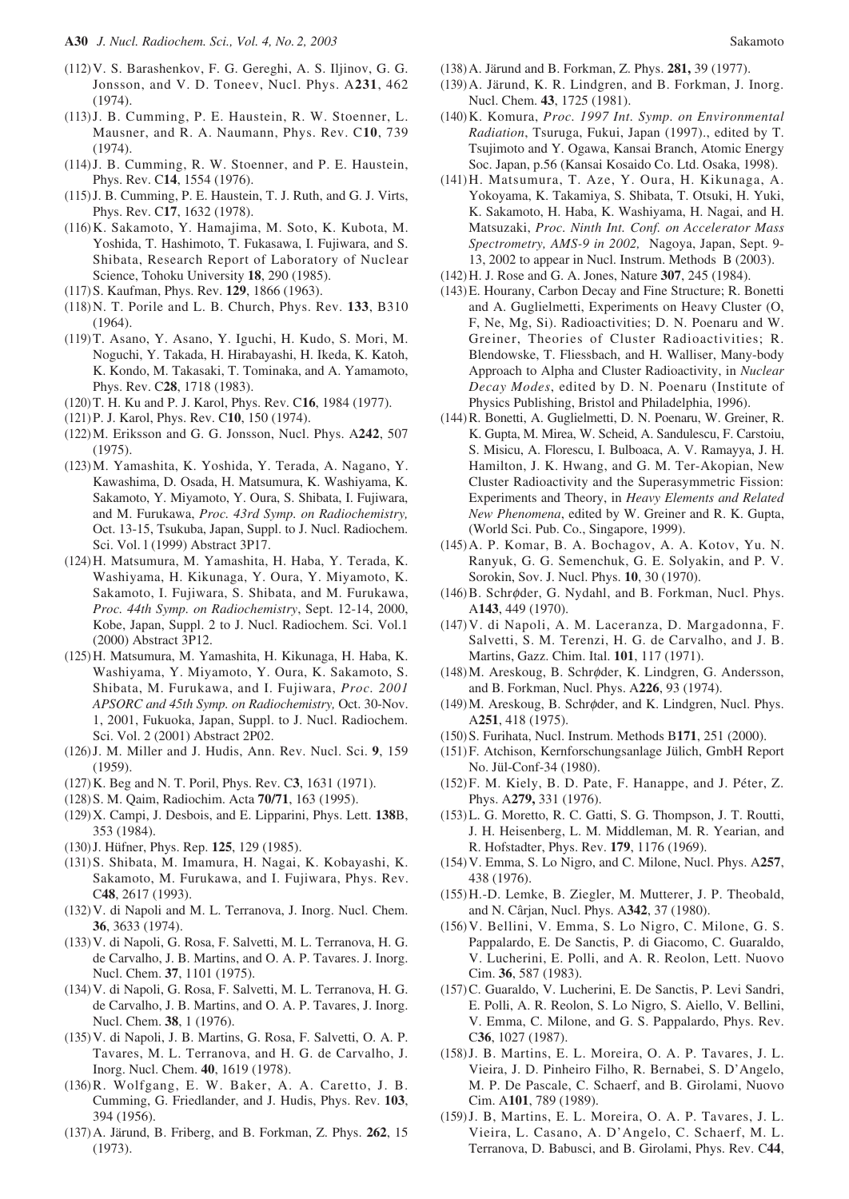(112) V. S. Barashenkov, F. G. Gereghi, A. S. Iljinov, G. G. Jonsson, and V. D. Toneev, Nucl. Phys. A**231**, 462 (1974).

(113) J. B. Cumming, P. E. Haustein, R. W. Stoenner, L. Mausner, and R. A. Naumann, Phys. Rev. C**10**, 739 (1974).

(114) J. B. Cumming, R. W. Stoenner, and P. E. Haustein, Phys. Rev. C**14**, 1554 (1976).

(115) J. B. Cumming, P. E. Haustein, T. J. Ruth, and G. J. Virts, Phys. Rev. C**17**, 1632 (1978).

(116) K. Sakamoto, Y. Hamajima, M. Soto, K. Kubota, M. Yoshida, T. Hashimoto, T. Fukasawa, I. Fujiwara, and S. Shibata, Research Report of Laboratory of Nuclear Science, Tohoku University **18**, 290 (1985).

(117) S. Kaufman, Phys. Rev. **129**, 1866 (1963).

(118) N. T. Porile and L. B. Church, Phys. Rev. **133**, B310 (1964).

(119) T. Asano, Y. Asano, Y. Iguchi, H. Kudo, S. Mori, M. Noguchi, Y. Takada, H. Hirabayashi, H. Ikeda, K. Katoh, K. Kondo, M. Takasaki, T. Tominaka, and A. Yamamoto, Phys. Rev. C**28**, 1718 (1983).

(120) T. H. Ku and P. J. Karol, Phys. Rev. C**16**, 1984 (1977).

(121) P. J. Karol, Phys. Rev. C**10**, 150 (1974).

(122) M. Eriksson and G. G. Jonsson, Nucl. Phys. A**242**, 507 (1975).

(123) M. Yamashita, K. Yoshida, Y. Terada, A. Nagano, Y. Kawashima, D. Osada, H. Matsumura, K. Washiyama, K. Sakamoto, Y. Miyamoto, Y. Oura, S. Shibata, I. Fujiwara, and M. Furukawa, *Proc. 43rd Symp. on Radiochemistry,* Oct. 13-15, Tsukuba, Japan, Suppl. to J. Nucl. Radiochem. Sci. Vol. l (1999) Abstract 3P17.

(124) H. Matsumura, M. Yamashita, H. Haba, Y. Terada, K. Washiyama, H. Kikunaga, Y. Oura, Y. Miyamoto, K. Sakamoto, I. Fujiwara, S. Shibata, and M. Furukawa, *Proc. 44th Symp. on Radiochemistry*, Sept. 12-14, 2000, Kobe, Japan, Suppl. 2 to J. Nucl. Radiochem. Sci. Vol.1 (2000) Abstract 3P12.

(125) H. Matsumura, M. Yamashita, H. Kikunaga, H. Haba, K. Washiyama, Y. Miyamoto, Y. Oura, K. Sakamoto, S. Shibata, M. Furukawa, and I. Fujiwara, *Proc. 2001 APSORC and 45th Symp. on Radiochemistry,* Oct. 30-Nov. 1, 2001, Fukuoka, Japan, Suppl. to J. Nucl. Radiochem. Sci. Vol. 2 (2001) Abstract 2P02.

(126) J. M. Miller and J. Hudis, Ann. Rev. Nucl. Sci. **9**, 159 (1959).

(127) K. Beg and N. T. Poril, Phys. Rev. C**3**, 1631 (1971).

(128) S. M. Qaim, Radiochim. Acta **70/71**, 163 (1995).

(129) X. Campi, J. Desbois, and E. Lipparini, Phys. Lett. **138**B, 353 (1984).

(130) J. Hüfner, Phys. Rep. **125**, 129 (1985).

(131) S. Shibata, M. Imamura, H. Nagai, K. Kobayashi, K. Sakamoto, M. Furukawa, and I. Fujiwara, Phys. Rev. C**48**, 2617 (1993).

(132) V. di Napoli and M. L. Terranova, J. Inorg. Nucl. Chem. **36**, 3633 (1974).

(133) V. di Napoli, G. Rosa, F. Salvetti, M. L. Terranova, H. G. de Carvalho, J. B. Martins, and O. A. P. Tavares. J. Inorg. Nucl. Chem. **37**, 1101 (1975).

(134) V. di Napoli, G. Rosa, F. Salvetti, M. L. Terranova, H. G. de Carvalho, J. B. Martins, and O. A. P. Tavares, J. Inorg. Nucl. Chem. **38**, 1 (1976).

(135) V. di Napoli, J. B. Martins, G. Rosa, F. Salvetti, O. A. P. Tavares, M. L. Terranova, and H. G. de Carvalho, J. Inorg. Nucl. Chem. **40**, 1619 (1978).

(136) R. Wolfgang, E. W. Baker, A. A. Caretto, J. B. Cumming, G. Friedlander, and J. Hudis, Phys. Rev. **103**, 394 (1956).

(137) A. Järund, B. Friberg, and B. Forkman, Z. Phys. **262**, 15 (1973).

(138) A. Järund and B. Forkman, Z. Phys. **281,** 39 (1977).

(139) A. Järund, K. R. Lindgren, and B. Forkman, J. Inorg. Nucl. Chem. **43**, 1725 (1981).

(140) K. Komura, *Proc. 1997 Int. Symp. on Environmental Radiation*, Tsuruga, Fukui, Japan (1997)., edited by T. Tsujimoto and Y. Ogawa, Kansai Branch, Atomic Energy Soc. Japan, p.56 (Kansai Kosaido Co. Ltd. Osaka, 1998).

(141) H. Matsumura, T. Aze, Y. Oura, H. Kikunaga, A. Yokoyama, K. Takamiya, S. Shibata, T. Otsuki, H. Yuki, K. Sakamoto, H. Haba, K. Washiyama, H. Nagai, and H. Matsuzaki, *Proc. Ninth Int. Conf. on Accelerator Mass Spectrometry, AMS-9 in 2002,* Nagoya, Japan, Sept. 9-13, 2002 to appear in Nucl. Instrum. Methods B (2003).

(142) H. J. Rose and G. A. Jones, Nature **307**, 245 (1984).

(143) E. Hourany, Carbon Decay and Fine Structure; R. Bonetti and A. Guglielmetti, Experiments on Heavy Cluster (O, F, Ne, Mg, Si). Radioactivities; D. N. Poenaru and W. Greiner, Theories of Cluster Radioactivities; R. Blendowske, T. Fliessbach, and H. Walliser, Many-body Approach to Alpha and Cluster Radioactivity, in *Nuclear Decay Modes*, edited by D. N. Poenaru (Institute of Physics Publishing, Bristol and Philadelphia, 1996).

(144) R. Bonetti, A. Guglielmetti, D. N. Poenaru, W. Greiner, R. K. Gupta, M. Mirea, W. Scheid, A. Sandulescu, F. Carstoiu, S. Misicu, A. Florescu, I. Bulboaca, A. V. Ramayya, J. H. Hamilton, J. K. Hwang, and G. M. Ter-Akopian, New Cluster Radioactivity and the Superasymmetric Fission: Experiments and Theory, in *Heavy Elements and Related New Phenomena*, edited by W. Greiner and R. K. Gupta, (World Sci. Pub. Co., Singapore, 1999).

(145) A. P. Komar, B. A. Bochagov, A. A. Kotov, Yu. N. Ranyuk, G. G. Semenchuk, G. E. Solyakin, and P. V. Sorokin, Sov. J. Nucl. Phys. **10**, 30 (1970).

(146) B. Schrϕder, G. Nydahl, and B. Forkman, Nucl. Phys. A**143**, 449 (1970).

(147) V. di Napoli, A. M. Laceranza, D. Margadonna, F. Salvetti, S. M. Terenzi, H. G. de Carvalho, and J. B. Martins, Gazz. Chim. Ital. **101**, 117 (1971).

(148) M. Areskoug, B. Schrϕder, K. Lindgren, G. Andersson, and B. Forkman, Nucl. Phys. A**226**, 93 (1974).

(149) M. Areskoug, B. Schrϕder, and K. Lindgren, Nucl. Phys. A**251**, 418 (1975).

(150) S. Furihata, Nucl. Instrum. Methods B**171**, 251 (2000).

(151) F. Atchison, Kernforschungsanlage Jülich, GmbH Report No. Jül-Conf-34 (1980).

(152) F. M. Kiely, B. D. Pate, F. Hanappe, and J. Péter, Z. Phys. A**279,** 331 (1976).

(153) L. G. Moretto, R. C. Gatti, S. G. Thompson, J. T. Routti, J. H. Heisenberg, L. M. Middleman, M. R. Yearian, and R. Hofstadter, Phys. Rev. **179**, 1176 (1969).

(154) V. Emma, S. Lo Nigro, and C. Milone, Nucl. Phys. A**257**, 438 (1976).

(155) H.-D. Lemke, B. Ziegler, M. Mutterer, J. P. Theobald, and N. Cârjan, Nucl. Phys. A**342**, 37 (1980).

(156) V. Bellini, V. Emma, S. Lo Nigro, C. Milone, G. S. Pappalardo, E. De Sanctis, P. di Giacomo, C. Guaraldo, V. Lucherini, E. Polli, and A. R. Reolon, Lett. Nuovo Cim. **36**, 587 (1983).

(157) C. Guaraldo, V. Lucherini, E. De Sanctis, P. Levi Sandri, E. Polli, A. R. Reolon, S. Lo Nigro, S. Aiello, V. Bellini, V. Emma, C. Milone, and G. S. Pappalardo, Phys. Rev. C**36**, 1027 (1987).

(158) J. B. Martins, E. L. Moreira, O. A. P. Tavares, J. L. Vieira, J. D. Pinheiro Filho, R. Bernabei, S. D'Angelo, M. P. De Pascale, C. Schaerf, and B. Girolami, Nuovo Cim. A**101**, 789 (1989).

(159) J. B, Martins, E. L. Moreira, O. A. P. Tavares, J. L. Vieira, L. Casano, A. D'Angelo, C. Schaerf, M. L. Terranova, D. Babusci, and B. Girolami, Phys. Rev. C**44**,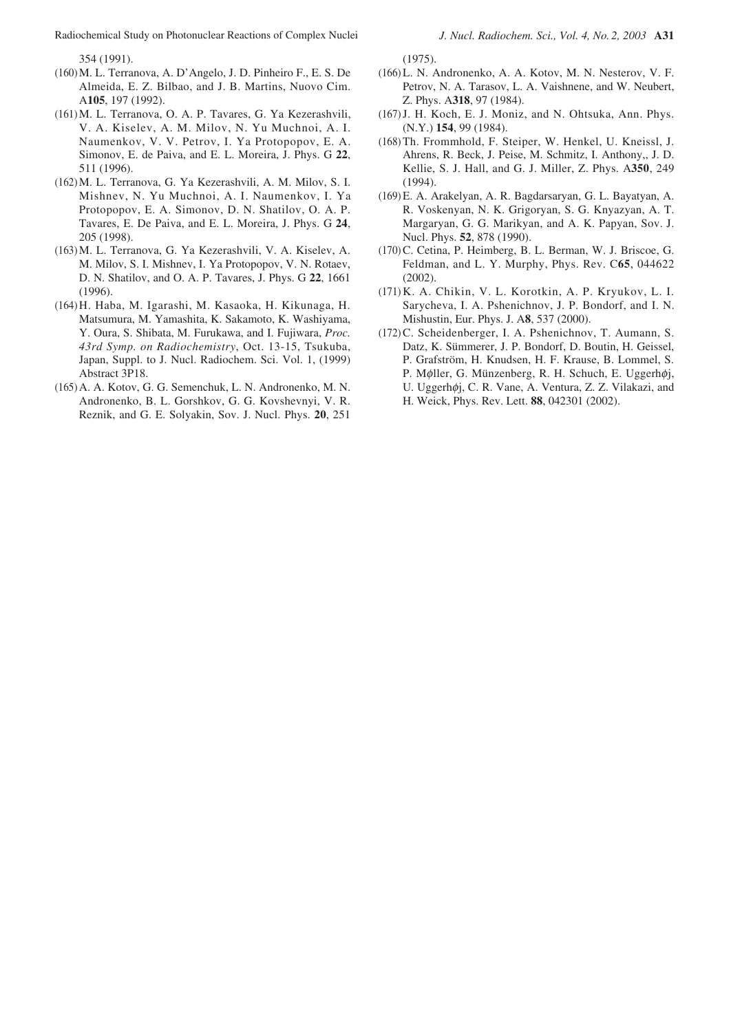354 (1991).

(160) M. L. Terranova, A. D'Angelo, J. D. Pinheiro F., E. S. De Almeida, E. Z. Bilbao, and J. B. Martins, Nuovo Cim. A**105**, 197 (1992).

(161) M. L. Terranova, O. A. P. Tavares, G. Ya Kezerashvili, V. A. Kiselev, A. M. Milov, N. Yu Muchnoi, A. I. Naumenkov, V. V. Petrov, I. Ya Protopopov, E. A. Simonov, E. de Paiva, and E. L. Moreira, J. Phys. G **22**, 511 (1996).

(162) M. L. Terranova, G. Ya Kezerashvili, A. M. Milov, S. I. Mishnev, N. Yu Muchnoi, A. I. Naumenkov, I. Ya Protopopov, E. A. Simonov, D. N. Shatilov, O. A. P. Tavares, E. De Paiva, and E. L. Moreira, J. Phys. G **24**, 205 (1998).

(163) M. L. Terranova, G. Ya Kezerashvili, V. A. Kiselev, A. M. Milov, S. I. Mishnev, I. Ya Protopopov, V. N. Rotaev, D. N. Shatilov, and O. A. P. Tavares, J. Phys. G **22**, 1661 (1996).

(164) H. Haba, M. Igarashi, M. Kasaoka, H. Kikunaga, H. Matsumura, M. Yamashita, K. Sakamoto, K. Washiyama, Y. Oura, S. Shibata, M. Furukawa, and I. Fujiwara, *Proc. 43rd Symp. on Radiochemistry*, Oct. 13-15, Tsukuba, Japan, Suppl. to J. Nucl. Radiochem. Sci. Vol. 1, (1999) Abstract 3P18.

(165) A. A. Kotov, G. G. Semenchuk, L. N. Andronenko, M. N. Andronenko, B. L. Gorshkov, G. G. Kovshevnyi, V. R. Reznik, and G. E. Solyakin, Sov. J. Nucl. Phys. **20**, 251 (1975).

(166) L. N. Andronenko, A. A. Kotov, M. N. Nesterov, V. F. Petrov, N. A. Tarasov, L. A. Vaishnene, and W. Neubert, Z. Phys. A**318**, 97 (1984).

(167) J. H. Koch, E. J. Moniz, and N. Ohtsuka, Ann. Phys. (N.Y.) **154**, 99 (1984).

(168) Th. Frommhold, F. Steiper, W. Henkel, U. Kneissl, J. Ahrens, R. Beck, J. Peise, M. Schmitz, I. Anthony,, J. D. Kellie, S. J. Hall, and G. J. Miller, Z. Phys. A**350**, 249 (1994).

(169) E. A. Arakelyan, A. R. Bagdarsaryan, G. L. Bayatyan, A. R. Voskenyan, N. K. Grigoryan, S. G. Knyazyan, A. T. Margaryan, G. G. Marikyan, and A. K. Papyan, Sov. J. Nucl. Phys. **52**, 878 (1990).

(170) C. Cetina, P. Heimberg, B. L. Berman, W. J. Briscoe, G. Feldman, and L. Y. Murphy, Phys. Rev. C**65**, 044622 (2002).

(171) K. A. Chikin, V. L. Korotkin, A. P. Kryukov, L. I. Sarycheva, I. A. Pshenichnov, J. P. Bondorf, and I. N. Mishustin, Eur. Phys. J. A**8**, 537 (2000).

(172) C. Scheidenberger, I. A. Pshenichnov, T. Aumann, S. Datz, K. Sümmerer, J. P. Bondorf, D. Boutin, H. Geissel, P. Grafström, H. Knudsen, H. F. Krause, B. Lommel, S. P. Møller, G. Münzenberg, R. H. Schuch, E. Uggerhøj, U. Uggerhøj, C. R. Vane, A. Ventura, Z. Z. Vilakazi, and H. Weick, Phys. Rev. Lett. **88**, 042301 (2002).